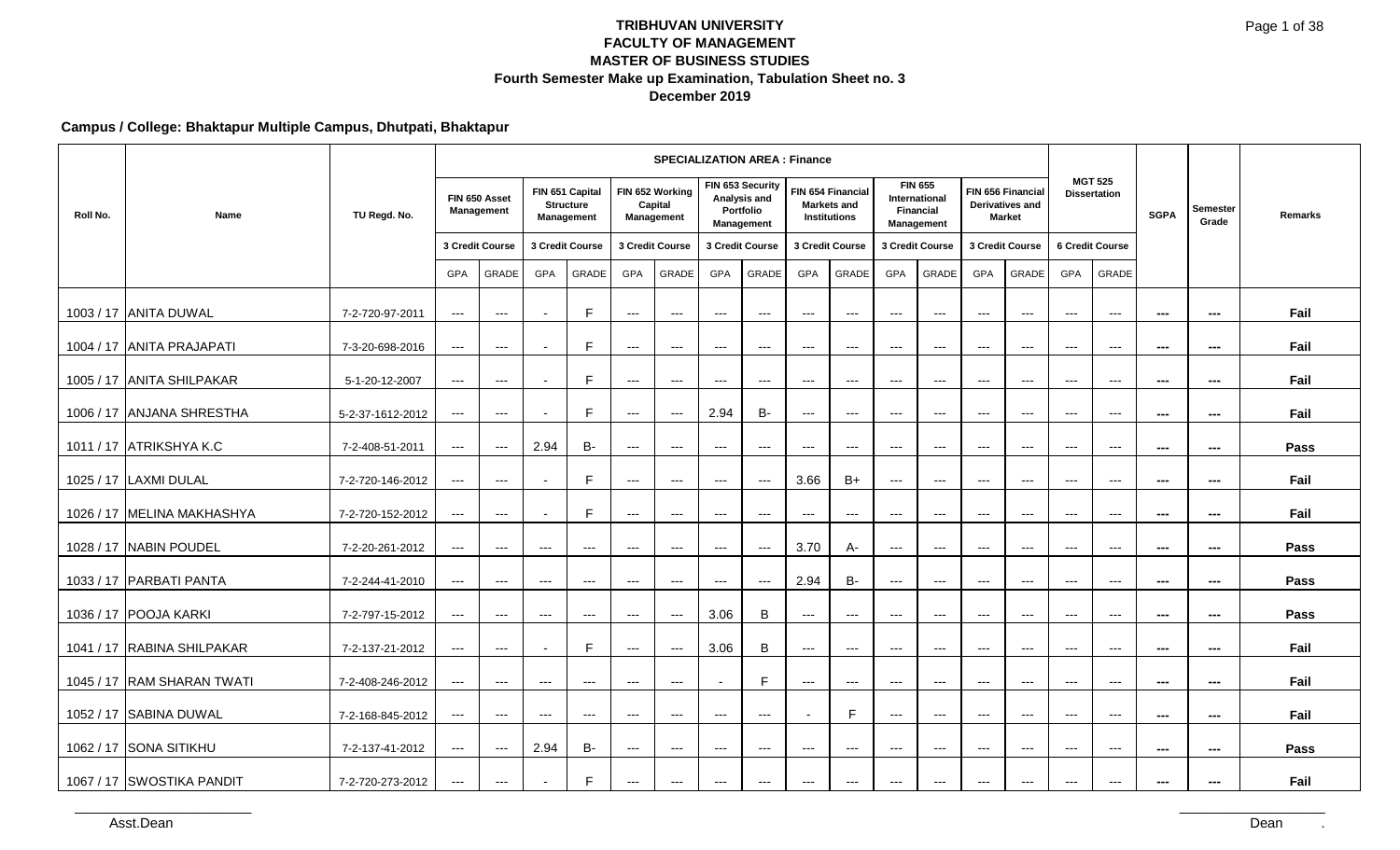# TRIBHUVAN UNIVERSITY
## FACULTY OF MANAGEMENT
## MASTER OF BUSINESS STUDIES
### Fourth Semester Make up Examination, Tabulation Sheet no. 3
### December 2019

**Campus / College: Bhaktapur Multiple Campus, Dhutpati, Bhaktapur**

| Roll No. | Name | TU Regd. No. | SPECIALIZATION AREA : Finance | | | | | | | | | | | | | | MGT 525 Dissertation | | SGPA | Semester Grade | Remarks |
|---|---|---|---|---|---|---|---|---|---|---|---|---|---|---|---|---|---|---|---|---|---|
| | | | FIN 650 Asset Management | | FIN 651 Capital Structure Management | | FIN 652 Working Capital Management | | FIN 653 Security Analysis and Portfolio Management | | FIN 654 Financial Markets and Institutions | | FIN 655 International Financial Management | | FIN 656 Financial Derivatives and Market | | | | | | |
| | | | 3 Credit Course | | 3 Credit Course | | 3 Credit Course | | 3 Credit Course | | 3 Credit Course | | 3 Credit Course | | 3 Credit Course | | 6 Credit Course | | | | |
| | | | GPA | GRADE | GPA | GRADE | GPA | GRADE | GPA | GRADE | GPA | GRADE | GPA | GRADE | GPA | GRADE | GPA | GRADE | | | |
| 1003 / 17 | ANITA DUWAL | 7-2-720-97-2011 | --- | --- | - | F | --- | --- | --- | --- | --- | --- | --- | --- | --- | --- | --- | --- | --- | --- | Fail |
| 1004 / 17 | ANITA PRAJAPATI | 7-3-20-698-2016 | --- | --- | - | F | --- | --- | --- | --- | --- | --- | --- | --- | --- | --- | --- | --- | --- | --- | Fail |
| 1005 / 17 | ANITA SHILPAKAR | 5-1-20-12-2007 | --- | --- | - | F | --- | --- | --- | --- | --- | --- | --- | --- | --- | --- | --- | --- | --- | --- | Fail |
| 1006 / 17 | ANJANA SHRESTHA | 5-2-37-1612-2012 | --- | --- | - | F | --- | --- | 2.94 | B- | --- | --- | --- | --- | --- | --- | --- | --- | --- | --- | Fail |
| 1011 / 17 | ATRIKSHYA K.C | 7-2-408-51-2011 | --- | --- | 2.94 | B- | --- | --- | --- | --- | --- | --- | --- | --- | --- | --- | --- | --- | --- | --- | Pass |
| 1025 / 17 | LAXMI DULAL | 7-2-720-146-2012 | --- | --- | - | F | --- | --- | --- | --- | 3.66 | B+ | --- | --- | --- | --- | --- | --- | --- | --- | Fail |
| 1026 / 17 | MELINA MAKHASHYA | 7-2-720-152-2012 | --- | --- | - | F | --- | --- | --- | --- | --- | --- | --- | --- | --- | --- | --- | --- | --- | --- | Fail |
| 1028 / 17 | NABIN POUDEL | 7-2-20-261-2012 | --- | --- | --- | --- | --- | --- | --- | --- | 3.70 | A- | --- | --- | --- | --- | --- | --- | --- | --- | Pass |
| 1033 / 17 | PARBATI PANTA | 7-2-244-41-2010 | --- | --- | --- | --- | --- | --- | --- | --- | 2.94 | B- | --- | --- | --- | --- | --- | --- | --- | --- | Pass |
| 1036 / 17 | POOJA KARKI | 7-2-797-15-2012 | --- | --- | --- | --- | --- | --- | 3.06 | B | --- | --- | --- | --- | --- | --- | --- | --- | --- | --- | Pass |
| 1041 / 17 | RABINA SHILPAKAR | 7-2-137-21-2012 | --- | --- | - | F | --- | --- | 3.06 | B | --- | --- | --- | --- | --- | --- | --- | --- | --- | --- | Fail |
| 1045 / 17 | RAM SHARAN TWATI | 7-2-408-246-2012 | --- | --- | --- | --- | --- | --- | - | F | --- | --- | --- | --- | --- | --- | --- | --- | --- | --- | Fail |
| 1052 / 17 | SABINA DUWAL | 7-2-168-845-2012 | --- | --- | --- | --- | --- | --- | --- | --- | - | F | --- | --- | --- | --- | --- | --- | --- | --- | Fail |
| 1062 / 17 | SONA SITIKHU | 7-2-137-41-2012 | --- | --- | 2.94 | B- | --- | --- | --- | --- | --- | --- | --- | --- | --- | --- | --- | --- | --- | --- | Pass |
| 1067 / 17 | SWOSTIKA PANDIT | 7-2-720-273-2012 | --- | --- | - | F | --- | --- | --- | --- | --- | --- | --- | --- | --- | --- | --- | --- | --- | --- | Fail |

Asst.Dean                                                                                                    Dean .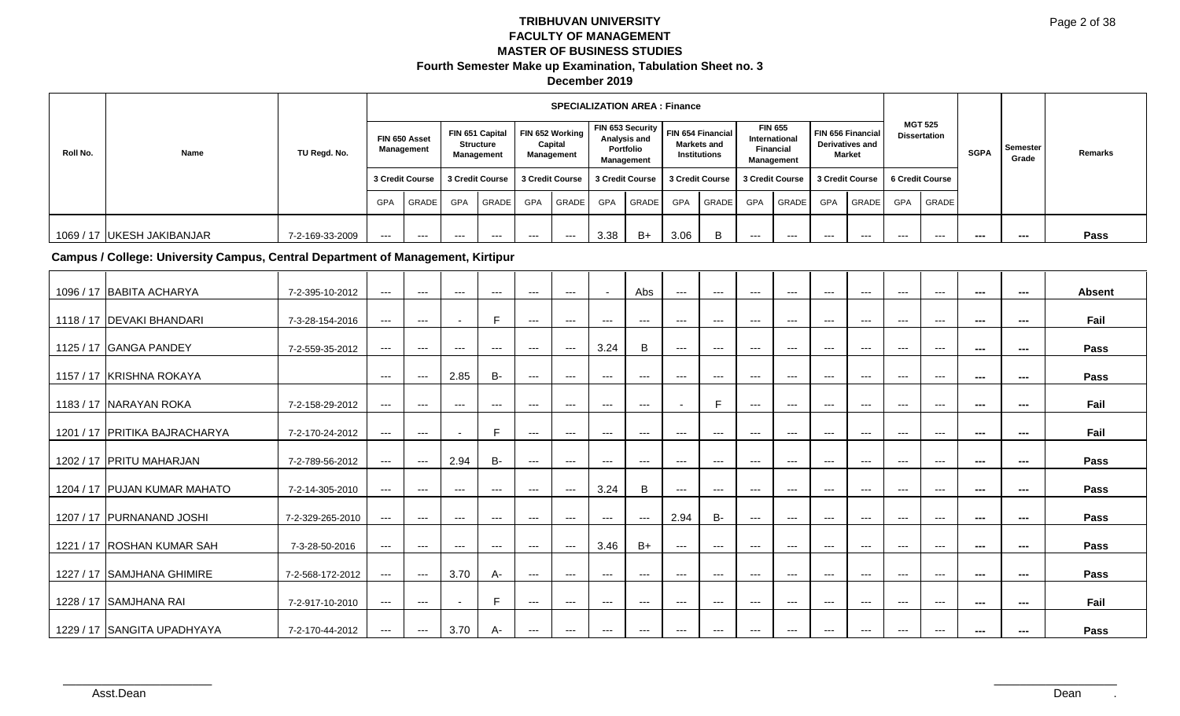# TRIBHUVAN UNIVERSITY
## FACULTY OF MANAGEMENT
## MASTER OF BUSINESS STUDIES
### Fourth Semester Make up Examination, Tabulation Sheet no. 3
### December 2019

| Roll No. | Name | TU Regd. No. | SPECIALIZATION AREA : Finance | | | | | | | | | | | | | | MGT 525 Dissertation | | SGPA | Semester Grade | Remarks |
|---|---|---|---|---|---|---|---|---|---|---|---|---|---|---|---|---|---|---|---|---|---|
| | | | FIN 650 Asset Management | | FIN 651 Capital Structure Management | | FIN 652 Working Capital Management | | FIN 653 Security Analysis and Portfolio Management | | FIN 654 Financial Markets and Institutions | | FIN 655 International Financial Management | | FIN 656 Financial Derivatives and Market | | | | | | |
| | | | 3 Credit Course | | 3 Credit Course | | 3 Credit Course | | 3 Credit Course | | 3 Credit Course | | 3 Credit Course | | 3 Credit Course | | 6 Credit Course | | | | |
| | | | GPA | GRADE | GPA | GRADE | GPA | GRADE | GPA | GRADE | GPA | GRADE | GPA | GRADE | GPA | GRADE | GPA | GRADE | | | |
| 1069 / 17 | UKESH JAKIBANJAR | 7-2-169-33-2009 | --- | --- | --- | --- | --- | --- | 3.38 | B+ | 3.06 | B | --- | --- | --- | --- | --- | --- | --- | --- | Pass |

**Campus / College: University Campus, Central Department of Management, Kirtipur**

| Roll No. | Name | TU Regd. No. | FIN 650 GPA | FIN 650 GRADE | FIN 651 GPA | FIN 651 GRADE | FIN 652 GPA | FIN 652 GRADE | FIN 653 GPA | FIN 653 GRADE | FIN 654 GPA | FIN 654 GRADE | FIN 655 GPA | FIN 655 GRADE | FIN 656 GPA | FIN 656 GRADE | MGT 525 GPA | MGT 525 GRADE | SGPA | Semester Grade | Remarks |
|---|---|---|---|---|---|---|---|---|---|---|---|---|---|---|---|---|---|---|---|---|---|
| 1096 / 17 | BABITA ACHARYA | 7-2-395-10-2012 | --- | --- | --- | --- | --- | --- | - | Abs | --- | --- | --- | --- | --- | --- | --- | --- | --- | --- | Absent |
| 1118 / 17 | DEVAKI BHANDARI | 7-3-28-154-2016 | --- | --- | - | F | --- | --- | --- | --- | --- | --- | --- | --- | --- | --- | --- | --- | --- | --- | Fail |
| 1125 / 17 | GANGA PANDEY | 7-2-559-35-2012 | --- | --- | --- | --- | --- | --- | 3.24 | B | --- | --- | --- | --- | --- | --- | --- | --- | --- | --- | Pass |
| 1157 / 17 | KRISHNA ROKAYA | | --- | --- | 2.85 | B- | --- | --- | --- | --- | --- | --- | --- | --- | --- | --- | --- | --- | --- | --- | Pass |
| 1183 / 17 | NARAYAN ROKA | 7-2-158-29-2012 | --- | --- | --- | --- | --- | --- | --- | --- | - | F | --- | --- | --- | --- | --- | --- | --- | --- | Fail |
| 1201 / 17 | PRITIKA BAJRACHARYA | 7-2-170-24-2012 | --- | --- | - | F | --- | --- | --- | --- | --- | --- | --- | --- | --- | --- | --- | --- | --- | --- | Fail |
| 1202 / 17 | PRITU MAHARJAN | 7-2-789-56-2012 | --- | --- | 2.94 | B- | --- | --- | --- | --- | --- | --- | --- | --- | --- | --- | --- | --- | --- | --- | Pass |
| 1204 / 17 | PUJAN KUMAR MAHATO | 7-2-14-305-2010 | --- | --- | --- | --- | --- | --- | 3.24 | B | --- | --- | --- | --- | --- | --- | --- | --- | --- | --- | Pass |
| 1207 / 17 | PURNANAND JOSHI | 7-2-329-265-2010 | --- | --- | --- | --- | --- | --- | --- | --- | 2.94 | B- | --- | --- | --- | --- | --- | --- | --- | --- | Pass |
| 1221 / 17 | ROSHAN KUMAR SAH | 7-3-28-50-2016 | --- | --- | --- | --- | --- | --- | 3.46 | B+ | --- | --- | --- | --- | --- | --- | --- | --- | --- | --- | Pass |
| 1227 / 17 | SAMJHANA GHIMIRE | 7-2-568-172-2012 | --- | --- | 3.70 | A- | --- | --- | --- | --- | --- | --- | --- | --- | --- | --- | --- | --- | --- | --- | Pass |
| 1228 / 17 | SAMJHANA RAI | 7-2-917-10-2010 | --- | --- | - | F | --- | --- | --- | --- | --- | --- | --- | --- | --- | --- | --- | --- | --- | --- | Fail |
| 1229 / 17 | SANGITA UPADHYAYA | 7-2-170-44-2012 | --- | --- | 3.70 | A- | --- | --- | --- | --- | --- | --- | --- | --- | --- | --- | --- | --- | --- | --- | Pass |

Asst.Dean

Dean .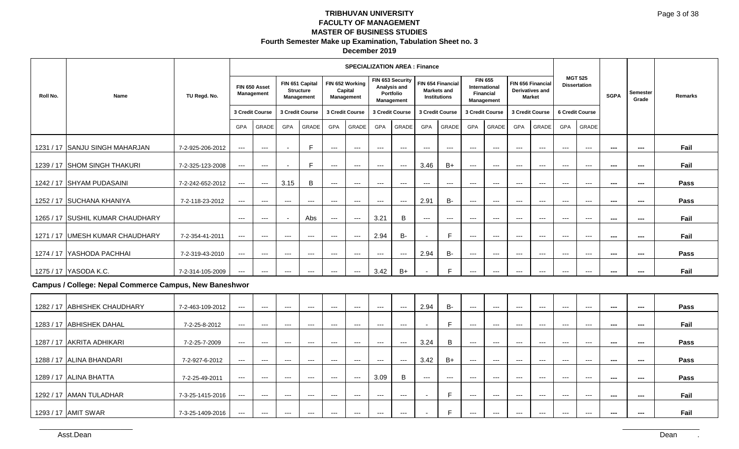# TRIBHUVAN UNIVERSITY
## FACULTY OF MANAGEMENT
## MASTER OF BUSINESS STUDIES
### Fourth Semester Make up Examination, Tabulation Sheet no. 3
### December 2019

| Roll No. | Name | TU Regd. No. | SPECIALIZATION AREA : Finance | | | | | | | | | | | | | | MGT 525 Dissertation | | SGPA | Semester Grade | Remarks |
|---|---|---|---|---|---|---|---|---|---|---|---|---|---|---|---|---|---|---|---|---|---|
| | | | FIN 650 Asset Management | | FIN 651 Capital Structure Management | | FIN 652 Working Capital Management | | FIN 653 Security Analysis and Portfolio Management | | FIN 654 Financial Markets and Institutions | | FIN 655 International Financial Management | | FIN 656 Financial Derivatives and Market | | | | | | |
| | | | 3 Credit Course | | 3 Credit Course | | 3 Credit Course | | 3 Credit Course | | 3 Credit Course | | 3 Credit Course | | 3 Credit Course | | 6 Credit Course | | | | |
| | | | GPA | GRADE | GPA | GRADE | GPA | GRADE | GPA | GRADE | GPA | GRADE | GPA | GRADE | GPA | GRADE | GPA | GRADE | | | |
| 1231 / 17 | SANJU SINGH MAHARJAN | 7-2-925-206-2012 | --- | --- | - | F | --- | --- | --- | --- | --- | --- | --- | --- | --- | --- | --- | --- | --- | --- | Fail |
| 1239 / 17 | SHOM SINGH THAKURI | 7-2-325-123-2008 | --- | --- | - | F | --- | --- | --- | --- | 3.46 | B+ | --- | --- | --- | --- | --- | --- | --- | --- | Fail |
| 1242 / 17 | SHYAM PUDASAINI | 7-2-242-652-2012 | --- | --- | 3.15 | B | --- | --- | --- | --- | --- | --- | --- | --- | --- | --- | --- | --- | --- | --- | Pass |
| 1252 / 17 | SUCHANA KHANIYA | 7-2-118-23-2012 | --- | --- | --- | --- | --- | --- | --- | --- | 2.91 | B- | --- | --- | --- | --- | --- | --- | --- | --- | Pass |
| 1265 / 17 | SUSHIL KUMAR CHAUDHARY | | --- | --- | - | Abs | --- | --- | 3.21 | B | --- | --- | --- | --- | --- | --- | --- | --- | --- | --- | Fail |
| 1271 / 17 | UMESH KUMAR CHAUDHARY | 7-2-354-41-2011 | --- | --- | --- | --- | --- | --- | 2.94 | B- | - | F | --- | --- | --- | --- | --- | --- | --- | --- | Fail |
| 1274 / 17 | YASHODA PACHHAI | 7-2-319-43-2010 | --- | --- | --- | --- | --- | --- | --- | --- | 2.94 | B- | --- | --- | --- | --- | --- | --- | --- | --- | Pass |
| 1275 / 17 | YASODA K.C. | 7-2-314-105-2009 | --- | --- | --- | --- | --- | --- | 3.42 | B+ | - | F | --- | --- | --- | --- | --- | --- | --- | --- | Fail |

**Campus / College: Nepal Commerce Campus, New Baneshwor**

| Roll No. | Name | TU Regd. No. | FIN 650 GPA | FIN 650 GRADE | FIN 651 GPA | FIN 651 GRADE | FIN 652 GPA | FIN 652 GRADE | FIN 653 GPA | FIN 653 GRADE | FIN 654 GPA | FIN 654 GRADE | FIN 655 GPA | FIN 655 GRADE | FIN 656 GPA | FIN 656 GRADE | MGT 525 GPA | MGT 525 GRADE | SGPA | Semester Grade | Remarks |
|---|---|---|---|---|---|---|---|---|---|---|---|---|---|---|---|---|---|---|---|---|---|
| 1282 / 17 | ABHISHEK CHAUDHARY | 7-2-463-109-2012 | --- | --- | --- | --- | --- | --- | --- | --- | 2.94 | B- | --- | --- | --- | --- | --- | --- | --- | --- | Pass |
| 1283 / 17 | ABHISHEK DAHAL | 7-2-25-8-2012 | --- | --- | --- | --- | --- | --- | --- | --- | - | F | --- | --- | --- | --- | --- | --- | --- | --- | Fail |
| 1287 / 17 | AKRITA ADHIKARI | 7-2-25-7-2009 | --- | --- | --- | --- | --- | --- | --- | --- | 3.24 | B | --- | --- | --- | --- | --- | --- | --- | --- | Pass |
| 1288 / 17 | ALINA BHANDARI | 7-2-927-6-2012 | --- | --- | --- | --- | --- | --- | --- | --- | 3.42 | B+ | --- | --- | --- | --- | --- | --- | --- | --- | Pass |
| 1289 / 17 | ALINA BHATTA | 7-2-25-49-2011 | --- | --- | --- | --- | --- | --- | 3.09 | B | --- | --- | --- | --- | --- | --- | --- | --- | --- | --- | Pass |
| 1292 / 17 | AMAN TULADHAR | 7-3-25-1415-2016 | --- | --- | --- | --- | --- | --- | --- | --- | - | F | --- | --- | --- | --- | --- | --- | --- | --- | Fail |
| 1293 / 17 | AMIT SWAR | 7-3-25-1409-2016 | --- | --- | --- | --- | --- | --- | --- | --- | - | F | --- | --- | --- | --- | --- | --- | --- | --- | Fail |

Asst.Dean

Dean .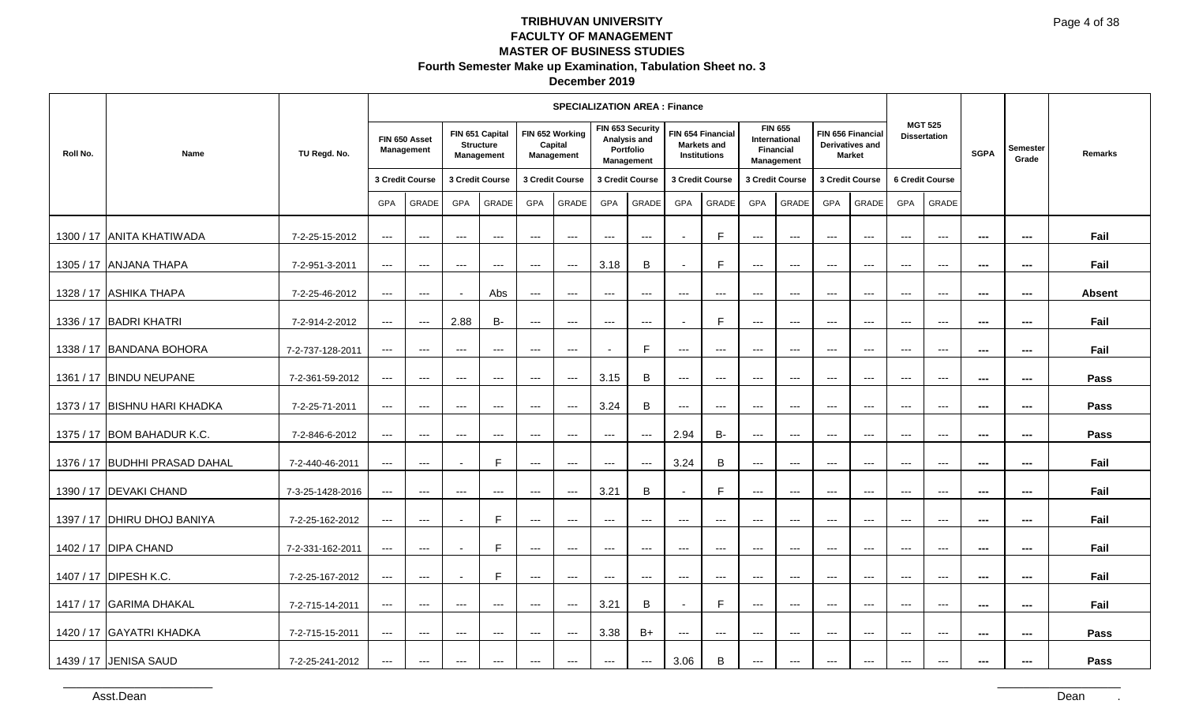# TRIBHUVAN UNIVERSITY
## FACULTY OF MANAGEMENT
## MASTER OF BUSINESS STUDIES
### Fourth Semester Make up Examination, Tabulation Sheet no. 3
### December 2019

| Roll No. | Name | TU Regd. No. | SPECIALIZATION AREA : Finance | | | | | | | | | | | | | | | | SGPA | Semester Grade | Remarks |
|---|---|---|---|---|---|---|---|---|---|---|---|---|---|---|---|---|---|---|---|---|---|
| | | | FIN 650 Asset Management | | FIN 651 Capital Structure Management | | FIN 652 Working Capital Management | | FIN 653 Security Analysis and Portfolio Management | | FIN 654 Financial Markets and Institutions | | FIN 655 International Financial Management | | FIN 656 Financial Derivatives and Market | | MGT 525 Dissertation | | | | |
| | | | 3 Credit Course | | 3 Credit Course | | 3 Credit Course | | 3 Credit Course | | 3 Credit Course | | 3 Credit Course | | 3 Credit Course | | 6 Credit Course | | | | |
| | | | GPA | GRADE | GPA | GRADE | GPA | GRADE | GPA | GRADE | GPA | GRADE | GPA | GRADE | GPA | GRADE | GPA | GRADE | | | |
| 1300 / 17 | ANITA KHATIWADA | 7-2-25-15-2012 | --- | --- | --- | --- | --- | --- | --- | --- | - | F | --- | --- | --- | --- | --- | --- | --- | --- | Fail |
| 1305 / 17 | ANJANA THAPA | 7-2-951-3-2011 | --- | --- | --- | --- | --- | --- | 3.18 | B | - | F | --- | --- | --- | --- | --- | --- | --- | --- | Fail |
| 1328 / 17 | ASHIKA THAPA | 7-2-25-46-2012 | --- | --- | - | Abs | --- | --- | --- | --- | --- | --- | --- | --- | --- | --- | --- | --- | --- | --- | Absent |
| 1336 / 17 | BADRI KHATRI | 7-2-914-2-2012 | --- | --- | 2.88 | B- | --- | --- | --- | --- | - | F | --- | --- | --- | --- | --- | --- | --- | --- | Fail |
| 1338 / 17 | BANDANA BOHORA | 7-2-737-128-2011 | --- | --- | --- | --- | --- | --- | - | F | --- | --- | --- | --- | --- | --- | --- | --- | --- | --- | Fail |
| 1361 / 17 | BINDU NEUPANE | 7-2-361-59-2012 | --- | --- | --- | --- | --- | --- | 3.15 | B | --- | --- | --- | --- | --- | --- | --- | --- | --- | --- | Pass |
| 1373 / 17 | BISHNU HARI KHADKA | 7-2-25-71-2011 | --- | --- | --- | --- | --- | --- | 3.24 | B | --- | --- | --- | --- | --- | --- | --- | --- | --- | --- | Pass |
| 1375 / 17 | BOM BAHADUR K.C. | 7-2-846-6-2012 | --- | --- | --- | --- | --- | --- | --- | --- | 2.94 | B- | --- | --- | --- | --- | --- | --- | --- | --- | Pass |
| 1376 / 17 | BUDHHI PRASAD DAHAL | 7-2-440-46-2011 | --- | --- | - | F | --- | --- | --- | --- | 3.24 | B | --- | --- | --- | --- | --- | --- | --- | --- | Fail |
| 1390 / 17 | DEVAKI CHAND | 7-3-25-1428-2016 | --- | --- | --- | --- | --- | --- | 3.21 | B | - | F | --- | --- | --- | --- | --- | --- | --- | --- | Fail |
| 1397 / 17 | DHIRU DHOJ BANIYA | 7-2-25-162-2012 | --- | --- | - | F | --- | --- | --- | --- | --- | --- | --- | --- | --- | --- | --- | --- | --- | --- | Fail |
| 1402 / 17 | DIPA CHAND | 7-2-331-162-2011 | --- | --- | - | F | --- | --- | --- | --- | --- | --- | --- | --- | --- | --- | --- | --- | --- | --- | Fail |
| 1407 / 17 | DIPESH K.C. | 7-2-25-167-2012 | --- | --- | - | F | --- | --- | --- | --- | --- | --- | --- | --- | --- | --- | --- | --- | --- | --- | Fail |
| 1417 / 17 | GARIMA DHAKAL | 7-2-715-14-2011 | --- | --- | --- | --- | --- | --- | 3.21 | B | - | F | --- | --- | --- | --- | --- | --- | --- | --- | Fail |
| 1420 / 17 | GAYATRI KHADKA | 7-2-715-15-2011 | --- | --- | --- | --- | --- | --- | 3.38 | B+ | --- | --- | --- | --- | --- | --- | --- | --- | --- | --- | Pass |
| 1439 / 17 | JENISA SAUD | 7-2-25-241-2012 | --- | --- | --- | --- | --- | --- | --- | --- | 3.06 | B | --- | --- | --- | --- | --- | --- | --- | --- | Pass |

Asst.Dean

Dean .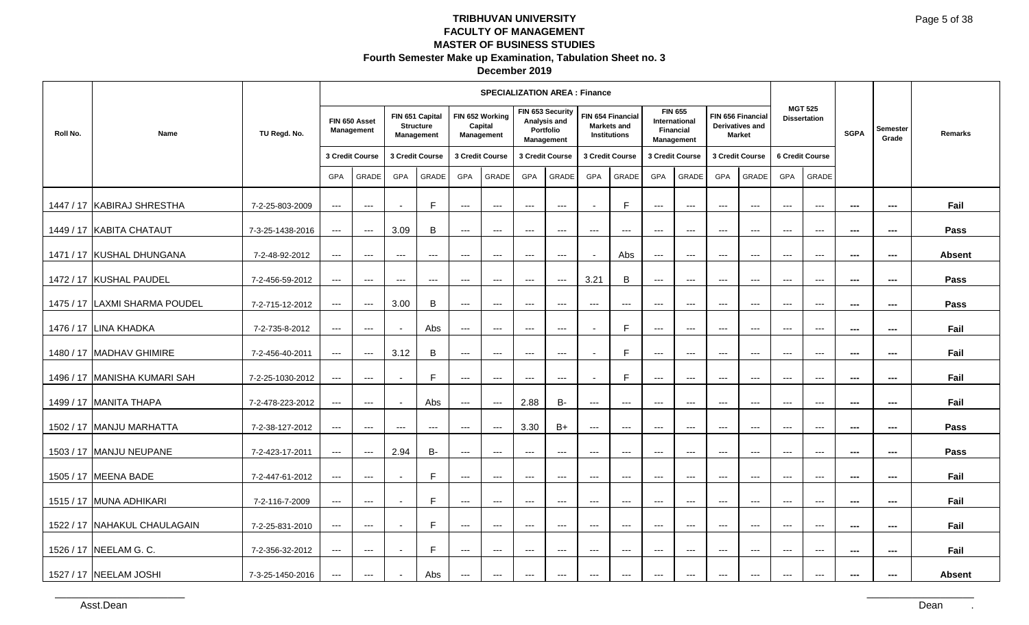# TRIBHUVAN UNIVERSITY

## FACULTY OF MANAGEMENT

## MASTER OF BUSINESS STUDIES

### Fourth Semester Make up Examination, Tabulation Sheet no. 3

### December 2019

| Roll No. | Name | TU Regd. No. | SPECIALIZATION AREA : Finance | | | | | | | | | | | | | | | | SGPA | Semester Grade | Remarks |
|---|---|---|---|---|---|---|---|---|---|---|---|---|---|---|---|---|---|---|---|---|---|
| | | | FIN 650 Asset Management | | FIN 651 Capital Structure Management | | FIN 652 Working Capital Management | | FIN 653 Security Analysis and Portfolio Management | | FIN 654 Financial Markets and Institutions | | FIN 655 International Financial Management | | FIN 656 Financial Derivatives and Market | | MGT 525 Dissertation | | | | |
| | | | 3 Credit Course | | 3 Credit Course | | 3 Credit Course | | 3 Credit Course | | 3 Credit Course | | 3 Credit Course | | 3 Credit Course | | 6 Credit Course | | | | |
| | | | GPA | GRADE | GPA | GRADE | GPA | GRADE | GPA | GRADE | GPA | GRADE | GPA | GRADE | GPA | GRADE | GPA | GRADE | | | |
| 1447 / 17 | KABIRAJ SHRESTHA | 7-2-25-803-2009 | --- | --- | - | F | --- | --- | --- | --- | - | F | --- | --- | --- | --- | --- | --- | --- | --- | Fail |
| 1449 / 17 | KABITA CHATAUT | 7-3-25-1438-2016 | --- | --- | 3.09 | B | --- | --- | --- | --- | --- | --- | --- | --- | --- | --- | --- | --- | --- | --- | Pass |
| 1471 / 17 | KUSHAL DHUNGANA | 7-2-48-92-2012 | --- | --- | --- | --- | --- | --- | --- | --- | - | Abs | --- | --- | --- | --- | --- | --- | --- | --- | Absent |
| 1472 / 17 | KUSHAL PAUDEL | 7-2-456-59-2012 | --- | --- | --- | --- | --- | --- | --- | --- | 3.21 | B | --- | --- | --- | --- | --- | --- | --- | --- | Pass |
| 1475 / 17 | LAXMI SHARMA POUDEL | 7-2-715-12-2012 | --- | --- | 3.00 | B | --- | --- | --- | --- | --- | --- | --- | --- | --- | --- | --- | --- | --- | --- | Pass |
| 1476 / 17 | LINA KHADKA | 7-2-735-8-2012 | --- | --- | - | Abs | --- | --- | --- | --- | - | F | --- | --- | --- | --- | --- | --- | --- | --- | Fail |
| 1480 / 17 | MADHAV GHIMIRE | 7-2-456-40-2011 | --- | --- | 3.12 | B | --- | --- | --- | --- | - | F | --- | --- | --- | --- | --- | --- | --- | --- | Fail |
| 1496 / 17 | MANISHA KUMARI SAH | 7-2-25-1030-2012 | --- | --- | - | F | --- | --- | --- | --- | - | F | --- | --- | --- | --- | --- | --- | --- | --- | Fail |
| 1499 / 17 | MANITA THAPA | 7-2-478-223-2012 | --- | --- | - | Abs | --- | --- | 2.88 | B- | --- | --- | --- | --- | --- | --- | --- | --- | --- | --- | Fail |
| 1502 / 17 | MANJU MARHATTA | 7-2-38-127-2012 | --- | --- | --- | --- | --- | --- | 3.30 | B+ | --- | --- | --- | --- | --- | --- | --- | --- | --- | --- | Pass |
| 1503 / 17 | MANJU NEUPANE | 7-2-423-17-2011 | --- | --- | 2.94 | B- | --- | --- | --- | --- | --- | --- | --- | --- | --- | --- | --- | --- | --- | --- | Pass |
| 1505 / 17 | MEENA BADE | 7-2-447-61-2012 | --- | --- | - | F | --- | --- | --- | --- | --- | --- | --- | --- | --- | --- | --- | --- | --- | --- | Fail |
| 1515 / 17 | MUNA ADHIKARI | 7-2-116-7-2009 | --- | --- | - | F | --- | --- | --- | --- | --- | --- | --- | --- | --- | --- | --- | --- | --- | --- | Fail |
| 1522 / 17 | NAHAKUL CHAULAGAIN | 7-2-25-831-2010 | --- | --- | - | F | --- | --- | --- | --- | --- | --- | --- | --- | --- | --- | --- | --- | --- | --- | Fail |
| 1526 / 17 | NEELAM G. C. | 7-2-356-32-2012 | --- | --- | - | F | --- | --- | --- | --- | --- | --- | --- | --- | --- | --- | --- | --- | --- | --- | Fail |
| 1527 / 17 | NEELAM JOSHI | 7-3-25-1450-2016 | --- | --- | - | Abs | --- | --- | --- | --- | --- | --- | --- | --- | --- | --- | --- | --- | --- | --- | Absent |

Asst.Dean                                                                                                    Dean .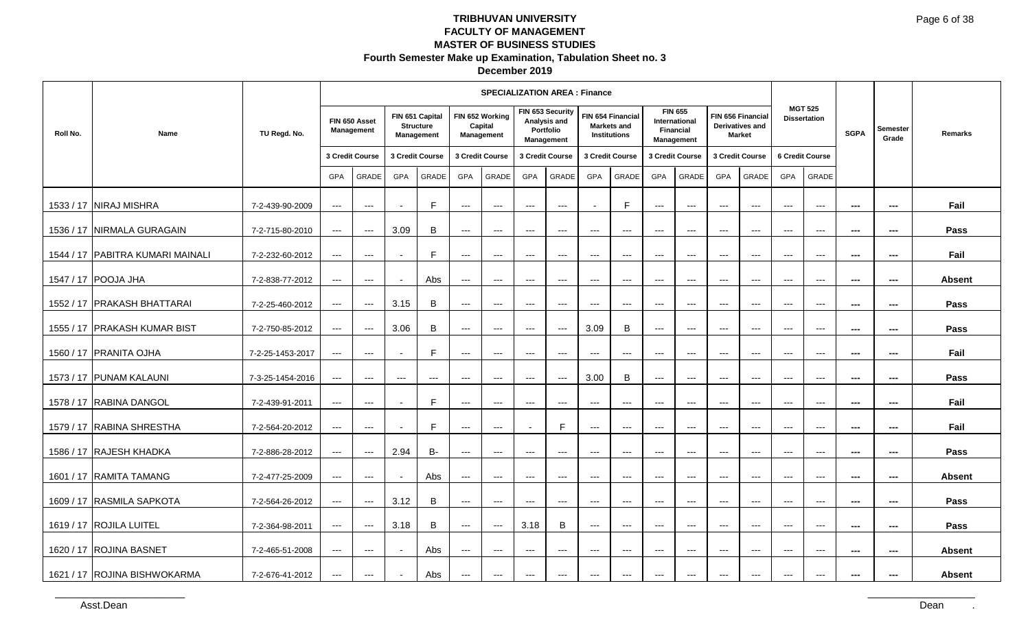# TRIBHUVAN UNIVERSITY
## FACULTY OF MANAGEMENT
## MASTER OF BUSINESS STUDIES
### Fourth Semester Make up Examination, Tabulation Sheet no. 3
### December 2019

| Roll No. | Name | TU Regd. No. | SPECIALIZATION AREA : Finance | | | | | | | | | | | | | | MGT 525 Dissertation | | SGPA | Semester Grade | Remarks |
|---|---|---|---|---|---|---|---|---|---|---|---|---|---|---|---|---|---|---|---|---|---|
| | | | FIN 650 Asset Management | | FIN 651 Capital Structure Management | | FIN 652 Working Capital Management | | FIN 653 Security Analysis and Portfolio Management | | FIN 654 Financial Markets and Institutions | | FIN 655 International Financial Management | | FIN 656 Financial Derivatives and Market | | | | | | |
| | | | 3 Credit Course | | 3 Credit Course | | 3 Credit Course | | 3 Credit Course | | 3 Credit Course | | 3 Credit Course | | 3 Credit Course | | 6 Credit Course | | | | |
| | | | GPA | GRADE | GPA | GRADE | GPA | GRADE | GPA | GRADE | GPA | GRADE | GPA | GRADE | GPA | GRADE | GPA | GRADE | | | |
| 1533 / 17 | NIRAJ MISHRA | 7-2-439-90-2009 | --- | --- | - | F | --- | --- | --- | --- | - | F | --- | --- | --- | --- | --- | --- | --- | --- | Fail |
| 1536 / 17 | NIRMALA GURAGAIN | 7-2-715-80-2010 | --- | --- | 3.09 | B | --- | --- | --- | --- | --- | --- | --- | --- | --- | --- | --- | --- | --- | --- | Pass |
| 1544 / 17 | PABITRA KUMARI MAINALI | 7-2-232-60-2012 | --- | --- | - | F | --- | --- | --- | --- | --- | --- | --- | --- | --- | --- | --- | --- | --- | --- | Fail |
| 1547 / 17 | POOJA JHA | 7-2-838-77-2012 | --- | --- | - | Abs | --- | --- | --- | --- | --- | --- | --- | --- | --- | --- | --- | --- | --- | --- | Absent |
| 1552 / 17 | PRAKASH BHATTARAI | 7-2-25-460-2012 | --- | --- | 3.15 | B | --- | --- | --- | --- | --- | --- | --- | --- | --- | --- | --- | --- | --- | --- | Pass |
| 1555 / 17 | PRAKASH KUMAR BIST | 7-2-750-85-2012 | --- | --- | 3.06 | B | --- | --- | --- | --- | 3.09 | B | --- | --- | --- | --- | --- | --- | --- | --- | Pass |
| 1560 / 17 | PRANITA OJHA | 7-2-25-1453-2017 | --- | --- | - | F | --- | --- | --- | --- | --- | --- | --- | --- | --- | --- | --- | --- | --- | --- | Fail |
| 1573 / 17 | PUNAM KALAUNI | 7-3-25-1454-2016 | --- | --- | --- | --- | --- | --- | --- | --- | 3.00 | B | --- | --- | --- | --- | --- | --- | --- | --- | Pass |
| 1578 / 17 | RABINA DANGOL | 7-2-439-91-2011 | --- | --- | - | F | --- | --- | --- | --- | --- | --- | --- | --- | --- | --- | --- | --- | --- | --- | Fail |
| 1579 / 17 | RABINA SHRESTHA | 7-2-564-20-2012 | --- | --- | - | F | --- | --- | - | F | --- | --- | --- | --- | --- | --- | --- | --- | --- | --- | Fail |
| 1586 / 17 | RAJESH KHADKA | 7-2-886-28-2012 | --- | --- | 2.94 | B- | --- | --- | --- | --- | --- | --- | --- | --- | --- | --- | --- | --- | --- | --- | Pass |
| 1601 / 17 | RAMITA TAMANG | 7-2-477-25-2009 | --- | --- | - | Abs | --- | --- | --- | --- | --- | --- | --- | --- | --- | --- | --- | --- | --- | --- | Absent |
| 1609 / 17 | RASMILA SAPKOTA | 7-2-564-26-2012 | --- | --- | 3.12 | B | --- | --- | --- | --- | --- | --- | --- | --- | --- | --- | --- | --- | --- | --- | Pass |
| 1619 / 17 | ROJILA LUITEL | 7-2-364-98-2011 | --- | --- | 3.18 | B | --- | --- | 3.18 | B | --- | --- | --- | --- | --- | --- | --- | --- | --- | --- | Pass |
| 1620 / 17 | ROJINA BASNET | 7-2-465-51-2008 | --- | --- | - | Abs | --- | --- | --- | --- | --- | --- | --- | --- | --- | --- | --- | --- | --- | --- | Absent |
| 1621 / 17 | ROJINA BISHWOKARMA | 7-2-676-41-2012 | --- | --- | - | Abs | --- | --- | --- | --- | --- | --- | --- | --- | --- | --- | --- | --- | --- | --- | Absent |

Asst.Dean

Dean .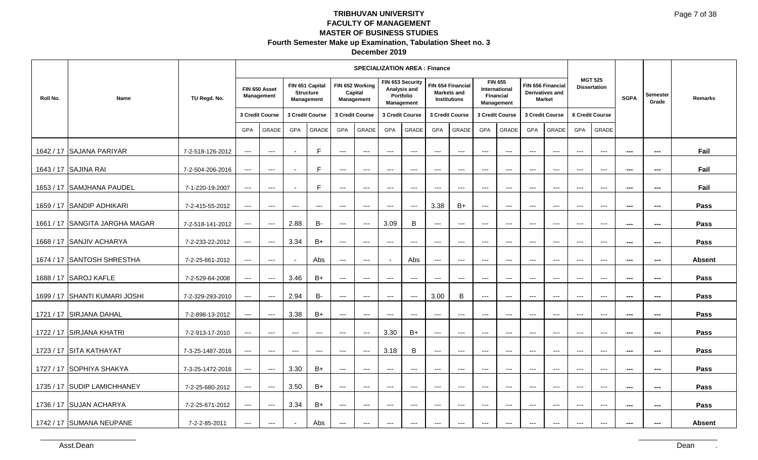# TRIBHUVAN UNIVERSITY
## FACULTY OF MANAGEMENT
## MASTER OF BUSINESS STUDIES
### Fourth Semester Make up Examination, Tabulation Sheet no. 3
### December 2019

| Roll No. | Name | TU Regd. No. | SPECIALIZATION AREA : Finance | | | | | | | | | | | | | | MGT 525 Dissertation | | SGPA | Semester Grade | Remarks |
|---|---|---|---|---|---|---|---|---|---|---|---|---|---|---|---|---|---|---|---|---|---|
| | | | FIN 650 Asset Management | | FIN 651 Capital Structure Management | | FIN 652 Working Capital Management | | FIN 653 Security Analysis and Portfolio Management | | FIN 654 Financial Markets and Institutions | | FIN 655 International Financial Management | | FIN 656 Financial Derivatives and Market | | | | | | |
| | | | 3 Credit Course | | 3 Credit Course | | 3 Credit Course | | 3 Credit Course | | 3 Credit Course | | 3 Credit Course | | 3 Credit Course | | 6 Credit Course | | | | |
| | | | GPA | GRADE | GPA | GRADE | GPA | GRADE | GPA | GRADE | GPA | GRADE | GPA | GRADE | GPA | GRADE | GPA | GRADE | | | |
| 1642 / 17 | SAJANA PARIYAR | 7-2-518-126-2012 | --- | --- | - | F | --- | --- | --- | --- | --- | --- | --- | --- | --- | --- | --- | --- | --- | --- | Fail |
| 1643 / 17 | SAJINA RAI | 7-2-504-206-2016 | --- | --- | - | F | --- | --- | --- | --- | --- | --- | --- | --- | --- | --- | --- | --- | --- | --- | Fail |
| 1653 / 17 | SAMJHANA PAUDEL | 7-1-220-19-2007 | --- | --- | - | F | --- | --- | --- | --- | --- | --- | --- | --- | --- | --- | --- | --- | --- | --- | Fail |
| 1659 / 17 | SANDIP ADHIKARI | 7-2-415-55-2012 | --- | --- | --- | --- | --- | --- | --- | --- | 3.38 | B+ | --- | --- | --- | --- | --- | --- | --- | --- | Pass |
| 1661 / 17 | SANGITA JARGHA MAGAR | 7-2-518-141-2012 | --- | --- | 2.88 | B- | --- | --- | 3.09 | B | --- | --- | --- | --- | --- | --- | --- | --- | --- | --- | Pass |
| 1668 / 17 | SANJIV ACHARYA | 7-2-233-22-2012 | --- | --- | 3.34 | B+ | --- | --- | --- | --- | --- | --- | --- | --- | --- | --- | --- | --- | --- | --- | Pass |
| 1674 / 17 | SANTOSH SHRESTHA | 7-2-25-661-2012 | --- | --- | - | Abs | --- | --- | - | Abs | --- | --- | --- | --- | --- | --- | --- | --- | --- | --- | Absent |
| 1688 / 17 | SAROJ KAFLE | 7-2-529-84-2008 | --- | --- | 3.46 | B+ | --- | --- | --- | --- | --- | --- | --- | --- | --- | --- | --- | --- | --- | --- | Pass |
| 1699 / 17 | SHANTI KUMARI JOSHI | 7-2-329-293-2010 | --- | --- | 2.94 | B- | --- | --- | --- | --- | 3.00 | B | --- | --- | --- | --- | --- | --- | --- | --- | Pass |
| 1721 / 17 | SIRJANA DAHAL | 7-2-898-13-2012 | --- | --- | 3.38 | B+ | --- | --- | --- | --- | --- | --- | --- | --- | --- | --- | --- | --- | --- | --- | Pass |
| 1722 / 17 | SIRJANA KHATRI | 7-2-913-17-2010 | --- | --- | --- | --- | --- | --- | 3.30 | B+ | --- | --- | --- | --- | --- | --- | --- | --- | --- | --- | Pass |
| 1723 / 17 | SITA KATHAYAT | 7-3-25-1487-2016 | --- | --- | --- | --- | --- | --- | 3.18 | B | --- | --- | --- | --- | --- | --- | --- | --- | --- | --- | Pass |
| 1727 / 17 | SOPHIYA SHAKYA | 7-3-25-1472-2016 | --- | --- | 3.30 | B+ | --- | --- | --- | --- | --- | --- | --- | --- | --- | --- | --- | --- | --- | --- | Pass |
| 1735 / 17 | SUDIP LAMICHHANEY | 7-2-25-680-2012 | --- | --- | 3.50 | B+ | --- | --- | --- | --- | --- | --- | --- | --- | --- | --- | --- | --- | --- | --- | Pass |
| 1736 / 17 | SUJAN ACHARYA | 7-2-25-671-2012 | --- | --- | 3.34 | B+ | --- | --- | --- | --- | --- | --- | --- | --- | --- | --- | --- | --- | --- | --- | Pass |
| 1742 / 17 | SUMANA NEUPANE | 7-2-2-85-2011 | --- | --- | - | Abs | --- | --- | --- | --- | --- | --- | --- | --- | --- | --- | --- | --- | --- | --- | Absent |

Asst.Dean                                                                                                    Dean .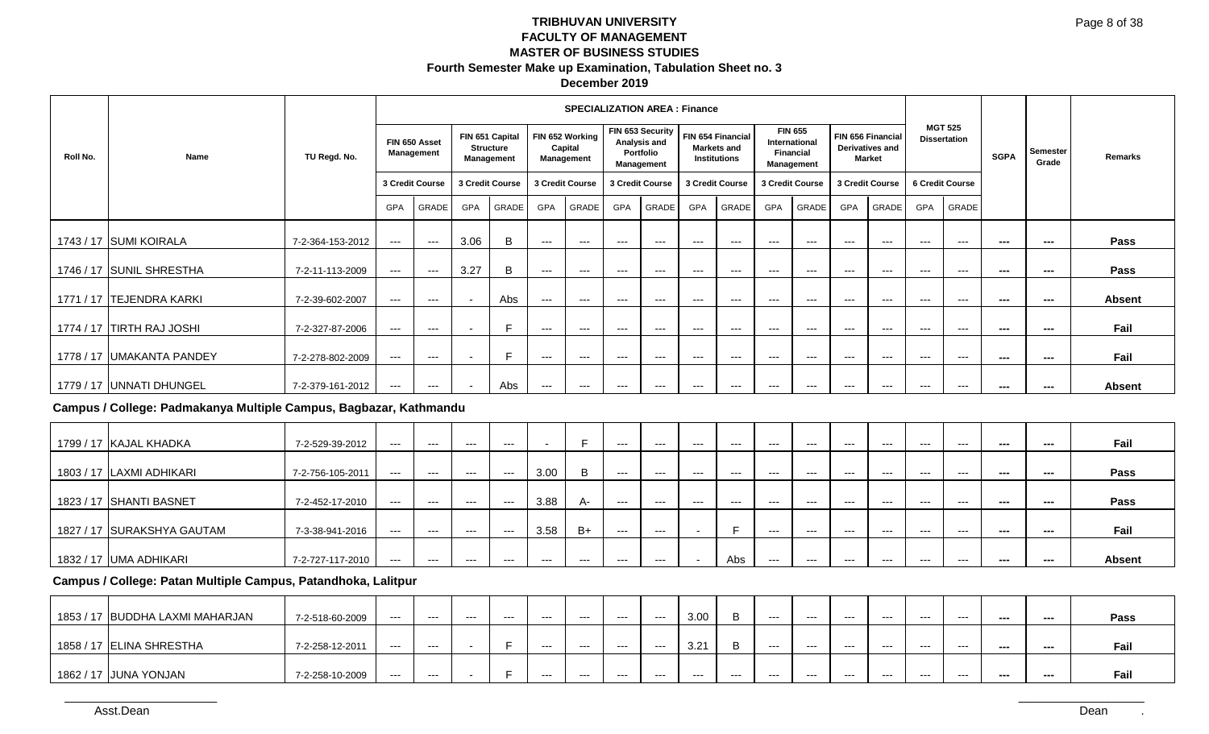# TRIBHUVAN UNIVERSITY
## FACULTY OF MANAGEMENT
## MASTER OF BUSINESS STUDIES
### Fourth Semester Make up Examination, Tabulation Sheet no. 3
### December 2019

| Roll No. | Name | TU Regd. No. | SPECIALIZATION AREA : Finance | | | | | | | | | | | | | | | | SGPA | Semester Grade | Remarks |
|---|---|---|---|---|---|---|---|---|---|---|---|---|---|---|---|---|---|---|---|---|---|
| | | | FIN 650 Asset Management | | FIN 651 Capital Structure Management | | FIN 652 Working Capital Management | | FIN 653 Security Analysis and Portfolio Management | | FIN 654 Financial Markets and Institutions | | FIN 655 International Financial Management | | FIN 656 Financial Derivatives and Market | | MGT 525 Dissertation | | | | |
| | | | 3 Credit Course | | 3 Credit Course | | 3 Credit Course | | 3 Credit Course | | 3 Credit Course | | 3 Credit Course | | 3 Credit Course | | 6 Credit Course | | | | |
| | | | GPA | GRADE | GPA | GRADE | GPA | GRADE | GPA | GRADE | GPA | GRADE | GPA | GRADE | GPA | GRADE | GPA | GRADE | | | |
| 1743 / 17 | SUMI KOIRALA | 7-2-364-153-2012 | --- | --- | 3.06 | B | --- | --- | --- | --- | --- | --- | --- | --- | --- | --- | --- | --- | --- | --- | Pass |
| 1746 / 17 | SUNIL SHRESTHA | 7-2-11-113-2009 | --- | --- | 3.27 | B | --- | --- | --- | --- | --- | --- | --- | --- | --- | --- | --- | --- | --- | --- | Pass |
| 1771 / 17 | TEJENDRA KARKI | 7-2-39-602-2007 | --- | --- | - | Abs | --- | --- | --- | --- | --- | --- | --- | --- | --- | --- | --- | --- | --- | --- | Absent |
| 1774 / 17 | TIRTH RAJ JOSHI | 7-2-327-87-2006 | --- | --- | - | F | --- | --- | --- | --- | --- | --- | --- | --- | --- | --- | --- | --- | --- | --- | Fail |
| 1778 / 17 | UMAKANTA PANDEY | 7-2-278-802-2009 | --- | --- | - | F | --- | --- | --- | --- | --- | --- | --- | --- | --- | --- | --- | --- | --- | --- | Fail |
| 1779 / 17 | UNNATI DHUNGEL | 7-2-379-161-2012 | --- | --- | - | Abs | --- | --- | --- | --- | --- | --- | --- | --- | --- | --- | --- | --- | --- | --- | Absent |
| **Campus / College: Padmakanya Multiple Campus, Bagbazar, Kathmandu** | | | | | | | | | | | | | | | | | | | | | |
| 1799 / 17 | KAJAL KHADKA | 7-2-529-39-2012 | --- | --- | --- | --- | - | F | --- | --- | --- | --- | --- | --- | --- | --- | --- | --- | --- | --- | Fail |
| 1803 / 17 | LAXMI ADHIKARI | 7-2-756-105-2011 | --- | --- | --- | --- | 3.00 | B | --- | --- | --- | --- | --- | --- | --- | --- | --- | --- | --- | --- | Pass |
| 1823 / 17 | SHANTI BASNET | 7-2-452-17-2010 | --- | --- | --- | --- | 3.88 | A- | --- | --- | --- | --- | --- | --- | --- | --- | --- | --- | --- | --- | Pass |
| 1827 / 17 | SURAKSHYA GAUTAM | 7-3-38-941-2016 | --- | --- | --- | --- | 3.58 | B+ | --- | --- | - | F | --- | --- | --- | --- | --- | --- | --- | --- | Fail |
| 1832 / 17 | UMA ADHIKARI | 7-2-727-117-2010 | --- | --- | --- | --- | --- | --- | --- | --- | - | Abs | --- | --- | --- | --- | --- | --- | --- | --- | Absent |
| **Campus / College: Patan Multiple Campus, Patandhoka, Lalitpur** | | | | | | | | | | | | | | | | | | | | | |
| 1853 / 17 | BUDDHA LAXMI MAHARJAN | 7-2-518-60-2009 | --- | --- | --- | --- | --- | --- | --- | --- | 3.00 | B | --- | --- | --- | --- | --- | --- | --- | --- | Pass |
| 1858 / 17 | ELINA SHRESTHA | 7-2-258-12-2011 | --- | --- | - | F | --- | --- | --- | --- | 3.21 | B | --- | --- | --- | --- | --- | --- | --- | --- | Fail |
| 1862 / 17 | JUNA YONJAN | 7-2-258-10-2009 | --- | --- | - | F | --- | --- | --- | --- | --- | --- | --- | --- | --- | --- | --- | --- | --- | --- | Fail |

Asst.Dean

Dean .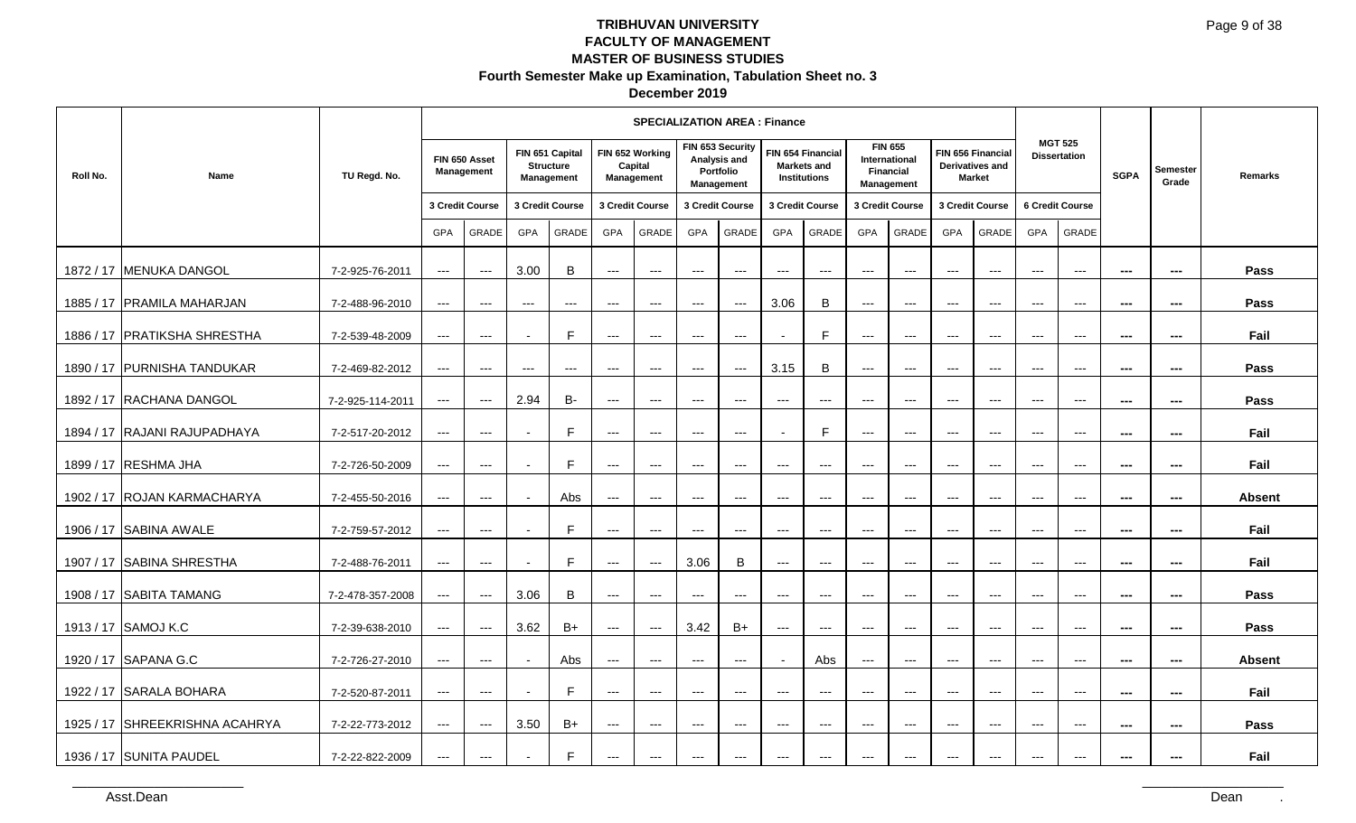# TRIBHUVAN UNIVERSITY
## FACULTY OF MANAGEMENT
## MASTER OF BUSINESS STUDIES
### Fourth Semester Make up Examination, Tabulation Sheet no. 3
### December 2019

| Roll No. | Name | TU Regd. No. | SPECIALIZATION AREA : Finance | | | | | | | | | | | | | | MGT 525 Dissertation | | SGPA | Semester Grade | Remarks |
|---|---|---|---|---|---|---|---|---|---|---|---|---|---|---|---|---|---|---|---|---|---|
| | | | FIN 650 Asset Management | | FIN 651 Capital Structure Management | | FIN 652 Working Capital Management | | FIN 653 Security Analysis and Portfolio Management | | FIN 654 Financial Markets and Institutions | | FIN 655 International Financial Management | | FIN 656 Financial Derivatives and Market | | | | | | |
| | | | 3 Credit Course | | 3 Credit Course | | 3 Credit Course | | 3 Credit Course | | 3 Credit Course | | 3 Credit Course | | 3 Credit Course | | 6 Credit Course | | | | |
| | | | GPA | GRADE | GPA | GRADE | GPA | GRADE | GPA | GRADE | GPA | GRADE | GPA | GRADE | GPA | GRADE | GPA | GRADE | | | |
| 1872 / 17 | MENUKA DANGOL | 7-2-925-76-2011 | --- | --- | 3.00 | B | --- | --- | --- | --- | --- | --- | --- | --- | --- | --- | --- | --- | --- | --- | Pass |
| 1885 / 17 | PRAMILA MAHARJAN | 7-2-488-96-2010 | --- | --- | --- | --- | --- | --- | --- | --- | 3.06 | B | --- | --- | --- | --- | --- | --- | --- | --- | Pass |
| 1886 / 17 | PRATIKSHA SHRESTHA | 7-2-539-48-2009 | --- | --- | - | F | --- | --- | --- | --- | - | F | --- | --- | --- | --- | --- | --- | --- | --- | Fail |
| 1890 / 17 | PURNISHA TANDUKAR | 7-2-469-82-2012 | --- | --- | --- | --- | --- | --- | --- | --- | 3.15 | B | --- | --- | --- | --- | --- | --- | --- | --- | Pass |
| 1892 / 17 | RACHANA DANGOL | 7-2-925-114-2011 | --- | --- | 2.94 | B- | --- | --- | --- | --- | --- | --- | --- | --- | --- | --- | --- | --- | --- | --- | Pass |
| 1894 / 17 | RAJANI RAJUPADHAYA | 7-2-517-20-2012 | --- | --- | - | F | --- | --- | --- | --- | - | F | --- | --- | --- | --- | --- | --- | --- | --- | Fail |
| 1899 / 17 | RESHMA JHA | 7-2-726-50-2009 | --- | --- | - | F | --- | --- | --- | --- | --- | --- | --- | --- | --- | --- | --- | --- | --- | --- | Fail |
| 1902 / 17 | ROJAN KARMACHARYA | 7-2-455-50-2016 | --- | --- | - | Abs | --- | --- | --- | --- | --- | --- | --- | --- | --- | --- | --- | --- | --- | --- | Absent |
| 1906 / 17 | SABINA AWALE | 7-2-759-57-2012 | --- | --- | - | F | --- | --- | --- | --- | --- | --- | --- | --- | --- | --- | --- | --- | --- | --- | Fail |
| 1907 / 17 | SABINA SHRESTHA | 7-2-488-76-2011 | --- | --- | - | F | --- | --- | 3.06 | B | --- | --- | --- | --- | --- | --- | --- | --- | --- | --- | Fail |
| 1908 / 17 | SABITA TAMANG | 7-2-478-357-2008 | --- | --- | 3.06 | B | --- | --- | --- | --- | --- | --- | --- | --- | --- | --- | --- | --- | --- | --- | Pass |
| 1913 / 17 | SAMOJ K.C | 7-2-39-638-2010 | --- | --- | 3.62 | B+ | --- | --- | 3.42 | B+ | --- | --- | --- | --- | --- | --- | --- | --- | --- | --- | Pass |
| 1920 / 17 | SAPANA G.C | 7-2-726-27-2010 | --- | --- | - | Abs | --- | --- | --- | --- | - | Abs | --- | --- | --- | --- | --- | --- | --- | --- | Absent |
| 1922 / 17 | SARALA BOHARA | 7-2-520-87-2011 | --- | --- | - | F | --- | --- | --- | --- | --- | --- | --- | --- | --- | --- | --- | --- | --- | --- | Fail |
| 1925 / 17 | SHREEKRISHNA ACAHRYA | 7-2-22-773-2012 | --- | --- | 3.50 | B+ | --- | --- | --- | --- | --- | --- | --- | --- | --- | --- | --- | --- | --- | --- | Pass |
| 1936 / 17 | SUNITA PAUDEL | 7-2-22-822-2009 | --- | --- | - | F | --- | --- | --- | --- | --- | --- | --- | --- | --- | --- | --- | --- | --- | --- | Fail |

Asst.Dean

Dean .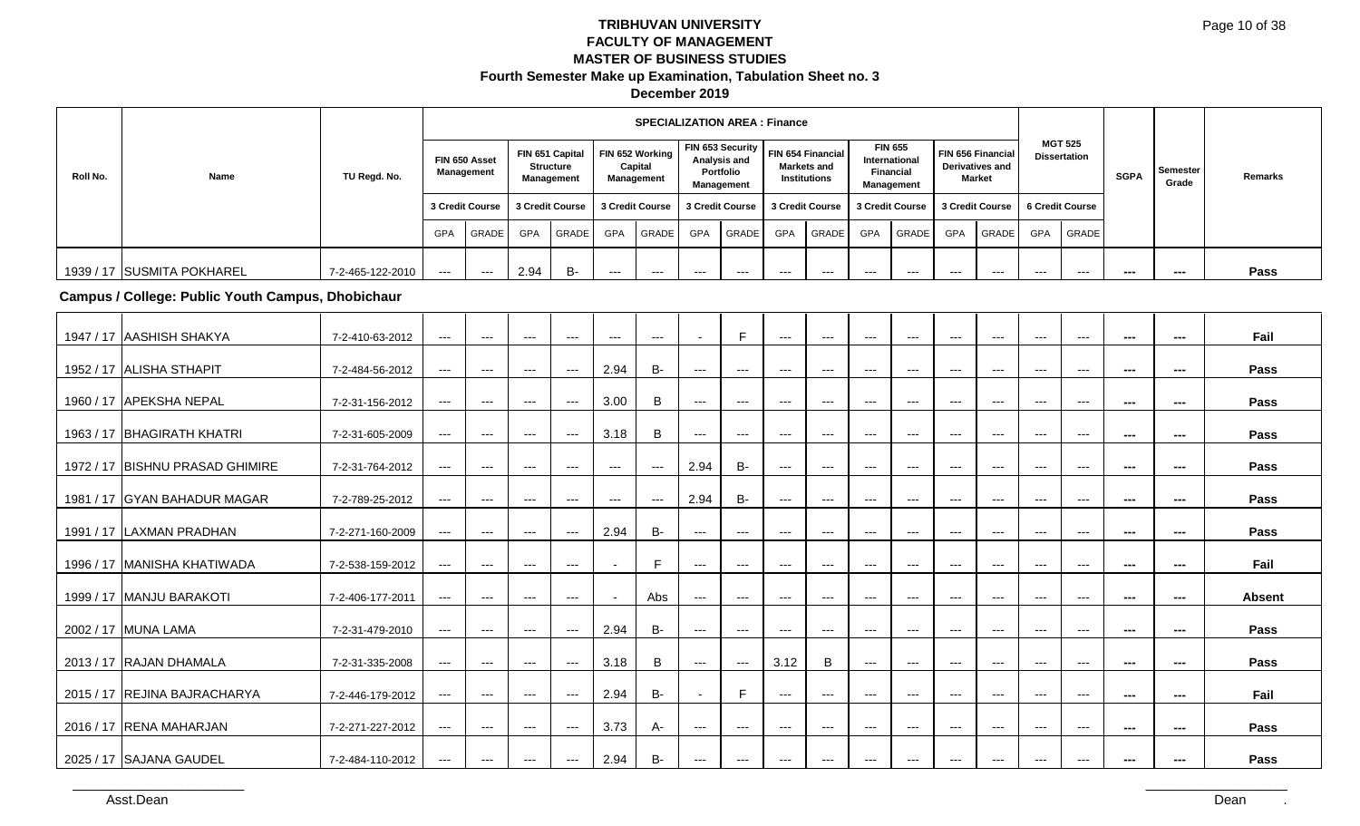# TRIBHUVAN UNIVERSITY

## FACULTY OF MANAGEMENT

## MASTER OF BUSINESS STUDIES

### Fourth Semester Make up Examination, Tabulation Sheet no. 3

### December 2019

| Roll No. | Name | TU Regd. No. | SPECIALIZATION AREA : Finance | | | | | | | | | | | | | | MGT 525 Dissertation | | SGPA | Semester Grade | Remarks |
|---|---|---|---|---|---|---|---|---|---|---|---|---|---|---|---|---|---|---|---|---|---|
| | | | FIN 650 Asset Management | | FIN 651 Capital Structure Management | | FIN 652 Working Capital Management | | FIN 653 Security Analysis and Portfolio Management | | FIN 654 Financial Markets and Institutions | | FIN 655 International Financial Management | | FIN 656 Financial Derivatives and Market | | | | | | |
| | | | 3 Credit Course | | 3 Credit Course | | 3 Credit Course | | 3 Credit Course | | 3 Credit Course | | 3 Credit Course | | 3 Credit Course | | 6 Credit Course | | | | |
| | | | GPA | GRADE | GPA | GRADE | GPA | GRADE | GPA | GRADE | GPA | GRADE | GPA | GRADE | GPA | GRADE | GPA | GRADE | | | |
| 1939 / 17 | SUSMITA POKHAREL | 7-2-465-122-2010 | --- | --- | 2.94 | B- | --- | --- | --- | --- | --- | --- | --- | --- | --- | --- | --- | --- | --- | --- | Pass |
| **Campus / College: Public Youth Campus, Dhobichaur** | | | | | | | | | | | | | | | | | | | | | |
| 1947 / 17 | AASHISH SHAKYA | 7-2-410-63-2012 | --- | --- | --- | --- | --- | --- | - | F | --- | --- | --- | --- | --- | --- | --- | --- | --- | --- | Fail |
| 1952 / 17 | ALISHA STHAPIT | 7-2-484-56-2012 | --- | --- | --- | --- | 2.94 | B- | --- | --- | --- | --- | --- | --- | --- | --- | --- | --- | --- | --- | Pass |
| 1960 / 17 | APEKSHA NEPAL | 7-2-31-156-2012 | --- | --- | --- | --- | 3.00 | B | --- | --- | --- | --- | --- | --- | --- | --- | --- | --- | --- | --- | Pass |
| 1963 / 17 | BHAGIRATH KHATRI | 7-2-31-605-2009 | --- | --- | --- | --- | 3.18 | B | --- | --- | --- | --- | --- | --- | --- | --- | --- | --- | --- | --- | Pass |
| 1972 / 17 | BISHNU PRASAD GHIMIRE | 7-2-31-764-2012 | --- | --- | --- | --- | --- | --- | 2.94 | B- | --- | --- | --- | --- | --- | --- | --- | --- | --- | --- | Pass |
| 1981 / 17 | GYAN BAHADUR MAGAR | 7-2-789-25-2012 | --- | --- | --- | --- | --- | --- | 2.94 | B- | --- | --- | --- | --- | --- | --- | --- | --- | --- | --- | Pass |
| 1991 / 17 | LAXMAN PRADHAN | 7-2-271-160-2009 | --- | --- | --- | --- | 2.94 | B- | --- | --- | --- | --- | --- | --- | --- | --- | --- | --- | --- | --- | Pass |
| 1996 / 17 | MANISHA KHATIWADA | 7-2-538-159-2012 | --- | --- | --- | --- | - | F | --- | --- | --- | --- | --- | --- | --- | --- | --- | --- | --- | --- | Fail |
| 1999 / 17 | MANJU BARAKOTI | 7-2-406-177-2011 | --- | --- | --- | --- | - | Abs | --- | --- | --- | --- | --- | --- | --- | --- | --- | --- | --- | --- | Absent |
| 2002 / 17 | MUNA LAMA | 7-2-31-479-2010 | --- | --- | --- | --- | 2.94 | B- | --- | --- | --- | --- | --- | --- | --- | --- | --- | --- | --- | --- | Pass |
| 2013 / 17 | RAJAN DHAMALA | 7-2-31-335-2008 | --- | --- | --- | --- | 3.18 | B | --- | --- | 3.12 | B | --- | --- | --- | --- | --- | --- | --- | --- | Pass |
| 2015 / 17 | REJINA BAJRACHARYA | 7-2-446-179-2012 | --- | --- | --- | --- | 2.94 | B- | - | F | --- | --- | --- | --- | --- | --- | --- | --- | --- | --- | Fail |
| 2016 / 17 | RENA MAHARJAN | 7-2-271-227-2012 | --- | --- | --- | --- | 3.73 | A- | --- | --- | --- | --- | --- | --- | --- | --- | --- | --- | --- | --- | Pass |
| 2025 / 17 | SAJANA GAUDEL | 7-2-484-110-2012 | --- | --- | --- | --- | 2.94 | B- | --- | --- | --- | --- | --- | --- | --- | --- | --- | --- | --- | --- | Pass |

Asst.Dean

Dean .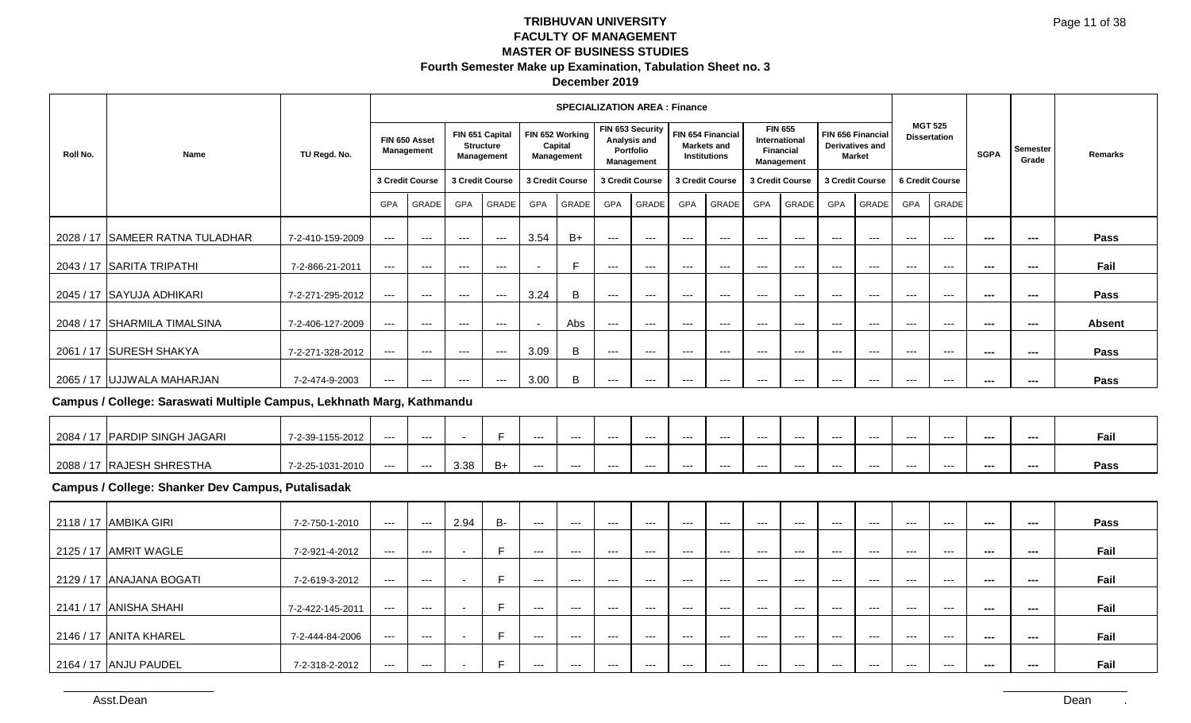# TRIBHUVAN UNIVERSITY
## FACULTY OF MANAGEMENT
## MASTER OF BUSINESS STUDIES
### Fourth Semester Make up Examination, Tabulation Sheet no. 3
### December 2019

| Roll No. | Name | TU Regd. No. | SPECIALIZATION AREA : Finance | | | | | | | | | | | | | | MGT 525 Dissertation | | SGPA | Semester Grade | Remarks |
|---|---|---|---|---|---|---|---|---|---|---|---|---|---|---|---|---|---|---|---|---|---|
| | | | FIN 650 Asset Management | | FIN 651 Capital Structure Management | | FIN 652 Working Capital Management | | FIN 653 Security Analysis and Portfolio Management | | FIN 654 Financial Markets and Institutions | | FIN 655 International Financial Management | | FIN 656 Financial Derivatives and Market | | | | | | |
| | | | 3 Credit Course | | 3 Credit Course | | 3 Credit Course | | 3 Credit Course | | 3 Credit Course | | 3 Credit Course | | 3 Credit Course | | 6 Credit Course | | | | |
| | | | GPA | GRADE | GPA | GRADE | GPA | GRADE | GPA | GRADE | GPA | GRADE | GPA | GRADE | GPA | GRADE | GPA | GRADE | | | |
| 2028 / 17 | SAMEER RATNA TULADHAR | 7-2-410-159-2009 | --- | --- | --- | --- | 3.54 | B+ | --- | --- | --- | --- | --- | --- | --- | --- | --- | --- | --- | --- | Pass |
| 2043 / 17 | SARITA TRIPATHI | 7-2-866-21-2011 | --- | --- | --- | --- | - | F | --- | --- | --- | --- | --- | --- | --- | --- | --- | --- | --- | --- | Fail |
| 2045 / 17 | SAYUJA ADHIKARI | 7-2-271-295-2012 | --- | --- | --- | --- | 3.24 | B | --- | --- | --- | --- | --- | --- | --- | --- | --- | --- | --- | --- | Pass |
| 2048 / 17 | SHARMILA TIMALSINA | 7-2-406-127-2009 | --- | --- | --- | --- | - | Abs | --- | --- | --- | --- | --- | --- | --- | --- | --- | --- | --- | --- | Absent |
| 2061 / 17 | SURESH SHAKYA | 7-2-271-328-2012 | --- | --- | --- | --- | 3.09 | B | --- | --- | --- | --- | --- | --- | --- | --- | --- | --- | --- | --- | Pass |
| 2065 / 17 | UJJWALA MAHARJAN | 7-2-474-9-2003 | --- | --- | --- | --- | 3.00 | B | --- | --- | --- | --- | --- | --- | --- | --- | --- | --- | --- | --- | Pass |
| **Campus / College: Saraswati Multiple Campus, Lekhnath Marg, Kathmandu** | | | | | | | | | | | | | | | | | | | | | |
| 2084 / 17 | PARDIP SINGH JAGARI | 7-2-39-1155-2012 | --- | --- | - | F | --- | --- | --- | --- | --- | --- | --- | --- | --- | --- | --- | --- | --- | --- | Fail |
| 2088 / 17 | RAJESH SHRESTHA | 7-2-25-1031-2010 | --- | --- | 3.38 | B+ | --- | --- | --- | --- | --- | --- | --- | --- | --- | --- | --- | --- | --- | --- | Pass |
| **Campus / College: Shanker Dev Campus, Putalisadak** | | | | | | | | | | | | | | | | | | | | | |
| 2118 / 17 | AMBIKA GIRI | 7-2-750-1-2010 | --- | --- | 2.94 | B- | --- | --- | --- | --- | --- | --- | --- | --- | --- | --- | --- | --- | --- | --- | Pass |
| 2125 / 17 | AMRIT WAGLE | 7-2-921-4-2012 | --- | --- | - | F | --- | --- | --- | --- | --- | --- | --- | --- | --- | --- | --- | --- | --- | --- | Fail |
| 2129 / 17 | ANAJANA BOGATI | 7-2-619-3-2012 | --- | --- | - | F | --- | --- | --- | --- | --- | --- | --- | --- | --- | --- | --- | --- | --- | --- | Fail |
| 2141 / 17 | ANISHA SHAHI | 7-2-422-145-2011 | --- | --- | - | F | --- | --- | --- | --- | --- | --- | --- | --- | --- | --- | --- | --- | --- | --- | Fail |
| 2146 / 17 | ANITA KHAREL | 7-2-444-84-2006 | --- | --- | - | F | --- | --- | --- | --- | --- | --- | --- | --- | --- | --- | --- | --- | --- | --- | Fail |
| 2164 / 17 | ANJU PAUDEL | 7-2-318-2-2012 | --- | --- | - | F | --- | --- | --- | --- | --- | --- | --- | --- | --- | --- | --- | --- | --- | --- | Fail |

Asst.Dean                                                                                          Dean .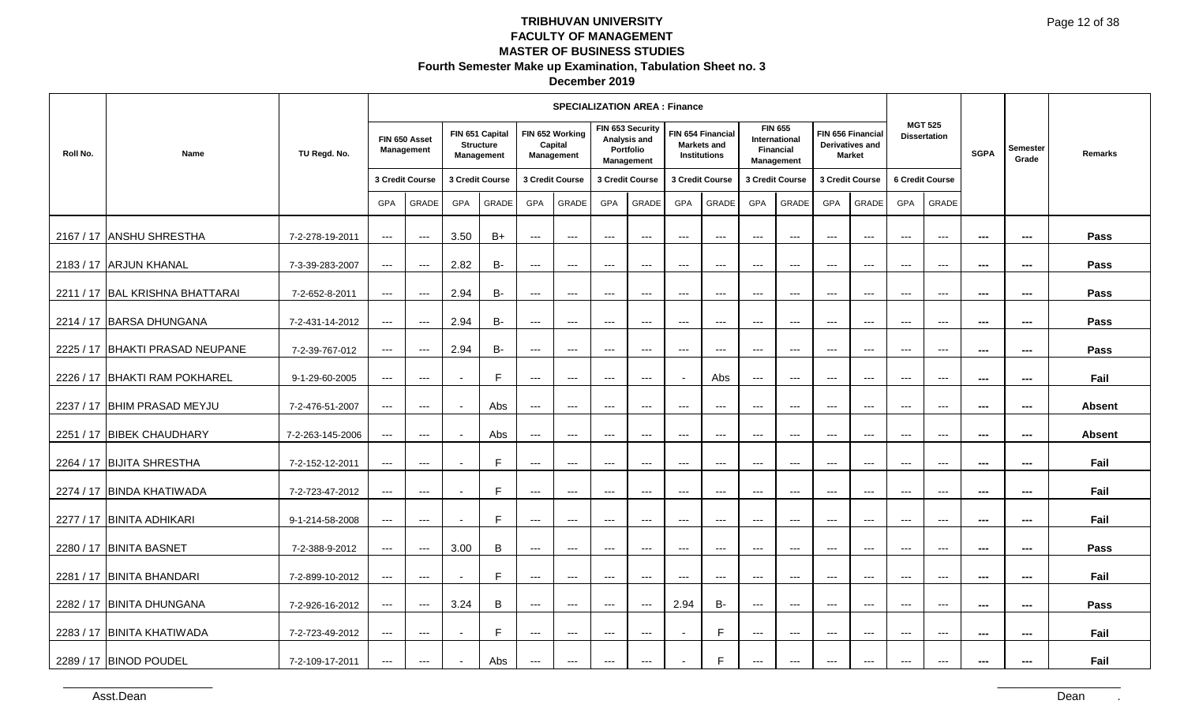# TRIBHUVAN UNIVERSITY
## FACULTY OF MANAGEMENT
## MASTER OF BUSINESS STUDIES
### Fourth Semester Make up Examination, Tabulation Sheet no. 3
### December 2019

| Roll No. | Name | TU Regd. No. | SPECIALIZATION AREA : Finance | | | | | | | | | | | | | | MGT 525 Dissertation | | SGPA | Semester Grade | Remarks |
|---|---|---|---|---|---|---|---|---|---|---|---|---|---|---|---|---|---|---|---|---|---|
| | | | FIN 650 Asset Management | | FIN 651 Capital Structure Management | | FIN 652 Working Capital Management | | FIN 653 Security Analysis and Portfolio Management | | FIN 654 Financial Markets and Institutions | | FIN 655 International Financial Management | | FIN 656 Financial Derivatives and Market | | | | | | |
| | | | 3 Credit Course | | 3 Credit Course | | 3 Credit Course | | 3 Credit Course | | 3 Credit Course | | 3 Credit Course | | 3 Credit Course | | 6 Credit Course | | | | |
| | | | GPA | GRADE | GPA | GRADE | GPA | GRADE | GPA | GRADE | GPA | GRADE | GPA | GRADE | GPA | GRADE | GPA | GRADE | | | |
| 2167 / 17 | ANSHU SHRESTHA | 7-2-278-19-2011 | --- | --- | 3.50 | B+ | --- | --- | --- | --- | --- | --- | --- | --- | --- | --- | --- | --- | --- | --- | Pass |
| 2183 / 17 | ARJUN KHANAL | 7-3-39-283-2007 | --- | --- | 2.82 | B- | --- | --- | --- | --- | --- | --- | --- | --- | --- | --- | --- | --- | --- | --- | Pass |
| 2211 / 17 | BAL KRISHNA BHATTARAI | 7-2-652-8-2011 | --- | --- | 2.94 | B- | --- | --- | --- | --- | --- | --- | --- | --- | --- | --- | --- | --- | --- | --- | Pass |
| 2214 / 17 | BARSA DHUNGANA | 7-2-431-14-2012 | --- | --- | 2.94 | B- | --- | --- | --- | --- | --- | --- | --- | --- | --- | --- | --- | --- | --- | --- | Pass |
| 2225 / 17 | BHAKTI PRASAD NEUPANE | 7-2-39-767-012 | --- | --- | 2.94 | B- | --- | --- | --- | --- | --- | --- | --- | --- | --- | --- | --- | --- | --- | --- | Pass |
| 2226 / 17 | BHAKTI RAM POKHAREL | 9-1-29-60-2005 | --- | --- | - | F | --- | --- | --- | --- | - | Abs | --- | --- | --- | --- | --- | --- | --- | --- | Fail |
| 2237 / 17 | BHIM PRASAD MEYJU | 7-2-476-51-2007 | --- | --- | - | Abs | --- | --- | --- | --- | --- | --- | --- | --- | --- | --- | --- | --- | --- | --- | Absent |
| 2251 / 17 | BIBEK CHAUDHARY | 7-2-263-145-2006 | --- | --- | - | Abs | --- | --- | --- | --- | --- | --- | --- | --- | --- | --- | --- | --- | --- | --- | Absent |
| 2264 / 17 | BIJITA SHRESTHA | 7-2-152-12-2011 | --- | --- | - | F | --- | --- | --- | --- | --- | --- | --- | --- | --- | --- | --- | --- | --- | --- | Fail |
| 2274 / 17 | BINDA KHATIWADA | 7-2-723-47-2012 | --- | --- | - | F | --- | --- | --- | --- | --- | --- | --- | --- | --- | --- | --- | --- | --- | --- | Fail |
| 2277 / 17 | BINITA ADHIKARI | 9-1-214-58-2008 | --- | --- | - | F | --- | --- | --- | --- | --- | --- | --- | --- | --- | --- | --- | --- | --- | --- | Fail |
| 2280 / 17 | BINITA BASNET | 7-2-388-9-2012 | --- | --- | 3.00 | B | --- | --- | --- | --- | --- | --- | --- | --- | --- | --- | --- | --- | --- | --- | Pass |
| 2281 / 17 | BINITA BHANDARI | 7-2-899-10-2012 | --- | --- | - | F | --- | --- | --- | --- | --- | --- | --- | --- | --- | --- | --- | --- | --- | --- | Fail |
| 2282 / 17 | BINITA DHUNGANA | 7-2-926-16-2012 | --- | --- | 3.24 | B | --- | --- | --- | --- | 2.94 | B- | --- | --- | --- | --- | --- | --- | --- | --- | Pass |
| 2283 / 17 | BINITA KHATIWADA | 7-2-723-49-2012 | --- | --- | - | F | --- | --- | --- | --- | - | F | --- | --- | --- | --- | --- | --- | --- | --- | Fail |
| 2289 / 17 | BINOD POUDEL | 7-2-109-17-2011 | --- | --- | - | Abs | --- | --- | --- | --- | - | F | --- | --- | --- | --- | --- | --- | --- | --- | Fail |

Asst.Dean

Dean .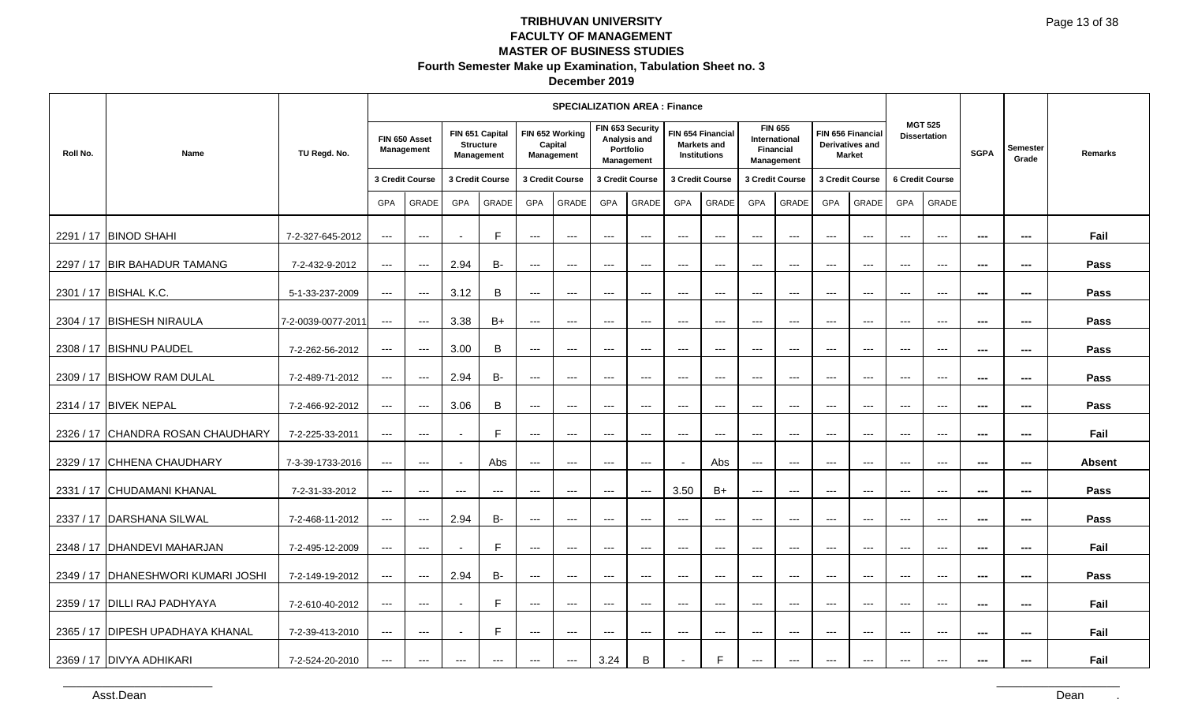# TRIBHUVAN UNIVERSITY
## FACULTY OF MANAGEMENT
## MASTER OF BUSINESS STUDIES
### Fourth Semester Make up Examination, Tabulation Sheet no. 3
### December 2019

| Roll No. | Name | TU Regd. No. | SPECIALIZATION AREA : Finance | | | | | | | | | | | | | | MGT 525 Dissertation | | SGPA | Semester Grade | Remarks |
|---|---|---|---|---|---|---|---|---|---|---|---|---|---|---|---|---|---|---|---|---|---|
| | | | FIN 650 Asset Management | | FIN 651 Capital Structure Management | | FIN 652 Working Capital Management | | FIN 653 Security Analysis and Portfolio Management | | FIN 654 Financial Markets and Institutions | | FIN 655 International Financial Management | | FIN 656 Financial Derivatives and Market | | | | | | |
| | | | 3 Credit Course | | 3 Credit Course | | 3 Credit Course | | 3 Credit Course | | 3 Credit Course | | 3 Credit Course | | 3 Credit Course | | 6 Credit Course | | | | |
| | | | GPA | GRADE | GPA | GRADE | GPA | GRADE | GPA | GRADE | GPA | GRADE | GPA | GRADE | GPA | GRADE | GPA | GRADE | | | |
| 2291 / 17 | BINOD SHAHI | 7-2-327-645-2012 | --- | --- | - | F | --- | --- | --- | --- | --- | --- | --- | --- | --- | --- | --- | --- | --- | --- | Fail |
| 2297 / 17 | BIR BAHADUR TAMANG | 7-2-432-9-2012 | --- | --- | 2.94 | B- | --- | --- | --- | --- | --- | --- | --- | --- | --- | --- | --- | --- | --- | --- | Pass |
| 2301 / 17 | BISHAL K.C. | 5-1-33-237-2009 | --- | --- | 3.12 | B | --- | --- | --- | --- | --- | --- | --- | --- | --- | --- | --- | --- | --- | --- | Pass |
| 2304 / 17 | BISHESH NIRAULA | 7-2-0039-0077-2011 | --- | --- | 3.38 | B+ | --- | --- | --- | --- | --- | --- | --- | --- | --- | --- | --- | --- | --- | --- | Pass |
| 2308 / 17 | BISHNU PAUDEL | 7-2-262-56-2012 | --- | --- | 3.00 | B | --- | --- | --- | --- | --- | --- | --- | --- | --- | --- | --- | --- | --- | --- | Pass |
| 2309 / 17 | BISHOW RAM DULAL | 7-2-489-71-2012 | --- | --- | 2.94 | B- | --- | --- | --- | --- | --- | --- | --- | --- | --- | --- | --- | --- | --- | --- | Pass |
| 2314 / 17 | BIVEK NEPAL | 7-2-466-92-2012 | --- | --- | 3.06 | B | --- | --- | --- | --- | --- | --- | --- | --- | --- | --- | --- | --- | --- | --- | Pass |
| 2326 / 17 | CHANDRA ROSAN CHAUDHARY | 7-2-225-33-2011 | --- | --- | - | F | --- | --- | --- | --- | --- | --- | --- | --- | --- | --- | --- | --- | --- | --- | Fail |
| 2329 / 17 | CHHENA CHAUDHARY | 7-3-39-1733-2016 | --- | --- | - | Abs | --- | --- | --- | --- | - | Abs | --- | --- | --- | --- | --- | --- | --- | --- | Absent |
| 2331 / 17 | CHUDAMANI KHANAL | 7-2-31-33-2012 | --- | --- | --- | --- | --- | --- | --- | --- | 3.50 | B+ | --- | --- | --- | --- | --- | --- | --- | --- | Pass |
| 2337 / 17 | DARSHANA SILWAL | 7-2-468-11-2012 | --- | --- | 2.94 | B- | --- | --- | --- | --- | --- | --- | --- | --- | --- | --- | --- | --- | --- | --- | Pass |
| 2348 / 17 | DHANDEVI MAHARJAN | 7-2-495-12-2009 | --- | --- | - | F | --- | --- | --- | --- | --- | --- | --- | --- | --- | --- | --- | --- | --- | --- | Fail |
| 2349 / 17 | DHANESHWORI KUMARI JOSHI | 7-2-149-19-2012 | --- | --- | 2.94 | B- | --- | --- | --- | --- | --- | --- | --- | --- | --- | --- | --- | --- | --- | --- | Pass |
| 2359 / 17 | DILLI RAJ PADHYAYA | 7-2-610-40-2012 | --- | --- | - | F | --- | --- | --- | --- | --- | --- | --- | --- | --- | --- | --- | --- | --- | --- | Fail |
| 2365 / 17 | DIPESH UPADHAYA KHANAL | 7-2-39-413-2010 | --- | --- | - | F | --- | --- | --- | --- | --- | --- | --- | --- | --- | --- | --- | --- | --- | --- | Fail |
| 2369 / 17 | DIVYA ADHIKARI | 7-2-524-20-2010 | --- | --- | --- | --- | --- | --- | 3.24 | B | - | F | --- | --- | --- | --- | --- | --- | --- | --- | Fail |

Asst.Dean

Dean .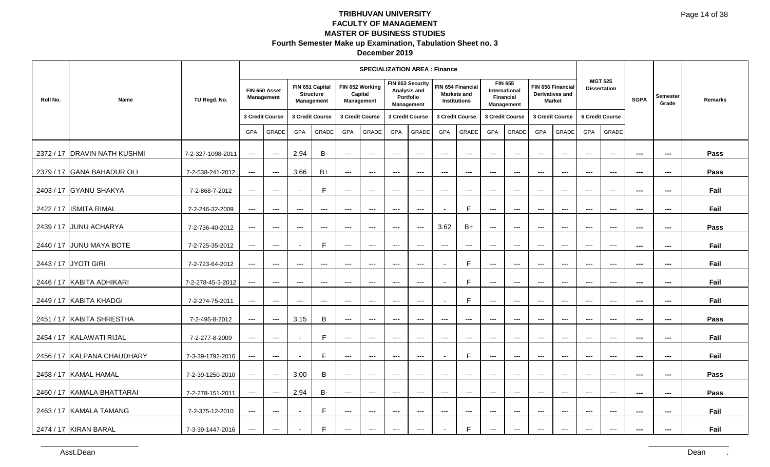# TRIBHUVAN UNIVERSITY
## FACULTY OF MANAGEMENT
## MASTER OF BUSINESS STUDIES
### Fourth Semester Make up Examination, Tabulation Sheet no. 3
### December 2019

| Roll No. | Name | TU Regd. No. | SPECIALIZATION AREA : Finance | | | | | | | | | | | | | | | | SGPA | Semester Grade | Remarks |
|---|---|---|---|---|---|---|---|---|---|---|---|---|---|---|---|---|---|---|---|---|---|
| | | | FIN 650 Asset Management | | FIN 651 Capital Structure Management | | FIN 652 Working Capital Management | | FIN 653 Security Analysis and Portfolio Management | | FIN 654 Financial Markets and Institutions | | FIN 655 International Financial Management | | FIN 656 Financial Derivatives and Market | | MGT 525 Dissertation | | | | |
| | | | 3 Credit Course | | 3 Credit Course | | 3 Credit Course | | 3 Credit Course | | 3 Credit Course | | 3 Credit Course | | 3 Credit Course | | 6 Credit Course | | | | |
| | | | GPA | GRADE | GPA | GRADE | GPA | GRADE | GPA | GRADE | GPA | GRADE | GPA | GRADE | GPA | GRADE | GPA | GRADE | | | |
| 2372 / 17 | DRAVIN NATH KUSHMI | 7-2-327-1098-2011 | --- | --- | 2.94 | B- | --- | --- | --- | --- | --- | --- | --- | --- | --- | --- | --- | --- | --- | --- | Pass |
| 2379 / 17 | GANA BAHADUR OLI | 7-2-538-241-2012 | --- | --- | 3.66 | B+ | --- | --- | --- | --- | --- | --- | --- | --- | --- | --- | --- | --- | --- | --- | Pass |
| 2403 / 17 | GYANU SHAKYA | 7-2-868-7-2012 | --- | --- | - | F | --- | --- | --- | --- | --- | --- | --- | --- | --- | --- | --- | --- | --- | --- | Fail |
| 2422 / 17 | ISMITA RIMAL | 7-2-246-32-2009 | --- | --- | --- | --- | --- | --- | --- | --- | - | F | --- | --- | --- | --- | --- | --- | --- | --- | Fail |
| 2439 / 17 | JUNU ACHARYA | 7-2-736-40-2012 | --- | --- | --- | --- | --- | --- | --- | --- | 3.62 | B+ | --- | --- | --- | --- | --- | --- | --- | --- | Pass |
| 2440 / 17 | JUNU MAYA BOTE | 7-2-725-35-2012 | --- | --- | - | F | --- | --- | --- | --- | --- | --- | --- | --- | --- | --- | --- | --- | --- | --- | Fail |
| 2443 / 17 | JYOTI GIRI | 7-2-723-64-2012 | --- | --- | --- | --- | --- | --- | --- | --- | - | F | --- | --- | --- | --- | --- | --- | --- | --- | Fail |
| 2446 / 17 | KABITA ADHIKARI | 7-2-278-45-3-2012 | --- | --- | --- | --- | --- | --- | --- | --- | - | F | --- | --- | --- | --- | --- | --- | --- | --- | Fail |
| 2449 / 17 | KABITA KHADGI | 7-2-274-75-2011 | --- | --- | --- | --- | --- | --- | --- | --- | - | F | --- | --- | --- | --- | --- | --- | --- | --- | Fail |
| 2451 / 17 | KABITA SHRESTHA | 7-2-495-8-2012 | --- | --- | 3.15 | B | --- | --- | --- | --- | --- | --- | --- | --- | --- | --- | --- | --- | --- | --- | Pass |
| 2454 / 17 | KALAWATI RIJAL | 7-2-277-8-2009 | --- | --- | - | F | --- | --- | --- | --- | --- | --- | --- | --- | --- | --- | --- | --- | --- | --- | Fail |
| 2456 / 17 | KALPANA CHAUDHARY | 7-3-39-1792-2016 | --- | --- | - | F | --- | --- | --- | --- | - | F | --- | --- | --- | --- | --- | --- | --- | --- | Fail |
| 2458 / 17 | KAMAL HAMAL | 7-2-39-1250-2010 | --- | --- | 3.00 | B | --- | --- | --- | --- | --- | --- | --- | --- | --- | --- | --- | --- | --- | --- | Pass |
| 2460 / 17 | KAMALA BHATTARAI | 7-2-278-151-2011 | --- | --- | 2.94 | B- | --- | --- | --- | --- | --- | --- | --- | --- | --- | --- | --- | --- | --- | --- | Pass |
| 2463 / 17 | KAMALA TAMANG | 7-2-375-12-2010 | --- | --- | - | F | --- | --- | --- | --- | --- | --- | --- | --- | --- | --- | --- | --- | --- | --- | Fail |
| 2474 / 17 | KIRAN BARAL | 7-3-39-1447-2016 | --- | --- | - | F | --- | --- | --- | --- | - | F | --- | --- | --- | --- | --- | --- | --- | --- | Fail |

Asst.Dean

Dean .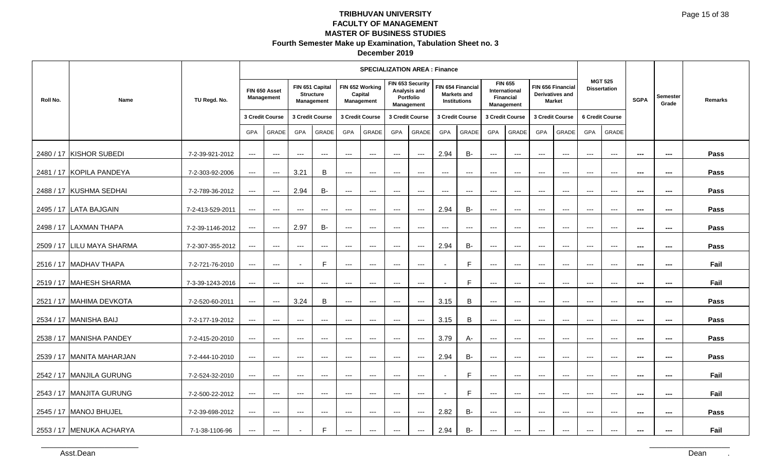# TRIBHUVAN UNIVERSITY
## FACULTY OF MANAGEMENT
## MASTER OF BUSINESS STUDIES
### Fourth Semester Make up Examination, Tabulation Sheet no. 3
### December 2019

| Roll No. | Name | TU Regd. No. | SPECIALIZATION AREA : Finance | | | | | | | | | | | | | | MGT 525 Dissertation | | SGPA | Semester Grade | Remarks |
|---|---|---|---|---|---|---|---|---|---|---|---|---|---|---|---|---|---|---|---|---|---|
| | | | FIN 650 Asset Management | | FIN 651 Capital Structure Management | | FIN 652 Working Capital Management | | FIN 653 Security Analysis and Portfolio Management | | FIN 654 Financial Markets and Institutions | | FIN 655 International Financial Management | | FIN 656 Financial Derivatives and Market | | | | | | |
| | | | 3 Credit Course | | 3 Credit Course | | 3 Credit Course | | 3 Credit Course | | 3 Credit Course | | 3 Credit Course | | 3 Credit Course | | 6 Credit Course | | | | |
| | | | GPA | GRADE | GPA | GRADE | GPA | GRADE | GPA | GRADE | GPA | GRADE | GPA | GRADE | GPA | GRADE | GPA | GRADE | | | |
| 2480 / 17 | KISHOR SUBEDI | 7-2-39-921-2012 | --- | --- | --- | --- | --- | --- | --- | --- | 2.94 | B- | --- | --- | --- | --- | --- | --- | --- | --- | Pass |
| 2481 / 17 | KOPILA PANDEYA | 7-2-303-92-2006 | --- | --- | 3.21 | B | --- | --- | --- | --- | --- | --- | --- | --- | --- | --- | --- | --- | --- | --- | Pass |
| 2488 / 17 | KUSHMA SEDHAI | 7-2-789-36-2012 | --- | --- | 2.94 | B- | --- | --- | --- | --- | --- | --- | --- | --- | --- | --- | --- | --- | --- | --- | Pass |
| 2495 / 17 | LATA BAJGAIN | 7-2-413-529-2011 | --- | --- | --- | --- | --- | --- | --- | --- | 2.94 | B- | --- | --- | --- | --- | --- | --- | --- | --- | Pass |
| 2498 / 17 | LAXMAN THAPA | 7-2-39-1146-2012 | --- | --- | 2.97 | B- | --- | --- | --- | --- | --- | --- | --- | --- | --- | --- | --- | --- | --- | --- | Pass |
| 2509 / 17 | LILU MAYA SHARMA | 7-2-307-355-2012 | --- | --- | --- | --- | --- | --- | --- | --- | 2.94 | B- | --- | --- | --- | --- | --- | --- | --- | --- | Pass |
| 2516 / 17 | MADHAV THAPA | 7-2-721-76-2010 | --- | --- | - | F | --- | --- | --- | --- | --- | --- | --- | --- | --- | --- | --- | --- | --- | --- | Fail |
| 2519 / 17 | MAHESH SHARMA | 7-3-39-1243-2016 | --- | --- | --- | --- | --- | --- | --- | --- | - | F | --- | --- | --- | --- | --- | --- | --- | --- | Fail |
| 2521 / 17 | MAHIMA DEVKOTA | 7-2-520-60-2011 | --- | --- | 3.24 | B | --- | --- | --- | --- | 3.15 | B | --- | --- | --- | --- | --- | --- | --- | --- | Pass |
| 2534 / 17 | MANISHA BAIJ | 7-2-177-19-2012 | --- | --- | --- | --- | --- | --- | --- | --- | 3.15 | B | --- | --- | --- | --- | --- | --- | --- | --- | Pass |
| 2538 / 17 | MANISHA PANDEY | 7-2-415-20-2010 | --- | --- | --- | --- | --- | --- | --- | --- | 3.79 | A- | --- | --- | --- | --- | --- | --- | --- | --- | Pass |
| 2539 / 17 | MANITA MAHARJAN | 7-2-444-10-2010 | --- | --- | --- | --- | --- | --- | --- | --- | 2.94 | B- | --- | --- | --- | --- | --- | --- | --- | --- | Pass |
| 2542 / 17 | MANJILA GURUNG | 7-2-524-32-2010 | --- | --- | --- | --- | --- | --- | --- | --- | - | F | --- | --- | --- | --- | --- | --- | --- | --- | Fail |
| 2543 / 17 | MANJITA GURUNG | 7-2-500-22-2012 | --- | --- | --- | --- | --- | --- | --- | --- | - | F | --- | --- | --- | --- | --- | --- | --- | --- | Fail |
| 2545 / 17 | MANOJ BHUJEL | 7-2-39-698-2012 | --- | --- | --- | --- | --- | --- | --- | --- | 2.82 | B- | --- | --- | --- | --- | --- | --- | --- | --- | Pass |
| 2553 / 17 | MENUKA ACHARYA | 7-1-38-1106-96 | --- | --- | - | F | --- | --- | --- | --- | 2.94 | B- | --- | --- | --- | --- | --- | --- | --- | --- | Fail |

Asst.Dean

Dean .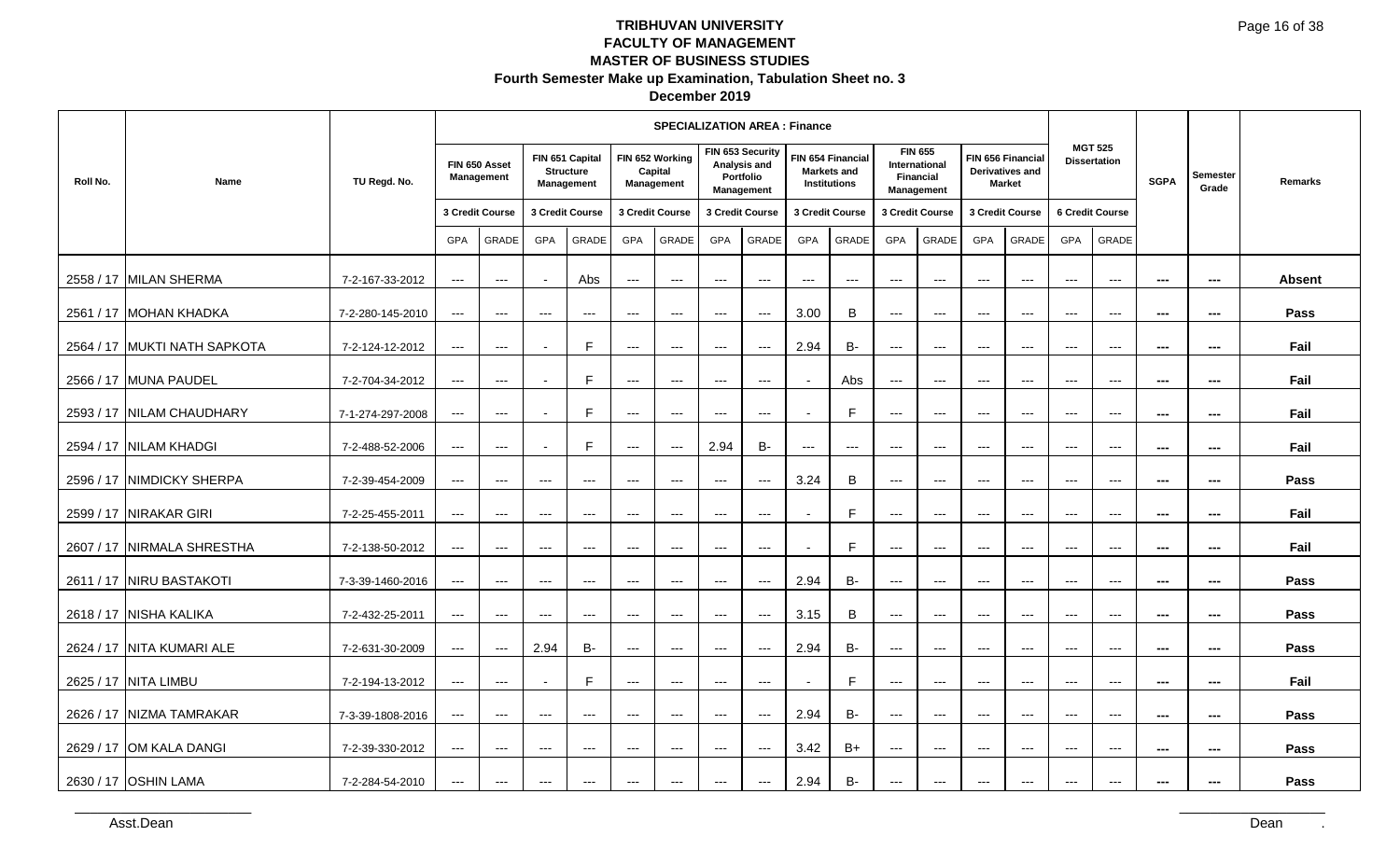# TRIBHUVAN UNIVERSITY
## FACULTY OF MANAGEMENT
## MASTER OF BUSINESS STUDIES
### Fourth Semester Make up Examination, Tabulation Sheet no. 3
### December 2019

| Roll No. | Name | TU Regd. No. | SPECIALIZATION AREA : Finance | | | | | | | | | | | | | | | | SGPA | Semester Grade | Remarks |
|---|---|---|---|---|---|---|---|---|---|---|---|---|---|---|---|---|---|---|---|---|---|
| | | | FIN 650 Asset Management | | FIN 651 Capital Structure Management | | FIN 652 Working Capital Management | | FIN 653 Security Analysis and Portfolio Management | | FIN 654 Financial Markets and Institutions | | FIN 655 International Financial Management | | FIN 656 Financial Derivatives and Market | | MGT 525 Dissertation | | | | |
| | | | 3 Credit Course | | 3 Credit Course | | 3 Credit Course | | 3 Credit Course | | 3 Credit Course | | 3 Credit Course | | 3 Credit Course | | 6 Credit Course | | | | |
| | | | GPA | GRADE | GPA | GRADE | GPA | GRADE | GPA | GRADE | GPA | GRADE | GPA | GRADE | GPA | GRADE | GPA | GRADE | | | |
| 2558 / 17 | MILAN SHERMA | 7-2-167-33-2012 | --- | --- | - | Abs | --- | --- | --- | --- | --- | --- | --- | --- | --- | --- | --- | --- | --- | --- | Absent |
| 2561 / 17 | MOHAN KHADKA | 7-2-280-145-2010 | --- | --- | --- | --- | --- | --- | --- | --- | 3.00 | B | --- | --- | --- | --- | --- | --- | --- | --- | Pass |
| 2564 / 17 | MUKTI NATH SAPKOTA | 7-2-124-12-2012 | --- | --- | - | F | --- | --- | --- | --- | 2.94 | B- | --- | --- | --- | --- | --- | --- | --- | --- | Fail |
| 2566 / 17 | MUNA PAUDEL | 7-2-704-34-2012 | --- | --- | - | F | --- | --- | --- | --- | - | Abs | --- | --- | --- | --- | --- | --- | --- | --- | Fail |
| 2593 / 17 | NILAM CHAUDHARY | 7-1-274-297-2008 | --- | --- | - | F | --- | --- | --- | --- | - | F | --- | --- | --- | --- | --- | --- | --- | --- | Fail |
| 2594 / 17 | NILAM KHADGI | 7-2-488-52-2006 | --- | --- | - | F | --- | --- | 2.94 | B- | --- | --- | --- | --- | --- | --- | --- | --- | --- | --- | Fail |
| 2596 / 17 | NIMDICKY SHERPA | 7-2-39-454-2009 | --- | --- | --- | --- | --- | --- | --- | --- | 3.24 | B | --- | --- | --- | --- | --- | --- | --- | --- | Pass |
| 2599 / 17 | NIRAKAR GIRI | 7-2-25-455-2011 | --- | --- | --- | --- | --- | --- | --- | --- | - | F | --- | --- | --- | --- | --- | --- | --- | --- | Fail |
| 2607 / 17 | NIRMALA SHRESTHA | 7-2-138-50-2012 | --- | --- | --- | --- | --- | --- | --- | --- | - | F | --- | --- | --- | --- | --- | --- | --- | --- | Fail |
| 2611 / 17 | NIRU BASTAKOTI | 7-3-39-1460-2016 | --- | --- | --- | --- | --- | --- | --- | --- | 2.94 | B- | --- | --- | --- | --- | --- | --- | --- | --- | Pass |
| 2618 / 17 | NISHA KALIKA | 7-2-432-25-2011 | --- | --- | --- | --- | --- | --- | --- | --- | 3.15 | B | --- | --- | --- | --- | --- | --- | --- | --- | Pass |
| 2624 / 17 | NITA KUMARI ALE | 7-2-631-30-2009 | --- | --- | 2.94 | B- | --- | --- | --- | --- | 2.94 | B- | --- | --- | --- | --- | --- | --- | --- | --- | Pass |
| 2625 / 17 | NITA LIMBU | 7-2-194-13-2012 | --- | --- | - | F | --- | --- | --- | --- | - | F | --- | --- | --- | --- | --- | --- | --- | --- | Fail |
| 2626 / 17 | NIZMA TAMRAKAR | 7-3-39-1808-2016 | --- | --- | --- | --- | --- | --- | --- | --- | 2.94 | B- | --- | --- | --- | --- | --- | --- | --- | --- | Pass |
| 2629 / 17 | OM KALA DANGI | 7-2-39-330-2012 | --- | --- | --- | --- | --- | --- | --- | --- | 3.42 | B+ | --- | --- | --- | --- | --- | --- | --- | --- | Pass |
| 2630 / 17 | OSHIN LAMA | 7-2-284-54-2010 | --- | --- | --- | --- | --- | --- | --- | --- | 2.94 | B- | --- | --- | --- | --- | --- | --- | --- | --- | Pass |

Asst.Dean　　　　　　　　　　　　　　　　　　　　　　　　　　　　　　　　　　Dean .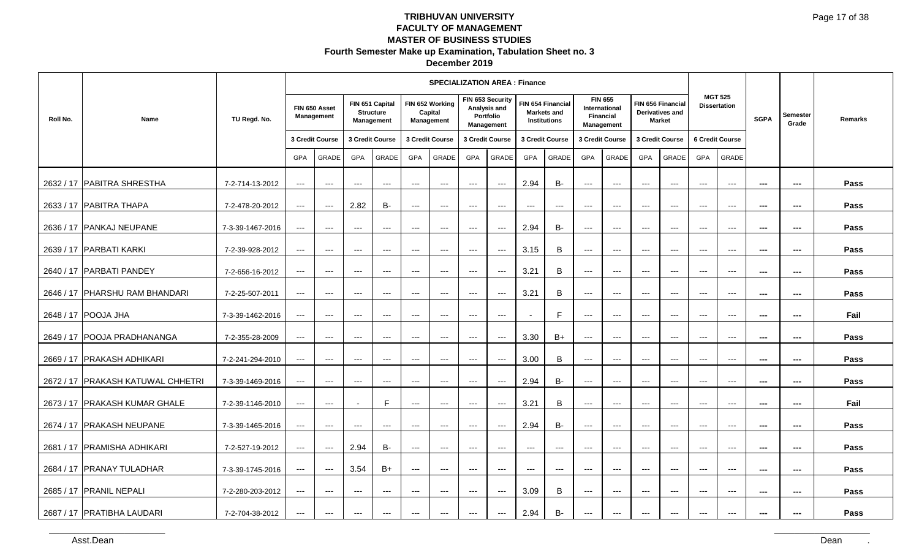# TRIBHUVAN UNIVERSITY
## FACULTY OF MANAGEMENT
## MASTER OF BUSINESS STUDIES
### Fourth Semester Make up Examination, Tabulation Sheet no. 3
### December 2019

| Roll No. | Name | TU Regd. No. | SPECIALIZATION AREA : Finance | | | | | | | | | | | | | | MGT 525 Dissertation | | SGPA | Semester Grade | Remarks |
|---|---|---|---|---|---|---|---|---|---|---|---|---|---|---|---|---|---|---|---|---|---|
| | | | FIN 650 Asset Management | | FIN 651 Capital Structure Management | | FIN 652 Working Capital Management | | FIN 653 Security Analysis and Portfolio Management | | FIN 654 Financial Markets and Institutions | | FIN 655 International Financial Management | | FIN 656 Financial Derivatives and Market | | | | | | |
| | | | 3 Credit Course | | 3 Credit Course | | 3 Credit Course | | 3 Credit Course | | 3 Credit Course | | 3 Credit Course | | 3 Credit Course | | 6 Credit Course | | | | |
| | | | GPA | GRADE | GPA | GRADE | GPA | GRADE | GPA | GRADE | GPA | GRADE | GPA | GRADE | GPA | GRADE | GPA | GRADE | | | |
| 2632 / 17 | PABITRA SHRESTHA | 7-2-714-13-2012 | --- | --- | --- | --- | --- | --- | --- | --- | 2.94 | B- | --- | --- | --- | --- | --- | --- | --- | --- | Pass |
| 2633 / 17 | PABITRA THAPA | 7-2-478-20-2012 | --- | --- | 2.82 | B- | --- | --- | --- | --- | --- | --- | --- | --- | --- | --- | --- | --- | --- | --- | Pass |
| 2636 / 17 | PANKAJ NEUPANE | 7-3-39-1467-2016 | --- | --- | --- | --- | --- | --- | --- | --- | 2.94 | B- | --- | --- | --- | --- | --- | --- | --- | --- | Pass |
| 2639 / 17 | PARBATI KARKI | 7-2-39-928-2012 | --- | --- | --- | --- | --- | --- | --- | --- | 3.15 | B | --- | --- | --- | --- | --- | --- | --- | --- | Pass |
| 2640 / 17 | PARBATI PANDEY | 7-2-656-16-2012 | --- | --- | --- | --- | --- | --- | --- | --- | 3.21 | B | --- | --- | --- | --- | --- | --- | --- | --- | Pass |
| 2646 / 17 | PHARSHU RAM BHANDARI | 7-2-25-507-2011 | --- | --- | --- | --- | --- | --- | --- | --- | 3.21 | B | --- | --- | --- | --- | --- | --- | --- | --- | Pass |
| 2648 / 17 | POOJA JHA | 7-3-39-1462-2016 | --- | --- | --- | --- | --- | --- | --- | --- | - | F | --- | --- | --- | --- | --- | --- | --- | --- | Fail |
| 2649 / 17 | POOJA PRADHANANGA | 7-2-355-28-2009 | --- | --- | --- | --- | --- | --- | --- | --- | 3.30 | B+ | --- | --- | --- | --- | --- | --- | --- | --- | Pass |
| 2669 / 17 | PRAKASH ADHIKARI | 7-2-241-294-2010 | --- | --- | --- | --- | --- | --- | --- | --- | 3.00 | B | --- | --- | --- | --- | --- | --- | --- | --- | Pass |
| 2672 / 17 | PRAKASH KATUWAL CHHETRI | 7-3-39-1469-2016 | --- | --- | --- | --- | --- | --- | --- | --- | 2.94 | B- | --- | --- | --- | --- | --- | --- | --- | --- | Pass |
| 2673 / 17 | PRAKASH KUMAR GHALE | 7-2-39-1146-2010 | --- | --- | - | F | --- | --- | --- | --- | 3.21 | B | --- | --- | --- | --- | --- | --- | --- | --- | Fail |
| 2674 / 17 | PRAKASH NEUPANE | 7-3-39-1465-2016 | --- | --- | --- | --- | --- | --- | --- | --- | 2.94 | B- | --- | --- | --- | --- | --- | --- | --- | --- | Pass |
| 2681 / 17 | PRAMISHA ADHIKARI | 7-2-527-19-2012 | --- | --- | 2.94 | B- | --- | --- | --- | --- | --- | --- | --- | --- | --- | --- | --- | --- | --- | --- | Pass |
| 2684 / 17 | PRANAY TULADHAR | 7-3-39-1745-2016 | --- | --- | 3.54 | B+ | --- | --- | --- | --- | --- | --- | --- | --- | --- | --- | --- | --- | --- | --- | Pass |
| 2685 / 17 | PRANIL NEPALI | 7-2-280-203-2012 | --- | --- | --- | --- | --- | --- | --- | --- | 3.09 | B | --- | --- | --- | --- | --- | --- | --- | --- | Pass |
| 2687 / 17 | PRATIBHA LAUDARI | 7-2-704-38-2012 | --- | --- | --- | --- | --- | --- | --- | --- | 2.94 | B- | --- | --- | --- | --- | --- | --- | --- | --- | Pass |

Asst.Dean

Dean .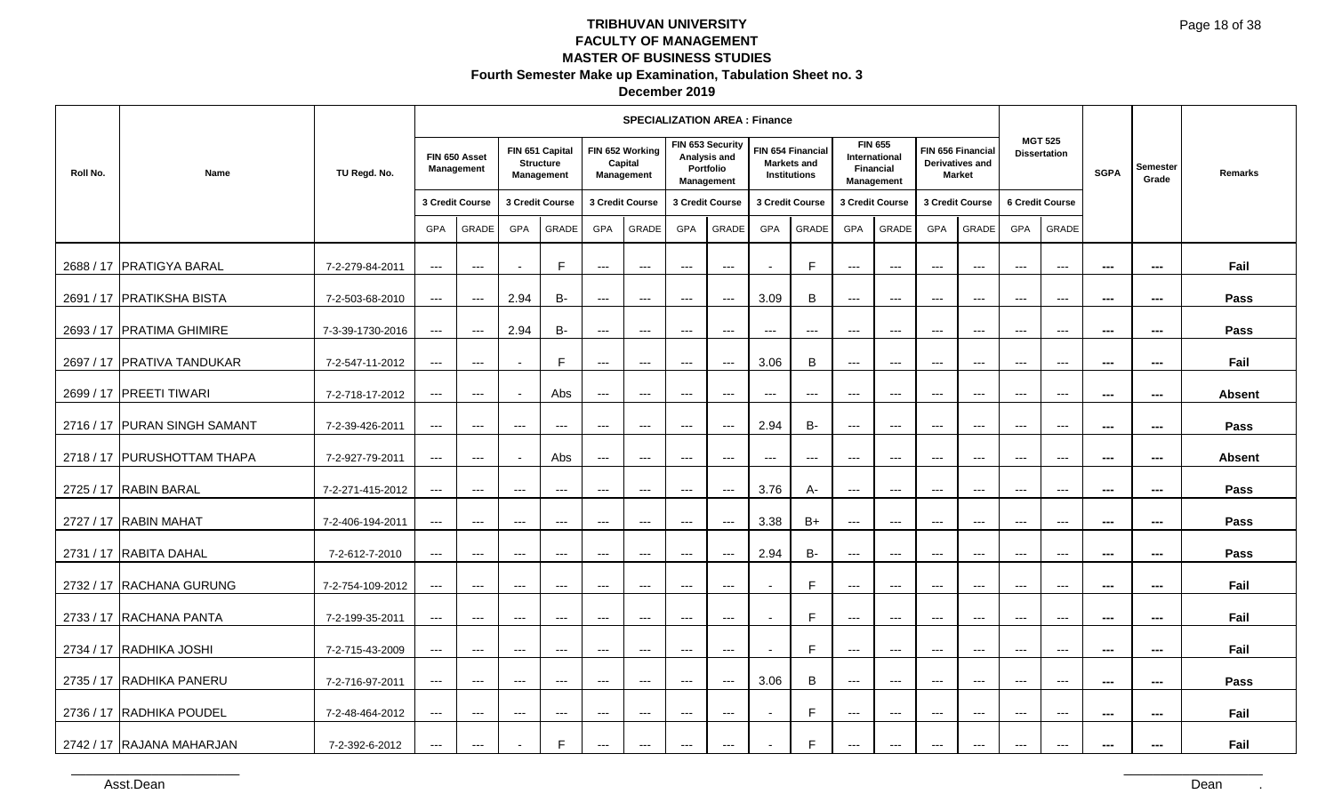# TRIBHUVAN UNIVERSITY

## FACULTY OF MANAGEMENT

## MASTER OF BUSINESS STUDIES

### Fourth Semester Make up Examination, Tabulation Sheet no. 3

### December 2019

| Roll No. | Name | TU Regd. No. | SPECIALIZATION AREA : Finance | | | | | | | | | | | | | | MGT 525 Dissertation | | SGPA | Semester Grade | Remarks |
|---|---|---|---|---|---|---|---|---|---|---|---|---|---|---|---|---|---|---|---|---|---|
| | | | FIN 650 Asset Management | | FIN 651 Capital Structure Management | | FIN 652 Working Capital Management | | FIN 653 Security Analysis and Portfolio Management | | FIN 654 Financial Markets and Institutions | | FIN 655 International Financial Management | | FIN 656 Financial Derivatives and Market | | | | | | |
| | | | 3 Credit Course | | 3 Credit Course | | 3 Credit Course | | 3 Credit Course | | 3 Credit Course | | 3 Credit Course | | 3 Credit Course | | 6 Credit Course | | | | |
| | | | GPA | GRADE | GPA | GRADE | GPA | GRADE | GPA | GRADE | GPA | GRADE | GPA | GRADE | GPA | GRADE | GPA | GRADE | | | |
| 2688 / 17 | PRATIGYA BARAL | 7-2-279-84-2011 | --- | --- | - | F | --- | --- | --- | --- | - | F | --- | --- | --- | --- | --- | --- | --- | --- | Fail |
| 2691 / 17 | PRATIKSHA BISTA | 7-2-503-68-2010 | --- | --- | 2.94 | B- | --- | --- | --- | --- | 3.09 | B | --- | --- | --- | --- | --- | --- | --- | --- | Pass |
| 2693 / 17 | PRATIMA GHIMIRE | 7-3-39-1730-2016 | --- | --- | 2.94 | B- | --- | --- | --- | --- | --- | --- | --- | --- | --- | --- | --- | --- | --- | --- | Pass |
| 2697 / 17 | PRATIVA TANDUKAR | 7-2-547-11-2012 | --- | --- | - | F | --- | --- | --- | --- | 3.06 | B | --- | --- | --- | --- | --- | --- | --- | --- | Fail |
| 2699 / 17 | PREETI TIWARI | 7-2-718-17-2012 | --- | --- | - | Abs | --- | --- | --- | --- | --- | --- | --- | --- | --- | --- | --- | --- | --- | --- | Absent |
| 2716 / 17 | PURAN SINGH SAMANT | 7-2-39-426-2011 | --- | --- | --- | --- | --- | --- | --- | --- | 2.94 | B- | --- | --- | --- | --- | --- | --- | --- | --- | Pass |
| 2718 / 17 | PURUSHOTTAM THAPA | 7-2-927-79-2011 | --- | --- | - | Abs | --- | --- | --- | --- | --- | --- | --- | --- | --- | --- | --- | --- | --- | --- | Absent |
| 2725 / 17 | RABIN BARAL | 7-2-271-415-2012 | --- | --- | --- | --- | --- | --- | --- | --- | 3.76 | A- | --- | --- | --- | --- | --- | --- | --- | --- | Pass |
| 2727 / 17 | RABIN MAHAT | 7-2-406-194-2011 | --- | --- | --- | --- | --- | --- | --- | --- | 3.38 | B+ | --- | --- | --- | --- | --- | --- | --- | --- | Pass |
| 2731 / 17 | RABITA DAHAL | 7-2-612-7-2010 | --- | --- | --- | --- | --- | --- | --- | --- | 2.94 | B- | --- | --- | --- | --- | --- | --- | --- | --- | Pass |
| 2732 / 17 | RACHANA GURUNG | 7-2-754-109-2012 | --- | --- | --- | --- | --- | --- | --- | --- | - | F | --- | --- | --- | --- | --- | --- | --- | --- | Fail |
| 2733 / 17 | RACHANA PANTA | 7-2-199-35-2011 | --- | --- | --- | --- | --- | --- | --- | --- | - | F | --- | --- | --- | --- | --- | --- | --- | --- | Fail |
| 2734 / 17 | RADHIKA JOSHI | 7-2-715-43-2009 | --- | --- | --- | --- | --- | --- | --- | --- | - | F | --- | --- | --- | --- | --- | --- | --- | --- | Fail |
| 2735 / 17 | RADHIKA PANERU | 7-2-716-97-2011 | --- | --- | --- | --- | --- | --- | --- | --- | 3.06 | B | --- | --- | --- | --- | --- | --- | --- | --- | Pass |
| 2736 / 17 | RADHIKA POUDEL | 7-2-48-464-2012 | --- | --- | --- | --- | --- | --- | --- | --- | - | F | --- | --- | --- | --- | --- | --- | --- | --- | Fail |
| 2742 / 17 | RAJANA MAHARJAN | 7-2-392-6-2012 | --- | --- | - | F | --- | --- | --- | --- | - | F | --- | --- | --- | --- | --- | --- | --- | --- | Fail |

Asst.Dean | Dean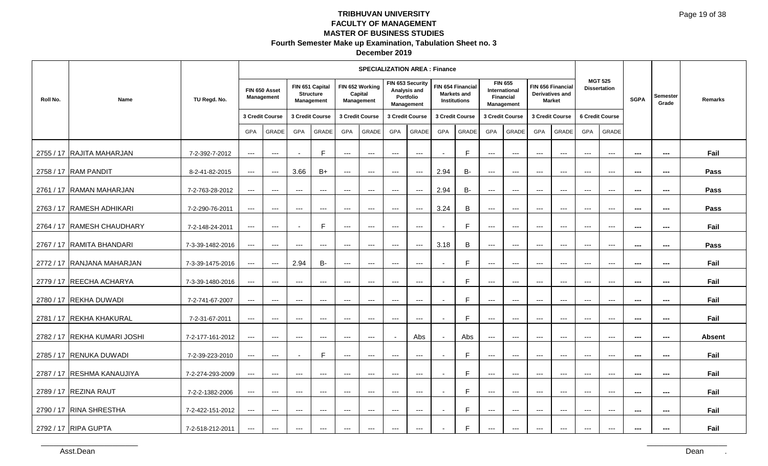# TRIBHUVAN UNIVERSITY
## FACULTY OF MANAGEMENT
## MASTER OF BUSINESS STUDIES
### Fourth Semester Make up Examination, Tabulation Sheet no. 3
### December 2019

| Roll No. | Name | TU Regd. No. | SPECIALIZATION AREA : Finance | | | | | | | | | | | | | | MGT 525 Dissertation | | SGPA | Semester Grade | Remarks |
|---|---|---|---|---|---|---|---|---|---|---|---|---|---|---|---|---|---|---|---|---|---|
| | | | FIN 650 Asset Management | | FIN 651 Capital Structure Management | | FIN 652 Working Capital Management | | FIN 653 Security Analysis and Portfolio Management | | FIN 654 Financial Markets and Institutions | | FIN 655 International Financial Management | | FIN 656 Financial Derivatives and Market | | | | | | |
| | | | 3 Credit Course | | 3 Credit Course | | 3 Credit Course | | 3 Credit Course | | 3 Credit Course | | 3 Credit Course | | 3 Credit Course | | 6 Credit Course | | | | |
| | | | GPA | GRADE | GPA | GRADE | GPA | GRADE | GPA | GRADE | GPA | GRADE | GPA | GRADE | GPA | GRADE | GPA | GRADE | | | |
| 2755 / 17 | RAJITA MAHARJAN | 7-2-392-7-2012 | --- | --- | - | F | --- | --- | --- | --- | - | F | --- | --- | --- | --- | --- | --- | --- | --- | Fail |
| 2758 / 17 | RAM PANDIT | 8-2-41-82-2015 | --- | --- | 3.66 | B+ | --- | --- | --- | --- | 2.94 | B- | --- | --- | --- | --- | --- | --- | --- | --- | Pass |
| 2761 / 17 | RAMAN MAHARJAN | 7-2-763-28-2012 | --- | --- | --- | --- | --- | --- | --- | --- | 2.94 | B- | --- | --- | --- | --- | --- | --- | --- | --- | Pass |
| 2763 / 17 | RAMESH ADHIKARI | 7-2-290-76-2011 | --- | --- | --- | --- | --- | --- | --- | --- | 3.24 | B | --- | --- | --- | --- | --- | --- | --- | --- | Pass |
| 2764 / 17 | RAMESH CHAUDHARY | 7-2-148-24-2011 | --- | --- | - | F | --- | --- | --- | --- | - | F | --- | --- | --- | --- | --- | --- | --- | --- | Fail |
| 2767 / 17 | RAMITA BHANDARI | 7-3-39-1482-2016 | --- | --- | --- | --- | --- | --- | --- | --- | 3.18 | B | --- | --- | --- | --- | --- | --- | --- | --- | Pass |
| 2772 / 17 | RANJANA MAHARJAN | 7-3-39-1475-2016 | --- | --- | 2.94 | B- | --- | --- | --- | --- | - | F | --- | --- | --- | --- | --- | --- | --- | --- | Fail |
| 2779 / 17 | REECHA ACHARYA | 7-3-39-1480-2016 | --- | --- | --- | --- | --- | --- | --- | --- | - | F | --- | --- | --- | --- | --- | --- | --- | --- | Fail |
| 2780 / 17 | REKHA DUWADI | 7-2-741-67-2007 | --- | --- | --- | --- | --- | --- | --- | --- | - | F | --- | --- | --- | --- | --- | --- | --- | --- | Fail |
| 2781 / 17 | REKHA KHAKURAL | 7-2-31-67-2011 | --- | --- | --- | --- | --- | --- | --- | --- | - | F | --- | --- | --- | --- | --- | --- | --- | --- | Fail |
| 2782 / 17 | REKHA KUMARI JOSHI | 7-2-177-161-2012 | --- | --- | --- | --- | --- | --- | - | Abs | - | Abs | --- | --- | --- | --- | --- | --- | --- | --- | Absent |
| 2785 / 17 | RENUKA DUWADI | 7-2-39-223-2010 | --- | --- | - | F | --- | --- | --- | --- | - | F | --- | --- | --- | --- | --- | --- | --- | --- | Fail |
| 2787 / 17 | RESHMA KANAUJIYA | 7-2-274-293-2009 | --- | --- | --- | --- | --- | --- | --- | --- | - | F | --- | --- | --- | --- | --- | --- | --- | --- | Fail |
| 2789 / 17 | REZINA RAUT | 7-2-2-1382-2006 | --- | --- | --- | --- | --- | --- | --- | --- | - | F | --- | --- | --- | --- | --- | --- | --- | --- | Fail |
| 2790 / 17 | RINA SHRESTHA | 7-2-422-151-2012 | --- | --- | --- | --- | --- | --- | --- | --- | - | F | --- | --- | --- | --- | --- | --- | --- | --- | Fail |
| 2792 / 17 | RIPA GUPTA | 7-2-518-212-2011 | --- | --- | --- | --- | --- | --- | --- | --- | - | F | --- | --- | --- | --- | --- | --- | --- | --- | Fail |

Asst.Dean

Dean .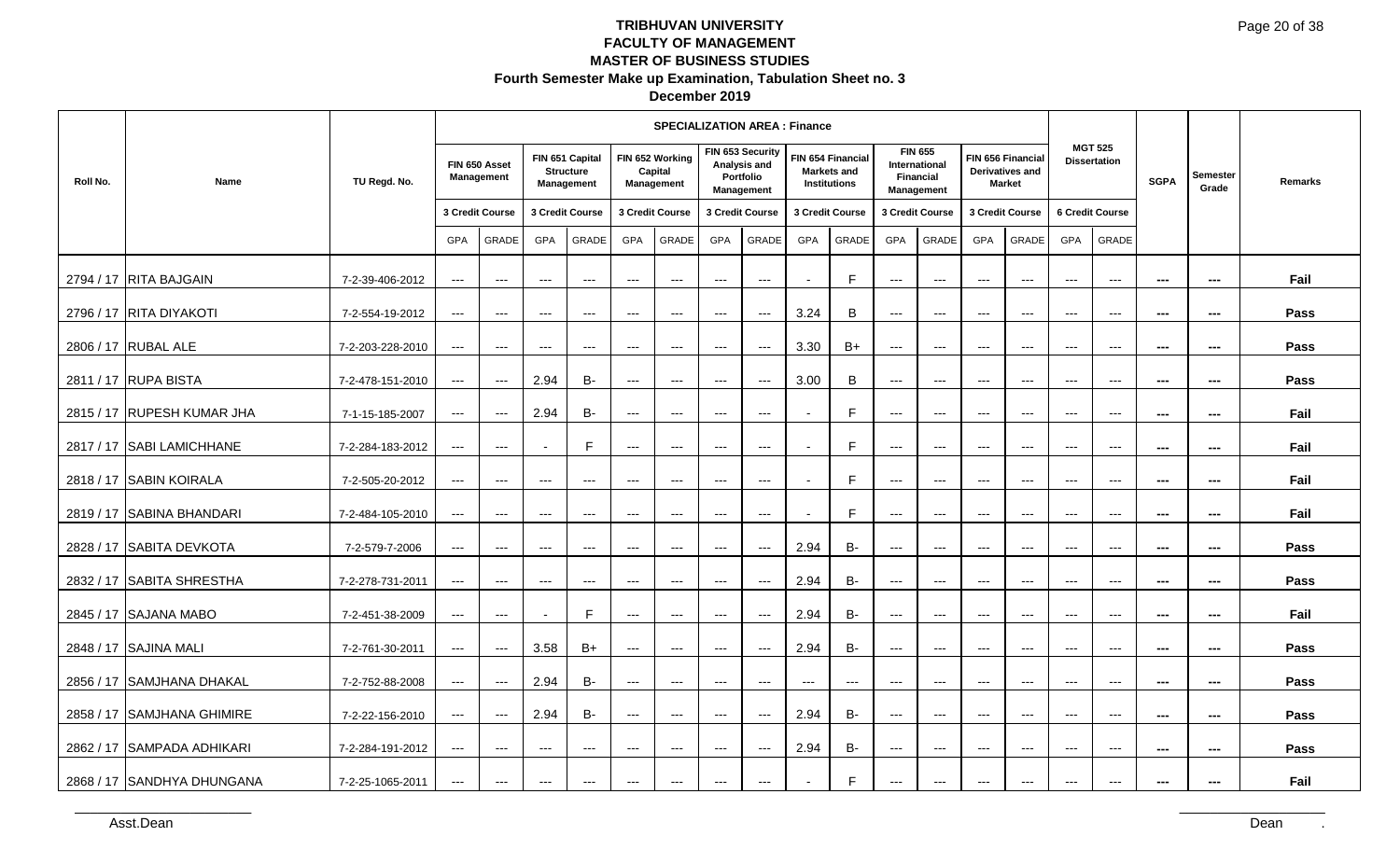# TRIBHUVAN UNIVERSITY
## FACULTY OF MANAGEMENT
## MASTER OF BUSINESS STUDIES
### Fourth Semester Make up Examination, Tabulation Sheet no. 3
### December 2019

| Roll No. | Name | TU Regd. No. | SPECIALIZATION AREA : Finance | | | | | | | | | | | | | | | | | | SGPA | Semester Grade | Remarks |
|---|---|---|---|---|---|---|---|---|---|---|---|---|---|---|---|---|---|---|---|---|---|---|---|
| | | | FIN 650 Asset Management | | FIN 651 Capital Structure Management | | FIN 652 Working Capital Management | | FIN 653 Security Analysis and Portfolio Management | | FIN 654 Financial Markets and Institutions | | FIN 655 International Financial Management | | FIN 656 Financial Derivatives and Market | | MGT 525 Dissertation | | | | | | |
| | | | 3 Credit Course | | 3 Credit Course | | 3 Credit Course | | 3 Credit Course | | 3 Credit Course | | 3 Credit Course | | 3 Credit Course | | 6 Credit Course | | | | | | |
| | | | GPA | GRADE | GPA | GRADE | GPA | GRADE | GPA | GRADE | GPA | GRADE | GPA | GRADE | GPA | GRADE | GPA | GRADE | | | | | |
| 2794 / 17 | RITA BAJGAIN | 7-2-39-406-2012 | --- | --- | --- | --- | --- | --- | --- | --- | - | F | --- | --- | --- | --- | --- | --- | --- | --- | Fail |
| 2796 / 17 | RITA DIYAKOTI | 7-2-554-19-2012 | --- | --- | --- | --- | --- | --- | --- | --- | 3.24 | B | --- | --- | --- | --- | --- | --- | --- | --- | Pass |
| 2806 / 17 | RUBAL ALE | 7-2-203-228-2010 | --- | --- | --- | --- | --- | --- | --- | --- | 3.30 | B+ | --- | --- | --- | --- | --- | --- | --- | --- | Pass |
| 2811 / 17 | RUPA BISTA | 7-2-478-151-2010 | --- | --- | 2.94 | B- | --- | --- | --- | --- | 3.00 | B | --- | --- | --- | --- | --- | --- | --- | --- | Pass |
| 2815 / 17 | RUPESH KUMAR JHA | 7-1-15-185-2007 | --- | --- | 2.94 | B- | --- | --- | --- | --- | - | F | --- | --- | --- | --- | --- | --- | --- | --- | Fail |
| 2817 / 17 | SABI LAMICHHANE | 7-2-284-183-2012 | --- | --- | - | F | --- | --- | --- | --- | - | F | --- | --- | --- | --- | --- | --- | --- | --- | Fail |
| 2818 / 17 | SABIN KOIRALA | 7-2-505-20-2012 | --- | --- | --- | --- | --- | --- | --- | --- | - | F | --- | --- | --- | --- | --- | --- | --- | --- | Fail |
| 2819 / 17 | SABINA BHANDARI | 7-2-484-105-2010 | --- | --- | --- | --- | --- | --- | --- | --- | - | F | --- | --- | --- | --- | --- | --- | --- | --- | Fail |
| 2828 / 17 | SABITA DEVKOTA | 7-2-579-7-2006 | --- | --- | --- | --- | --- | --- | --- | --- | 2.94 | B- | --- | --- | --- | --- | --- | --- | --- | --- | Pass |
| 2832 / 17 | SABITA SHRESTHA | 7-2-278-731-2011 | --- | --- | --- | --- | --- | --- | --- | --- | 2.94 | B- | --- | --- | --- | --- | --- | --- | --- | --- | Pass |
| 2845 / 17 | SAJANA MABO | 7-2-451-38-2009 | --- | --- | - | F | --- | --- | --- | --- | 2.94 | B- | --- | --- | --- | --- | --- | --- | --- | --- | Fail |
| 2848 / 17 | SAJINA MALI | 7-2-761-30-2011 | --- | --- | 3.58 | B+ | --- | --- | --- | --- | 2.94 | B- | --- | --- | --- | --- | --- | --- | --- | --- | Pass |
| 2856 / 17 | SAMJHANA DHAKAL | 7-2-752-88-2008 | --- | --- | 2.94 | B- | --- | --- | --- | --- | --- | --- | --- | --- | --- | --- | --- | --- | --- | --- | Pass |
| 2858 / 17 | SAMJHANA GHIMIRE | 7-2-22-156-2010 | --- | --- | 2.94 | B- | --- | --- | --- | --- | 2.94 | B- | --- | --- | --- | --- | --- | --- | --- | --- | Pass |
| 2862 / 17 | SAMPADA ADHIKARI | 7-2-284-191-2012 | --- | --- | --- | --- | --- | --- | --- | --- | 2.94 | B- | --- | --- | --- | --- | --- | --- | --- | --- | Pass |
| 2868 / 17 | SANDHYA DHUNGANA | 7-2-25-1065-2011 | --- | --- | --- | --- | --- | --- | --- | --- | - | F | --- | --- | --- | --- | --- | --- | --- | --- | Fail |

Asst.Dean

Dean .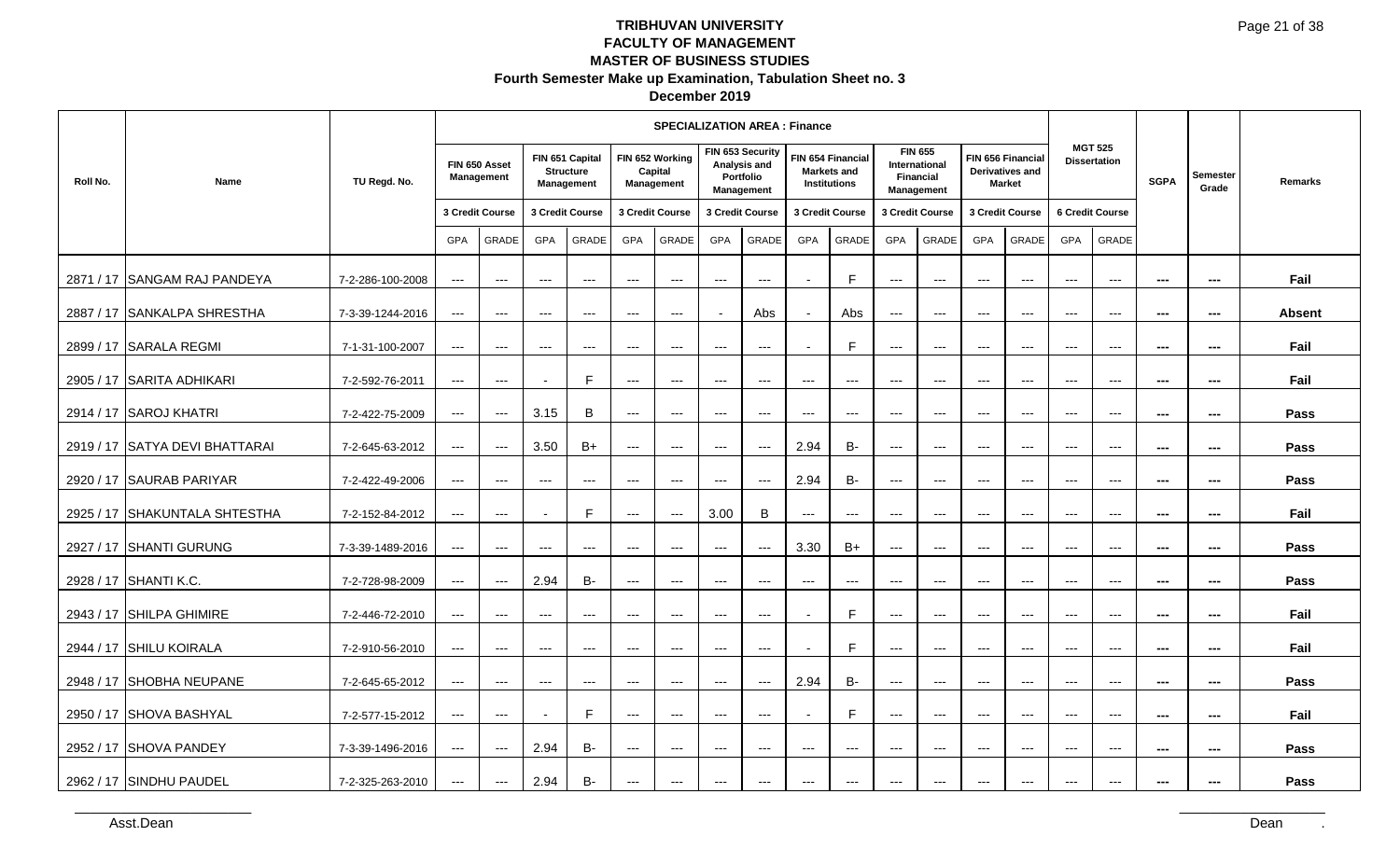# TRIBHUVAN UNIVERSITY
## FACULTY OF MANAGEMENT
## MASTER OF BUSINESS STUDIES
### Fourth Semester Make up Examination, Tabulation Sheet no. 3
### December 2019

| Roll No. | Name | TU Regd. No. | SPECIALIZATION AREA : Finance | | | | | | | | | | | | | | MGT 525 Dissertation | | SGPA | Semester Grade | Remarks |
|---|---|---|---|---|---|---|---|---|---|---|---|---|---|---|---|---|---|---|---|---|---|
| | | | FIN 650 Asset Management | | FIN 651 Capital Structure Management | | FIN 652 Working Capital Management | | FIN 653 Security Analysis and Portfolio Management | | FIN 654 Financial Markets and Institutions | | FIN 655 International Financial Management | | FIN 656 Financial Derivatives and Market | | | | | | |
| | | | 3 Credit Course | | 3 Credit Course | | 3 Credit Course | | 3 Credit Course | | 3 Credit Course | | 3 Credit Course | | 3 Credit Course | | 6 Credit Course | | | | |
| | | | GPA | GRADE | GPA | GRADE | GPA | GRADE | GPA | GRADE | GPA | GRADE | GPA | GRADE | GPA | GRADE | GPA | GRADE | | | |
| 2871 / 17 | SANGAM RAJ PANDEYA | 7-2-286-100-2008 | --- | --- | --- | --- | --- | --- | --- | --- | - | F | --- | --- | --- | --- | --- | --- | --- | --- | Fail |
| 2887 / 17 | SANKALPA SHRESTHA | 7-3-39-1244-2016 | --- | --- | --- | --- | --- | --- | - | Abs | - | Abs | --- | --- | --- | --- | --- | --- | --- | --- | Absent |
| 2899 / 17 | SARALA REGMI | 7-1-31-100-2007 | --- | --- | --- | --- | --- | --- | --- | --- | - | F | --- | --- | --- | --- | --- | --- | --- | --- | Fail |
| 2905 / 17 | SARITA ADHIKARI | 7-2-592-76-2011 | --- | --- | - | F | --- | --- | --- | --- | --- | --- | --- | --- | --- | --- | --- | --- | --- | --- | Fail |
| 2914 / 17 | SAROJ KHATRI | 7-2-422-75-2009 | --- | --- | 3.15 | B | --- | --- | --- | --- | --- | --- | --- | --- | --- | --- | --- | --- | --- | --- | Pass |
| 2919 / 17 | SATYA DEVI BHATTARAI | 7-2-645-63-2012 | --- | --- | 3.50 | B+ | --- | --- | --- | --- | 2.94 | B- | --- | --- | --- | --- | --- | --- | --- | --- | Pass |
| 2920 / 17 | SAURAB PARIYAR | 7-2-422-49-2006 | --- | --- | --- | --- | --- | --- | --- | --- | 2.94 | B- | --- | --- | --- | --- | --- | --- | --- | --- | Pass |
| 2925 / 17 | SHAKUNTALA SHTESTHA | 7-2-152-84-2012 | --- | --- | - | F | --- | --- | 3.00 | B | --- | --- | --- | --- | --- | --- | --- | --- | --- | --- | Fail |
| 2927 / 17 | SHANTI GURUNG | 7-3-39-1489-2016 | --- | --- | --- | --- | --- | --- | --- | --- | 3.30 | B+ | --- | --- | --- | --- | --- | --- | --- | --- | Pass |
| 2928 / 17 | SHANTI K.C. | 7-2-728-98-2009 | --- | --- | 2.94 | B- | --- | --- | --- | --- | --- | --- | --- | --- | --- | --- | --- | --- | --- | --- | Pass |
| 2943 / 17 | SHILPA GHIMIRE | 7-2-446-72-2010 | --- | --- | --- | --- | --- | --- | --- | --- | - | F | --- | --- | --- | --- | --- | --- | --- | --- | Fail |
| 2944 / 17 | SHILU KOIRALA | 7-2-910-56-2010 | --- | --- | --- | --- | --- | --- | --- | --- | - | F | --- | --- | --- | --- | --- | --- | --- | --- | Fail |
| 2948 / 17 | SHOBHA NEUPANE | 7-2-645-65-2012 | --- | --- | --- | --- | --- | --- | --- | --- | 2.94 | B- | --- | --- | --- | --- | --- | --- | --- | --- | Pass |
| 2950 / 17 | SHOVA BASHYAL | 7-2-577-15-2012 | --- | --- | - | F | --- | --- | --- | --- | - | F | --- | --- | --- | --- | --- | --- | --- | --- | Fail |
| 2952 / 17 | SHOVA PANDEY | 7-3-39-1496-2016 | --- | --- | 2.94 | B- | --- | --- | --- | --- | --- | --- | --- | --- | --- | --- | --- | --- | --- | --- | Pass |
| 2962 / 17 | SINDHU PAUDEL | 7-2-325-263-2010 | --- | --- | 2.94 | B- | --- | --- | --- | --- | --- | --- | --- | --- | --- | --- | --- | --- | --- | --- | Pass |

Asst.Dean | Dean .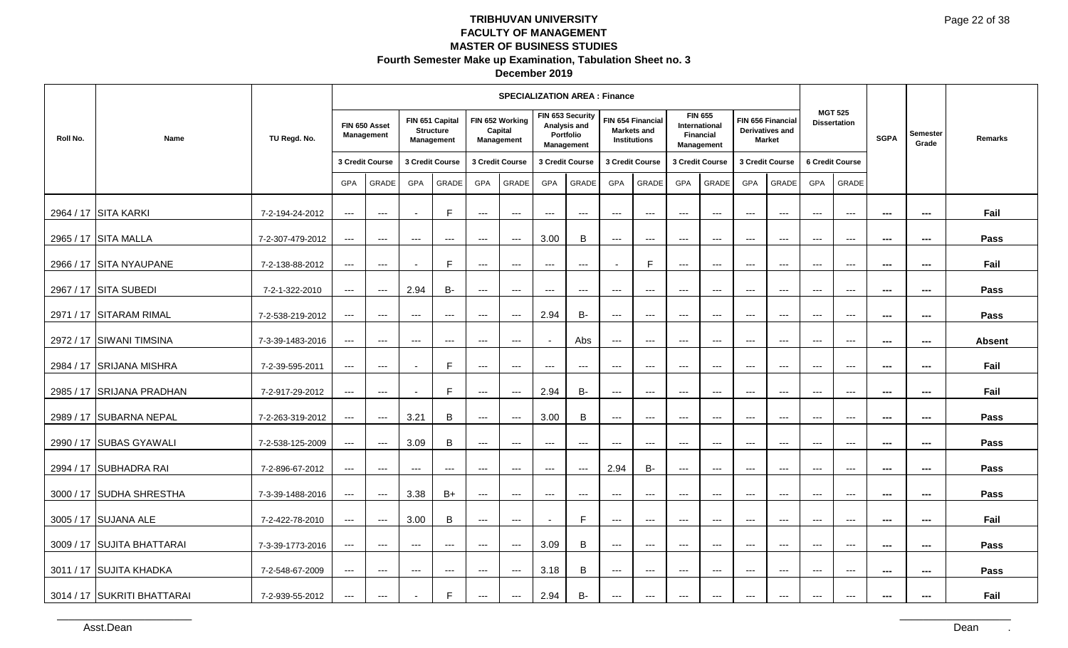# TRIBHUVAN UNIVERSITY
## FACULTY OF MANAGEMENT
## MASTER OF BUSINESS STUDIES
### Fourth Semester Make up Examination, Tabulation Sheet no. 3
### December 2019

| Roll No. | Name | TU Regd. No. | SPECIALIZATION AREA : Finance | | | | | | | | | | | | | | MGT 525 Dissertation | | SGPA | Semester Grade | Remarks |
|---|---|---|---|---|---|---|---|---|---|---|---|---|---|---|---|---|---|---|---|---|---|
| | | | FIN 650 Asset Management | | FIN 651 Capital Structure Management | | FIN 652 Working Capital Management | | FIN 653 Security Analysis and Portfolio Management | | FIN 654 Financial Markets and Institutions | | FIN 655 International Financial Management | | FIN 656 Financial Derivatives and Market | | | | | | |
| | | | 3 Credit Course | | 3 Credit Course | | 3 Credit Course | | 3 Credit Course | | 3 Credit Course | | 3 Credit Course | | 3 Credit Course | | 6 Credit Course | | | | |
| | | | GPA | GRADE | GPA | GRADE | GPA | GRADE | GPA | GRADE | GPA | GRADE | GPA | GRADE | GPA | GRADE | GPA | GRADE | | | |
| 2964 / 17 | SITA KARKI | 7-2-194-24-2012 | --- | --- | - | F | --- | --- | --- | --- | --- | --- | --- | --- | --- | --- | --- | --- | --- | --- | Fail |
| 2965 / 17 | SITA MALLA | 7-2-307-479-2012 | --- | --- | --- | --- | --- | --- | 3.00 | B | --- | --- | --- | --- | --- | --- | --- | --- | --- | --- | Pass |
| 2966 / 17 | SITA NYAUPANE | 7-2-138-88-2012 | --- | --- | - | F | --- | --- | --- | --- | - | F | --- | --- | --- | --- | --- | --- | --- | --- | Fail |
| 2967 / 17 | SITA SUBEDI | 7-2-1-322-2010 | --- | --- | 2.94 | B- | --- | --- | --- | --- | --- | --- | --- | --- | --- | --- | --- | --- | --- | --- | Pass |
| 2971 / 17 | SITARAM RIMAL | 7-2-538-219-2012 | --- | --- | --- | --- | --- | --- | 2.94 | B- | --- | --- | --- | --- | --- | --- | --- | --- | --- | --- | Pass |
| 2972 / 17 | SIWANI TIMSINA | 7-3-39-1483-2016 | --- | --- | --- | --- | --- | --- | - | Abs | --- | --- | --- | --- | --- | --- | --- | --- | --- | --- | Absent |
| 2984 / 17 | SRIJANA MISHRA | 7-2-39-595-2011 | --- | --- | - | F | --- | --- | --- | --- | --- | --- | --- | --- | --- | --- | --- | --- | --- | --- | Fail |
| 2985 / 17 | SRIJANA PRADHAN | 7-2-917-29-2012 | --- | --- | - | F | --- | --- | 2.94 | B- | --- | --- | --- | --- | --- | --- | --- | --- | --- | --- | Fail |
| 2989 / 17 | SUBARNA NEPAL | 7-2-263-319-2012 | --- | --- | 3.21 | B | --- | --- | 3.00 | B | --- | --- | --- | --- | --- | --- | --- | --- | --- | --- | Pass |
| 2990 / 17 | SUBAS GYAWALI | 7-2-538-125-2009 | --- | --- | 3.09 | B | --- | --- | --- | --- | --- | --- | --- | --- | --- | --- | --- | --- | --- | --- | Pass |
| 2994 / 17 | SUBHADRA RAI | 7-2-896-67-2012 | --- | --- | --- | --- | --- | --- | --- | --- | 2.94 | B- | --- | --- | --- | --- | --- | --- | --- | --- | Pass |
| 3000 / 17 | SUDHA SHRESTHA | 7-3-39-1488-2016 | --- | --- | 3.38 | B+ | --- | --- | --- | --- | --- | --- | --- | --- | --- | --- | --- | --- | --- | --- | Pass |
| 3005 / 17 | SUJANA ALE | 7-2-422-78-2010 | --- | --- | 3.00 | B | --- | --- | - | F | --- | --- | --- | --- | --- | --- | --- | --- | --- | --- | Fail |
| 3009 / 17 | SUJITA BHATTARAI | 7-3-39-1773-2016 | --- | --- | --- | --- | --- | --- | 3.09 | B | --- | --- | --- | --- | --- | --- | --- | --- | --- | --- | Pass |
| 3011 / 17 | SUJITA KHADKA | 7-2-548-67-2009 | --- | --- | --- | --- | --- | --- | 3.18 | B | --- | --- | --- | --- | --- | --- | --- | --- | --- | --- | Pass |
| 3014 / 17 | SUKRITI BHATTARAI | 7-2-939-55-2012 | --- | --- | - | F | --- | --- | 2.94 | B- | --- | --- | --- | --- | --- | --- | --- | --- | --- | --- | Fail |

Asst.Dean

Dean .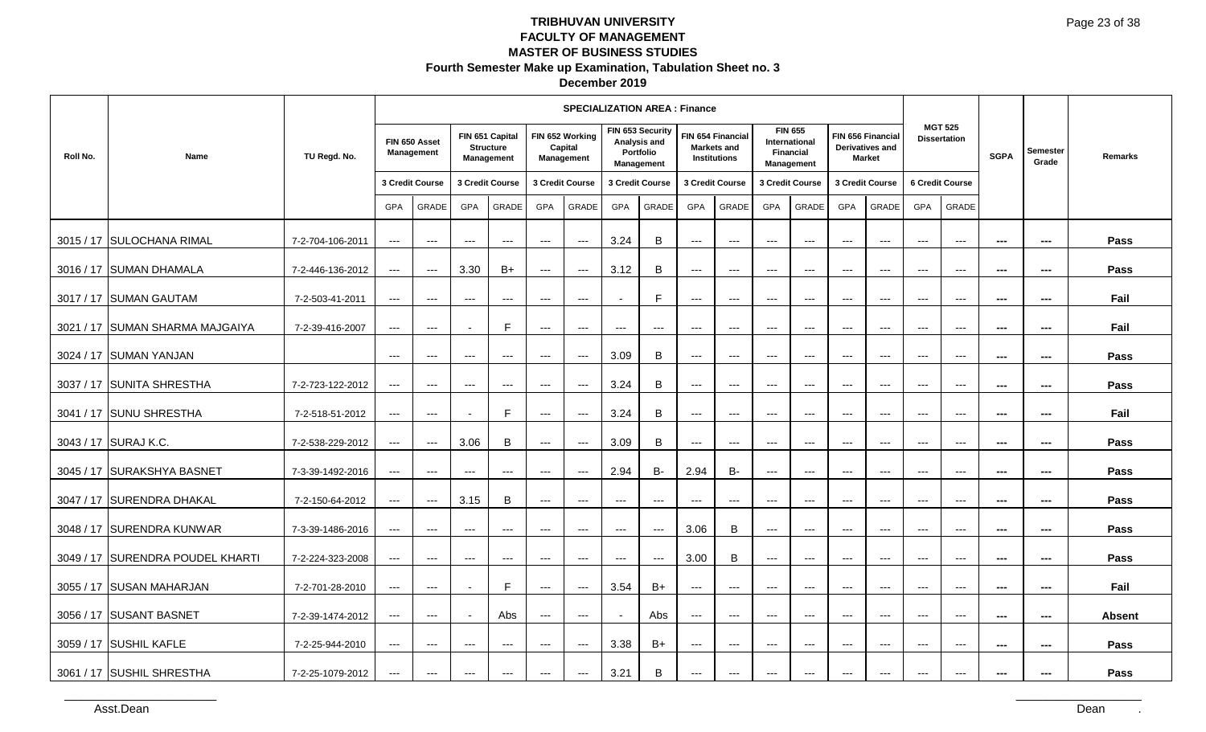# TRIBHUVAN UNIVERSITY
## FACULTY OF MANAGEMENT
## MASTER OF BUSINESS STUDIES
### Fourth Semester Make up Examination, Tabulation Sheet no. 3
### December 2019

| Roll No. | Name | TU Regd. No. | SPECIALIZATION AREA : Finance | | | | | | | | | | | | | | MGT 525 Dissertation | | SGPA | Semester Grade | Remarks |
|---|---|---|---|---|---|---|---|---|---|---|---|---|---|---|---|---|---|---|---|---|---|
| | | | FIN 650 Asset Management | | FIN 651 Capital Structure Management | | FIN 652 Working Capital Management | | FIN 653 Security Analysis and Portfolio Management | | FIN 654 Financial Markets and Institutions | | FIN 655 International Financial Management | | FIN 656 Financial Derivatives and Market | | | | | | |
| | | | 3 Credit Course | | 3 Credit Course | | 3 Credit Course | | 3 Credit Course | | 3 Credit Course | | 3 Credit Course | | 3 Credit Course | | 6 Credit Course | | | | |
| | | | GPA | GRADE | GPA | GRADE | GPA | GRADE | GPA | GRADE | GPA | GRADE | GPA | GRADE | GPA | GRADE | GPA | GRADE | | | |
| 3015 / 17 | SULOCHANA RIMAL | 7-2-704-106-2011 | --- | --- | --- | --- | --- | --- | 3.24 | B | --- | --- | --- | --- | --- | --- | --- | --- | --- | --- | Pass |
| 3016 / 17 | SUMAN DHAMALA | 7-2-446-136-2012 | --- | --- | 3.30 | B+ | --- | --- | 3.12 | B | --- | --- | --- | --- | --- | --- | --- | --- | --- | --- | Pass |
| 3017 / 17 | SUMAN GAUTAM | 7-2-503-41-2011 | --- | --- | --- | --- | --- | --- | - | F | --- | --- | --- | --- | --- | --- | --- | --- | --- | --- | Fail |
| 3021 / 17 | SUMAN SHARMA MAJGAIYA | 7-2-39-416-2007 | --- | --- | - | F | --- | --- | --- | --- | --- | --- | --- | --- | --- | --- | --- | --- | --- | --- | Fail |
| 3024 / 17 | SUMAN YANJAN | | --- | --- | --- | --- | --- | --- | 3.09 | B | --- | --- | --- | --- | --- | --- | --- | --- | --- | --- | Pass |
| 3037 / 17 | SUNITA SHRESTHA | 7-2-723-122-2012 | --- | --- | --- | --- | --- | --- | 3.24 | B | --- | --- | --- | --- | --- | --- | --- | --- | --- | --- | Pass |
| 3041 / 17 | SUNU SHRESTHA | 7-2-518-51-2012 | --- | --- | - | F | --- | --- | 3.24 | B | --- | --- | --- | --- | --- | --- | --- | --- | --- | --- | Fail |
| 3043 / 17 | SURAJ K.C. | 7-2-538-229-2012 | --- | --- | 3.06 | B | --- | --- | 3.09 | B | --- | --- | --- | --- | --- | --- | --- | --- | --- | --- | Pass |
| 3045 / 17 | SURAKSHYA BASNET | 7-3-39-1492-2016 | --- | --- | --- | --- | --- | --- | 2.94 | B- | 2.94 | B- | --- | --- | --- | --- | --- | --- | --- | --- | Pass |
| 3047 / 17 | SURENDRA DHAKAL | 7-2-150-64-2012 | --- | --- | 3.15 | B | --- | --- | --- | --- | --- | --- | --- | --- | --- | --- | --- | --- | --- | --- | Pass |
| 3048 / 17 | SURENDRA KUNWAR | 7-3-39-1486-2016 | --- | --- | --- | --- | --- | --- | --- | --- | 3.06 | B | --- | --- | --- | --- | --- | --- | --- | --- | Pass |
| 3049 / 17 | SURENDRA POUDEL KHARTI | 7-2-224-323-2008 | --- | --- | --- | --- | --- | --- | --- | --- | 3.00 | B | --- | --- | --- | --- | --- | --- | --- | --- | Pass |
| 3055 / 17 | SUSAN MAHARJAN | 7-2-701-28-2010 | --- | --- | - | F | --- | --- | 3.54 | B+ | --- | --- | --- | --- | --- | --- | --- | --- | --- | --- | Fail |
| 3056 / 17 | SUSANT BASNET | 7-2-39-1474-2012 | --- | --- | - | Abs | --- | --- | - | Abs | --- | --- | --- | --- | --- | --- | --- | --- | --- | --- | Absent |
| 3059 / 17 | SUSHIL KAFLE | 7-2-25-944-2010 | --- | --- | --- | --- | --- | --- | 3.38 | B+ | --- | --- | --- | --- | --- | --- | --- | --- | --- | --- | Pass |
| 3061 / 17 | SUSHIL SHRESTHA | 7-2-25-1079-2012 | --- | --- | --- | --- | --- | --- | 3.21 | B | --- | --- | --- | --- | --- | --- | --- | --- | --- | --- | Pass |

Asst.Dean

Dean .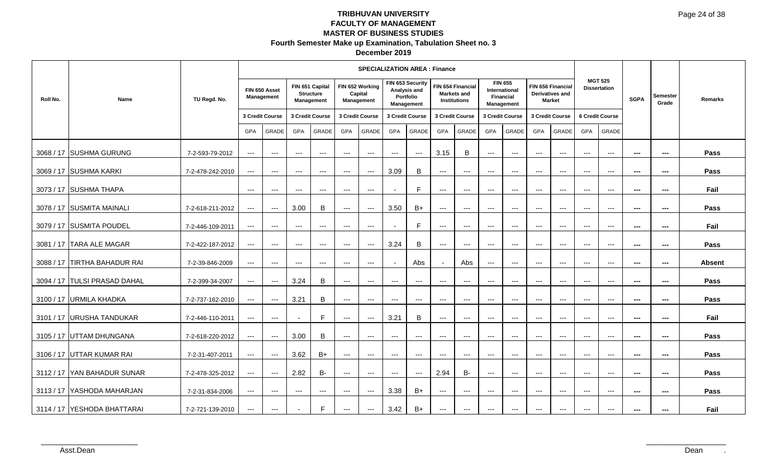# TRIBHUVAN UNIVERSITY
## FACULTY OF MANAGEMENT
## MASTER OF BUSINESS STUDIES
### Fourth Semester Make up Examination, Tabulation Sheet no. 3
### December 2019

| Roll No. | Name | TU Regd. No. | SPECIALIZATION AREA : Finance | | | | | | | | | | | | | | MGT 525 Dissertation | | SGPA | Semester Grade | Remarks |
|---|---|---|---|---|---|---|---|---|---|---|---|---|---|---|---|---|---|---|---|---|---|
| | | | FIN 650 Asset Management | | FIN 651 Capital Structure Management | | FIN 652 Working Capital Management | | FIN 653 Security Analysis and Portfolio Management | | FIN 654 Financial Markets and Institutions | | FIN 655 International Financial Management | | FIN 656 Financial Derivatives and Market | | | | | | |
| | | | 3 Credit Course | | 3 Credit Course | | 3 Credit Course | | 3 Credit Course | | 3 Credit Course | | 3 Credit Course | | 3 Credit Course | | 6 Credit Course | | | | |
| | | | GPA | GRADE | GPA | GRADE | GPA | GRADE | GPA | GRADE | GPA | GRADE | GPA | GRADE | GPA | GRADE | GPA | GRADE | | | |
| 3068 / 17 | SUSHMA GURUNG | 7-2-593-79-2012 | --- | --- | --- | --- | --- | --- | --- | --- | 3.15 | B | --- | --- | --- | --- | --- | --- | --- | --- | Pass |
| 3069 / 17 | SUSHMA KARKI | 7-2-478-242-2010 | --- | --- | --- | --- | --- | --- | 3.09 | B | --- | --- | --- | --- | --- | --- | --- | --- | --- | --- | Pass |
| 3073 / 17 | SUSHMA THAPA | | --- | --- | --- | --- | --- | --- | - | F | --- | --- | --- | --- | --- | --- | --- | --- | --- | --- | Fail |
| 3078 / 17 | SUSMITA MAINALI | 7-2-618-211-2012 | --- | --- | 3.00 | B | --- | --- | 3.50 | B+ | --- | --- | --- | --- | --- | --- | --- | --- | --- | --- | Pass |
| 3079 / 17 | SUSMITA POUDEL | 7-2-446-109-2011 | --- | --- | --- | --- | --- | --- | - | F | --- | --- | --- | --- | --- | --- | --- | --- | --- | --- | Fail |
| 3081 / 17 | TARA ALE MAGAR | 7-2-422-187-2012 | --- | --- | --- | --- | --- | --- | 3.24 | B | --- | --- | --- | --- | --- | --- | --- | --- | --- | --- | Pass |
| 3088 / 17 | TIRTHA BAHADUR RAI | 7-2-39-846-2009 | --- | --- | --- | --- | --- | --- | - | Abs | - | Abs | --- | --- | --- | --- | --- | --- | --- | --- | Absent |
| 3094 / 17 | TULSI PRASAD DAHAL | 7-2-399-34-2007 | --- | --- | 3.24 | B | --- | --- | --- | --- | --- | --- | --- | --- | --- | --- | --- | --- | --- | --- | Pass |
| 3100 / 17 | URMILA KHADKA | 7-2-737-162-2010 | --- | --- | 3.21 | B | --- | --- | --- | --- | --- | --- | --- | --- | --- | --- | --- | --- | --- | --- | Pass |
| 3101 / 17 | URUSHA TANDUKAR | 7-2-446-110-2011 | --- | --- | - | F | --- | --- | 3.21 | B | --- | --- | --- | --- | --- | --- | --- | --- | --- | --- | Fail |
| 3105 / 17 | UTTAM DHUNGANA | 7-2-618-220-2012 | --- | --- | 3.00 | B | --- | --- | --- | --- | --- | --- | --- | --- | --- | --- | --- | --- | --- | --- | Pass |
| 3106 / 17 | UTTAR KUMAR RAI | 7-2-31-407-2011 | --- | --- | 3.62 | B+ | --- | --- | --- | --- | --- | --- | --- | --- | --- | --- | --- | --- | --- | --- | Pass |
| 3112 / 17 | YAN BAHADUR SUNAR | 7-2-478-325-2012 | --- | --- | 2.82 | B- | --- | --- | --- | --- | 2.94 | B- | --- | --- | --- | --- | --- | --- | --- | --- | Pass |
| 3113 / 17 | YASHODA MAHARJAN | 7-2-31-834-2006 | --- | --- | --- | --- | --- | --- | 3.38 | B+ | --- | --- | --- | --- | --- | --- | --- | --- | --- | --- | Pass |
| 3114 / 17 | YESHODA BHATTARAI | 7-2-721-139-2010 | --- | --- | - | F | --- | --- | 3.42 | B+ | --- | --- | --- | --- | --- | --- | --- | --- | --- | --- | Fail |

Asst.Dean

Dean .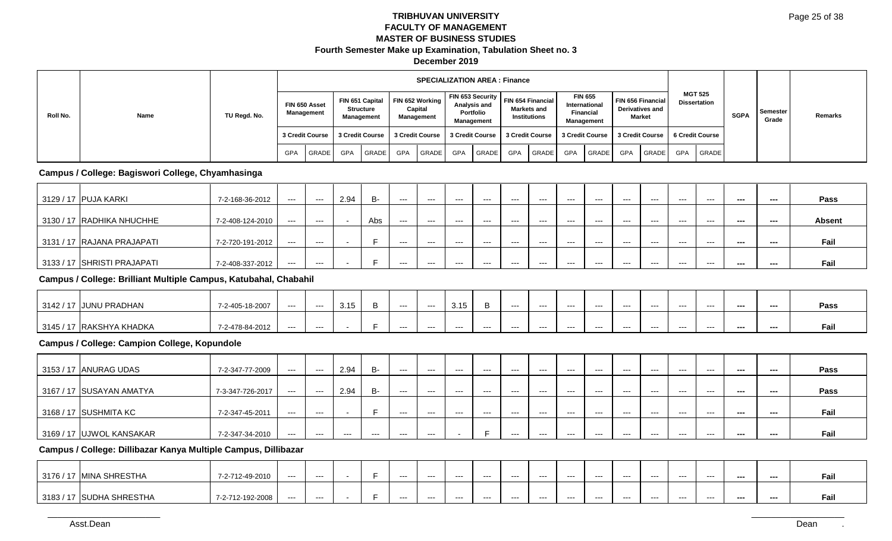# TRIBHUVAN UNIVERSITY
## FACULTY OF MANAGEMENT
## MASTER OF BUSINESS STUDIES
### Fourth Semester Make up Examination, Tabulation Sheet no. 3
### December 2019

| Roll No. | Name | TU Regd. No. | SPECIALIZATION AREA : Finance | | | | | | | | | | | | | | MGT 525 Dissertation | | SGPA | Semester Grade | Remarks |
|---|---|---|---|---|---|---|---|---|---|---|---|---|---|---|---|---|---|---|---|---|---|
| | | | FIN 650 Asset Management | | FIN 651 Capital Structure Management | | FIN 652 Working Capital Management | | FIN 653 Security Analysis and Portfolio Management | | FIN 654 Financial Markets and Institutions | | FIN 655 International Financial Management | | FIN 656 Financial Derivatives and Market | | | | | | |
| | | | 3 Credit Course | | 3 Credit Course | | 3 Credit Course | | 3 Credit Course | | 3 Credit Course | | 3 Credit Course | | 3 Credit Course | | 6 Credit Course | | | | |
| | | | GPA | GRADE | GPA | GRADE | GPA | GRADE | GPA | GRADE | GPA | GRADE | GPA | GRADE | GPA | GRADE | GPA | GRADE | | | |
| **Campus / College: Bagiswori College, Chyamhasinga** | | | | | | | | | | | | | | | | | | | | | |
| 3129 / 17 | PUJA KARKI | 7-2-168-36-2012 | --- | --- | 2.94 | B- | --- | --- | --- | --- | --- | --- | --- | --- | --- | --- | --- | --- | --- | --- | Pass |
| 3130 / 17 | RADHIKA NHUCHHE | 7-2-408-124-2010 | --- | --- | - | Abs | --- | --- | --- | --- | --- | --- | --- | --- | --- | --- | --- | --- | --- | --- | Absent |
| 3131 / 17 | RAJANA PRAJAPATI | 7-2-720-191-2012 | --- | --- | - | F | --- | --- | --- | --- | --- | --- | --- | --- | --- | --- | --- | --- | --- | --- | Fail |
| 3133 / 17 | SHRISTI PRAJAPATI | 7-2-408-337-2012 | --- | --- | - | F | --- | --- | --- | --- | --- | --- | --- | --- | --- | --- | --- | --- | --- | --- | Fail |
| **Campus / College: Brilliant Multiple Campus, Katubahal, Chabahil** | | | | | | | | | | | | | | | | | | | | | |
| 3142 / 17 | JUNU PRADHAN | 7-2-405-18-2007 | --- | --- | 3.15 | B | --- | --- | 3.15 | B | --- | --- | --- | --- | --- | --- | --- | --- | --- | --- | Pass |
| 3145 / 17 | RAKSHYA KHADKA | 7-2-478-84-2012 | --- | --- | - | F | --- | --- | --- | --- | --- | --- | --- | --- | --- | --- | --- | --- | --- | --- | Fail |
| **Campus / College: Campion College, Kopundole** | | | | | | | | | | | | | | | | | | | | | |
| 3153 / 17 | ANURAG UDAS | 7-2-347-77-2009 | --- | --- | 2.94 | B- | --- | --- | --- | --- | --- | --- | --- | --- | --- | --- | --- | --- | --- | --- | Pass |
| 3167 / 17 | SUSAYAN AMATYA | 7-3-347-726-2017 | --- | --- | 2.94 | B- | --- | --- | --- | --- | --- | --- | --- | --- | --- | --- | --- | --- | --- | --- | Pass |
| 3168 / 17 | SUSHMITA KC | 7-2-347-45-2011 | --- | --- | - | F | --- | --- | --- | --- | --- | --- | --- | --- | --- | --- | --- | --- | --- | --- | Fail |
| 3169 / 17 | UJWOL KANSAKAR | 7-2-347-34-2010 | --- | --- | --- | --- | --- | --- | - | F | --- | --- | --- | --- | --- | --- | --- | --- | --- | --- | Fail |
| **Campus / College: Dillibazar Kanya Multiple Campus, Dillibazar** | | | | | | | | | | | | | | | | | | | | | |
| 3176 / 17 | MINA SHRESTHA | 7-2-712-49-2010 | --- | --- | - | F | --- | --- | --- | --- | --- | --- | --- | --- | --- | --- | --- | --- | --- | --- | Fail |
| 3183 / 17 | SUDHA SHRESTHA | 7-2-712-192-2008 | --- | --- | - | F | --- | --- | --- | --- | --- | --- | --- | --- | --- | --- | --- | --- | --- | --- | Fail |

Asst.Dean

Dean .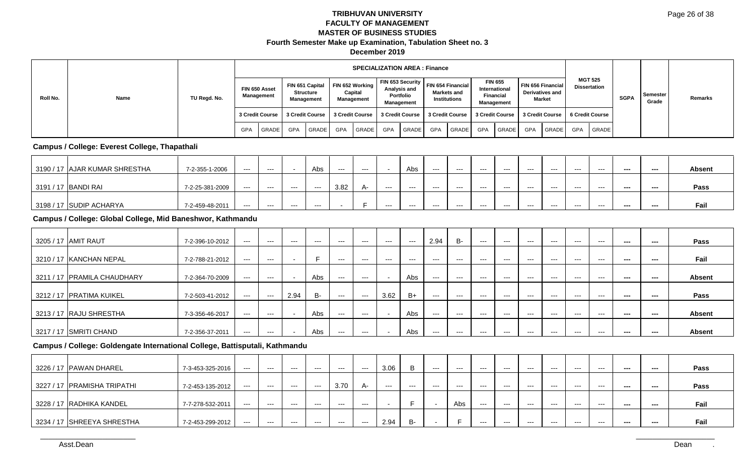# TRIBHUVAN UNIVERSITY
## FACULTY OF MANAGEMENT
## MASTER OF BUSINESS STUDIES
### Fourth Semester Make up Examination, Tabulation Sheet no. 3
### December 2019

| Roll No. | Name | TU Regd. No. | SPECIALIZATION AREA : Finance | | | | | | | | | | | | | | MGT 525 Dissertation | | SGPA | Semester Grade | Remarks |
|---|---|---|---|---|---|---|---|---|---|---|---|---|---|---|---|---|---|---|---|---|---|
| | | | FIN 650 Asset Management | | FIN 651 Capital Structure Management | | FIN 652 Working Capital Management | | FIN 653 Security Analysis and Portfolio Management | | FIN 654 Financial Markets and Institutions | | FIN 655 International Financial Management | | FIN 656 Financial Derivatives and Market | | | | | | |
| | | | 3 Credit Course | | 3 Credit Course | | 3 Credit Course | | 3 Credit Course | | 3 Credit Course | | 3 Credit Course | | 3 Credit Course | | 6 Credit Course | | | | |
| | | | GPA | GRADE | GPA | GRADE | GPA | GRADE | GPA | GRADE | GPA | GRADE | GPA | GRADE | GPA | GRADE | GPA | GRADE | | | |
| **Campus / College: Everest College, Thapathali** | | | | | | | | | | | | | | | | | | | | | |
| 3190 / 17 | AJAR KUMAR SHRESTHA | 7-2-355-1-2006 | --- | --- | - | Abs | --- | --- | - | Abs | --- | --- | --- | --- | --- | --- | --- | --- | --- | --- | Absent |
| 3191 / 17 | BANDI RAI | 7-2-25-381-2009 | --- | --- | --- | --- | 3.82 | A- | --- | --- | --- | --- | --- | --- | --- | --- | --- | --- | --- | --- | Pass |
| 3198 / 17 | SUDIP ACHARYA | 7-2-459-48-2011 | --- | --- | --- | --- | - | F | --- | --- | --- | --- | --- | --- | --- | --- | --- | --- | --- | --- | Fail |
| **Campus / College: Global College, Mid Baneshwor, Kathmandu** | | | | | | | | | | | | | | | | | | | | | |
| 3205 / 17 | AMIT RAUT | 7-2-396-10-2012 | --- | --- | --- | --- | --- | --- | --- | --- | 2.94 | B- | --- | --- | --- | --- | --- | --- | --- | --- | Pass |
| 3210 / 17 | KANCHAN NEPAL | 7-2-788-21-2012 | --- | --- | - | F | --- | --- | --- | --- | --- | --- | --- | --- | --- | --- | --- | --- | --- | --- | Fail |
| 3211 / 17 | PRAMILA CHAUDHARY | 7-2-364-70-2009 | --- | --- | - | Abs | --- | --- | - | Abs | --- | --- | --- | --- | --- | --- | --- | --- | --- | --- | Absent |
| 3212 / 17 | PRATIMA KUIKEL | 7-2-503-41-2012 | --- | --- | 2.94 | B- | --- | --- | 3.62 | B+ | --- | --- | --- | --- | --- | --- | --- | --- | --- | --- | Pass |
| 3213 / 17 | RAJU SHRESTHA | 7-3-356-46-2017 | --- | --- | - | Abs | --- | --- | - | Abs | --- | --- | --- | --- | --- | --- | --- | --- | --- | --- | Absent |
| 3217 / 17 | SMRITI CHAND | 7-2-356-37-2011 | --- | --- | - | Abs | --- | --- | - | Abs | --- | --- | --- | --- | --- | --- | --- | --- | --- | --- | Absent |
| **Campus / College: Goldengate International College, Battisputali, Kathmandu** | | | | | | | | | | | | | | | | | | | | | |
| 3226 / 17 | PAWAN DHAREL | 7-3-453-325-2016 | --- | --- | --- | --- | --- | --- | 3.06 | B | --- | --- | --- | --- | --- | --- | --- | --- | --- | --- | Pass |
| 3227 / 17 | PRAMISHA TRIPATHI | 7-2-453-135-2012 | --- | --- | --- | --- | 3.70 | A- | --- | --- | --- | --- | --- | --- | --- | --- | --- | --- | --- | --- | Pass |
| 3228 / 17 | RADHIKA KANDEL | 7-7-278-532-2011 | --- | --- | --- | --- | --- | --- | - | F | - | Abs | --- | --- | --- | --- | --- | --- | --- | --- | Fail |
| 3234 / 17 | SHREEYA SHRESTHA | 7-2-453-299-2012 | --- | --- | --- | --- | --- | --- | 2.94 | B- | - | F | --- | --- | --- | --- | --- | --- | --- | --- | Fail |

Asst.Dean

Dean .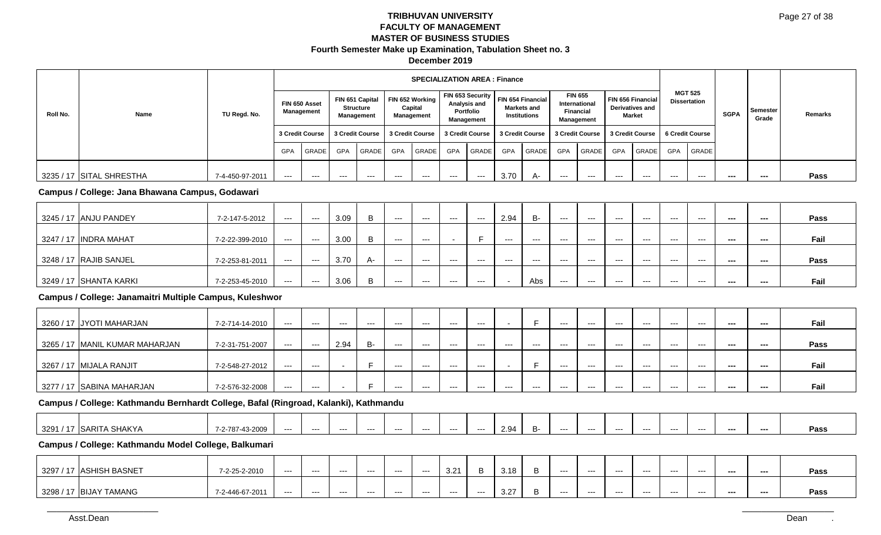# TRIBHUVAN UNIVERSITY
## FACULTY OF MANAGEMENT
## MASTER OF BUSINESS STUDIES
### Fourth Semester Make up Examination, Tabulation Sheet no. 3
### December 2019

| Roll No. | Name | TU Regd. No. | SPECIALIZATION AREA : Finance | | | | | | | | | | | | | | MGT 525 Dissertation | | SGPA | Semester Grade | Remarks |
|---|---|---|---|---|---|---|---|---|---|---|---|---|---|---|---|---|---|---|---|---|---|
| | | | FIN 650 Asset Management | | FIN 651 Capital Structure Management | | FIN 652 Working Capital Management | | FIN 653 Security Analysis and Portfolio Management | | FIN 654 Financial Markets and Institutions | | FIN 655 International Financial Management | | FIN 656 Financial Derivatives and Market | | | | | | |
| | | | 3 Credit Course | | 3 Credit Course | | 3 Credit Course | | 3 Credit Course | | 3 Credit Course | | 3 Credit Course | | 3 Credit Course | | 6 Credit Course | | | | |
| | | | GPA | GRADE | GPA | GRADE | GPA | GRADE | GPA | GRADE | GPA | GRADE | GPA | GRADE | GPA | GRADE | GPA | GRADE | | | |
| 3235 / 17 | SITAL SHRESTHA | 7-4-450-97-2011 | --- | --- | --- | --- | --- | --- | --- | --- | 3.70 | A- | --- | --- | --- | --- | --- | --- | --- | --- | Pass |
| **Campus / College: Jana Bhawana Campus, Godawari** | | | | | | | | | | | | | | | | | | | | | |
| 3245 / 17 | ANJU PANDEY | 7-2-147-5-2012 | --- | --- | 3.09 | B | --- | --- | --- | --- | 2.94 | B- | --- | --- | --- | --- | --- | --- | --- | --- | Pass |
| 3247 / 17 | INDRA MAHAT | 7-2-22-399-2010 | --- | --- | 3.00 | B | --- | --- | - | F | --- | --- | --- | --- | --- | --- | --- | --- | --- | --- | Fail |
| 3248 / 17 | RAJIB SANJEL | 7-2-253-81-2011 | --- | --- | 3.70 | A- | --- | --- | --- | --- | --- | --- | --- | --- | --- | --- | --- | --- | --- | --- | Pass |
| 3249 / 17 | SHANTA KARKI | 7-2-253-45-2010 | --- | --- | 3.06 | B | --- | --- | --- | --- | - | Abs | --- | --- | --- | --- | --- | --- | --- | --- | Fail |
| **Campus / College: Janamaitri Multiple Campus, Kuleshwor** | | | | | | | | | | | | | | | | | | | | | |
| 3260 / 17 | JYOTI MAHARJAN | 7-2-714-14-2010 | --- | --- | --- | --- | --- | --- | --- | --- | - | F | --- | --- | --- | --- | --- | --- | --- | --- | Fail |
| 3265 / 17 | MANIL KUMAR MAHARJAN | 7-2-31-751-2007 | --- | --- | 2.94 | B- | --- | --- | --- | --- | --- | --- | --- | --- | --- | --- | --- | --- | --- | --- | Pass |
| 3267 / 17 | MIJALA RANJIT | 7-2-548-27-2012 | --- | --- | - | F | --- | --- | --- | --- | - | F | --- | --- | --- | --- | --- | --- | --- | --- | Fail |
| 3277 / 17 | SABINA MAHARJAN | 7-2-576-32-2008 | --- | --- | - | F | --- | --- | --- | --- | --- | --- | --- | --- | --- | --- | --- | --- | --- | --- | Fail |
| **Campus / College: Kathmandu Bernhardt College, Bafal (Ringroad, Kalanki), Kathmandu** | | | | | | | | | | | | | | | | | | | | | |
| 3291 / 17 | SARITA SHAKYA | 7-2-787-43-2009 | --- | --- | --- | --- | --- | --- | --- | --- | 2.94 | B- | --- | --- | --- | --- | --- | --- | --- | --- | Pass |
| **Campus / College: Kathmandu Model College, Balkumari** | | | | | | | | | | | | | | | | | | | | | |
| 3297 / 17 | ASHISH BASNET | 7-2-25-2-2010 | --- | --- | --- | --- | --- | --- | 3.21 | B | 3.18 | B | --- | --- | --- | --- | --- | --- | --- | --- | Pass |
| 3298 / 17 | BIJAY TAMANG | 7-2-446-67-2011 | --- | --- | --- | --- | --- | --- | --- | --- | 3.27 | B | --- | --- | --- | --- | --- | --- | --- | --- | Pass |

Asst.Dean

Dean .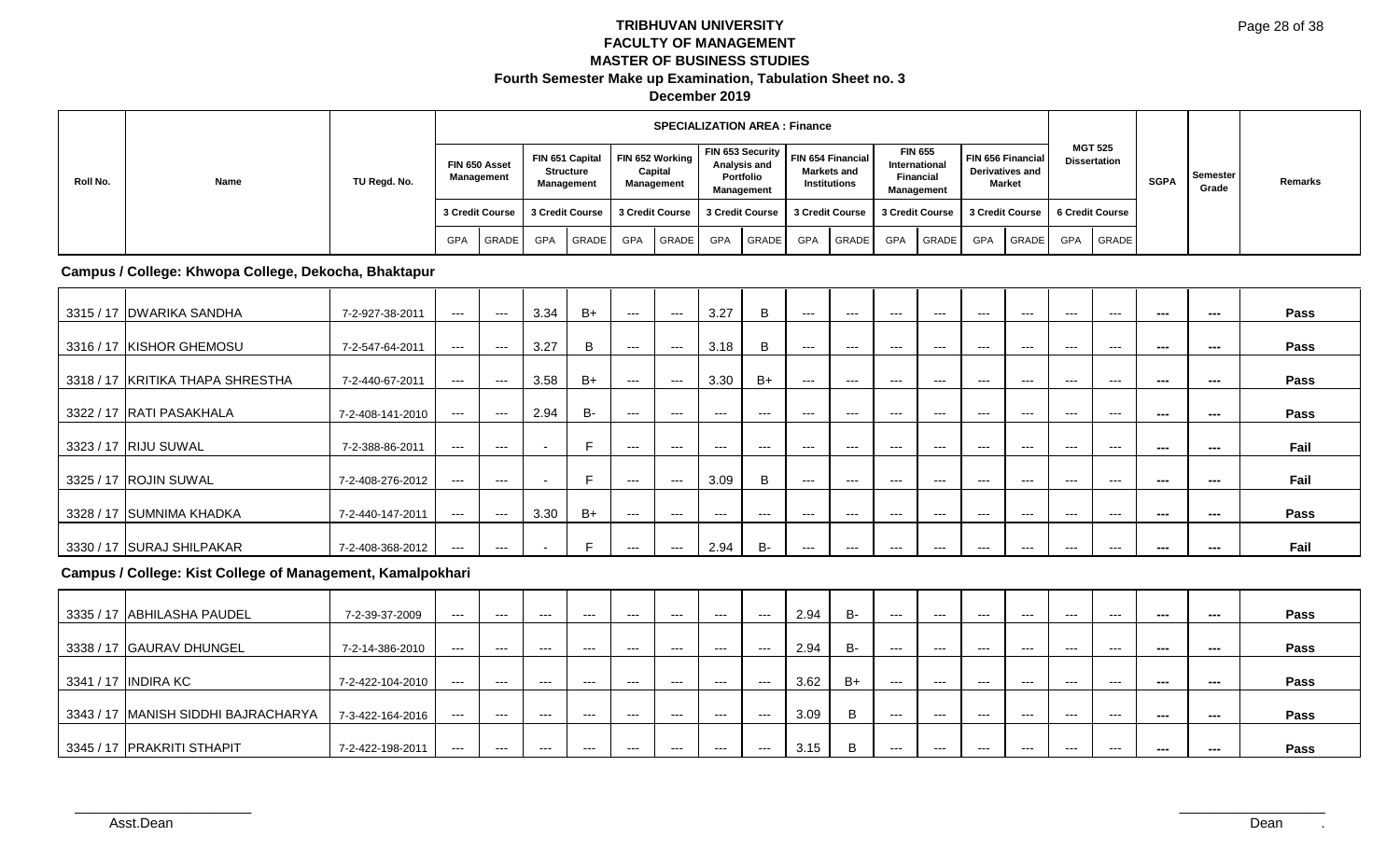**TRIBHUVAN UNIVERSITY**
**FACULTY OF MANAGEMENT**
**MASTER OF BUSINESS STUDIES**
**Fourth Semester Make up Examination, Tabulation Sheet no. 3**
**December 2019**

| Roll No. | Name | TU Regd. No. | SPECIALIZATION AREA : Finance | | | | | | | | | | | | | | | | | | SGPA | Semester Grade | Remarks |
|---|---|---|---|---|---|---|---|---|---|---|---|---|---|---|---|---|---|---|---|---|---|---|---|
| | | | FIN 650 Asset Management | | FIN 651 Capital Structure Management | | FIN 652 Working Capital Management | | FIN 653 Security Analysis and Portfolio Management | | FIN 654 Financial Markets and Institutions | | FIN 655 International Financial Management | | FIN 656 Financial Derivatives and Market | | MGT 525 Dissertation | | | | | | |
| | | | 3 Credit Course | | 3 Credit Course | | 3 Credit Course | | 3 Credit Course | | 3 Credit Course | | 3 Credit Course | | 3 Credit Course | | 6 Credit Course | | | | | | |
| | | | GPA | GRADE | GPA | GRADE | GPA | GRADE | GPA | GRADE | GPA | GRADE | GPA | GRADE | GPA | GRADE | GPA | GRADE | | | | | |
| **Campus / College: Khwopa College, Dekocha, Bhaktapur** | | | | | | | | | | | | | | | | | | | | | | | |
| 3315 / 17 | DWARIKA SANDHA | 7-2-927-38-2011 | --- | --- | 3.34 | B+ | --- | --- | 3.27 | B | --- | --- | --- | --- | --- | --- | --- | --- | --- | --- | Pass |
| 3316 / 17 | KISHOR GHEMOSU | 7-2-547-64-2011 | --- | --- | 3.27 | B | --- | --- | 3.18 | B | --- | --- | --- | --- | --- | --- | --- | --- | --- | --- | Pass |
| 3318 / 17 | KRITIKA THAPA SHRESTHA | 7-2-440-67-2011 | --- | --- | 3.58 | B+ | --- | --- | 3.30 | B+ | --- | --- | --- | --- | --- | --- | --- | --- | --- | --- | Pass |
| 3322 / 17 | RATI PASAKHALA | 7-2-408-141-2010 | --- | --- | 2.94 | B- | --- | --- | --- | --- | --- | --- | --- | --- | --- | --- | --- | --- | --- | --- | Pass |
| 3323 / 17 | RIJU SUWAL | 7-2-388-86-2011 | --- | --- | - | F | --- | --- | --- | --- | --- | --- | --- | --- | --- | --- | --- | --- | --- | --- | Fail |
| 3325 / 17 | ROJIN SUWAL | 7-2-408-276-2012 | --- | --- | - | F | --- | --- | 3.09 | B | --- | --- | --- | --- | --- | --- | --- | --- | --- | --- | Fail |
| 3328 / 17 | SUMNIMA KHADKA | 7-2-440-147-2011 | --- | --- | 3.30 | B+ | --- | --- | --- | --- | --- | --- | --- | --- | --- | --- | --- | --- | --- | --- | Pass |
| 3330 / 17 | SURAJ SHILPAKAR | 7-2-408-368-2012 | --- | --- | - | F | --- | --- | 2.94 | B- | --- | --- | --- | --- | --- | --- | --- | --- | --- | --- | Fail |
| **Campus / College: Kist College of Management, Kamalpokhari** | | | | | | | | | | | | | | | | | | | | | | | |
| 3335 / 17 | ABHILASHA PAUDEL | 7-2-39-37-2009 | --- | --- | --- | --- | --- | --- | --- | --- | 2.94 | B- | --- | --- | --- | --- | --- | --- | --- | --- | Pass |
| 3338 / 17 | GAURAV DHUNGEL | 7-2-14-386-2010 | --- | --- | --- | --- | --- | --- | --- | --- | 2.94 | B- | --- | --- | --- | --- | --- | --- | --- | --- | Pass |
| 3341 / 17 | INDIRA KC | 7-2-422-104-2010 | --- | --- | --- | --- | --- | --- | --- | --- | 3.62 | B+ | --- | --- | --- | --- | --- | --- | --- | --- | Pass |
| 3343 / 17 | MANISH SIDDHI BAJRACHARYA | 7-3-422-164-2016 | --- | --- | --- | --- | --- | --- | --- | --- | 3.09 | B | --- | --- | --- | --- | --- | --- | --- | --- | Pass |
| 3345 / 17 | PRAKRITI STHAPIT | 7-2-422-198-2011 | --- | --- | --- | --- | --- | --- | --- | --- | 3.15 | B | --- | --- | --- | --- | --- | --- | --- | --- | Pass |

Asst.Dean

Dean .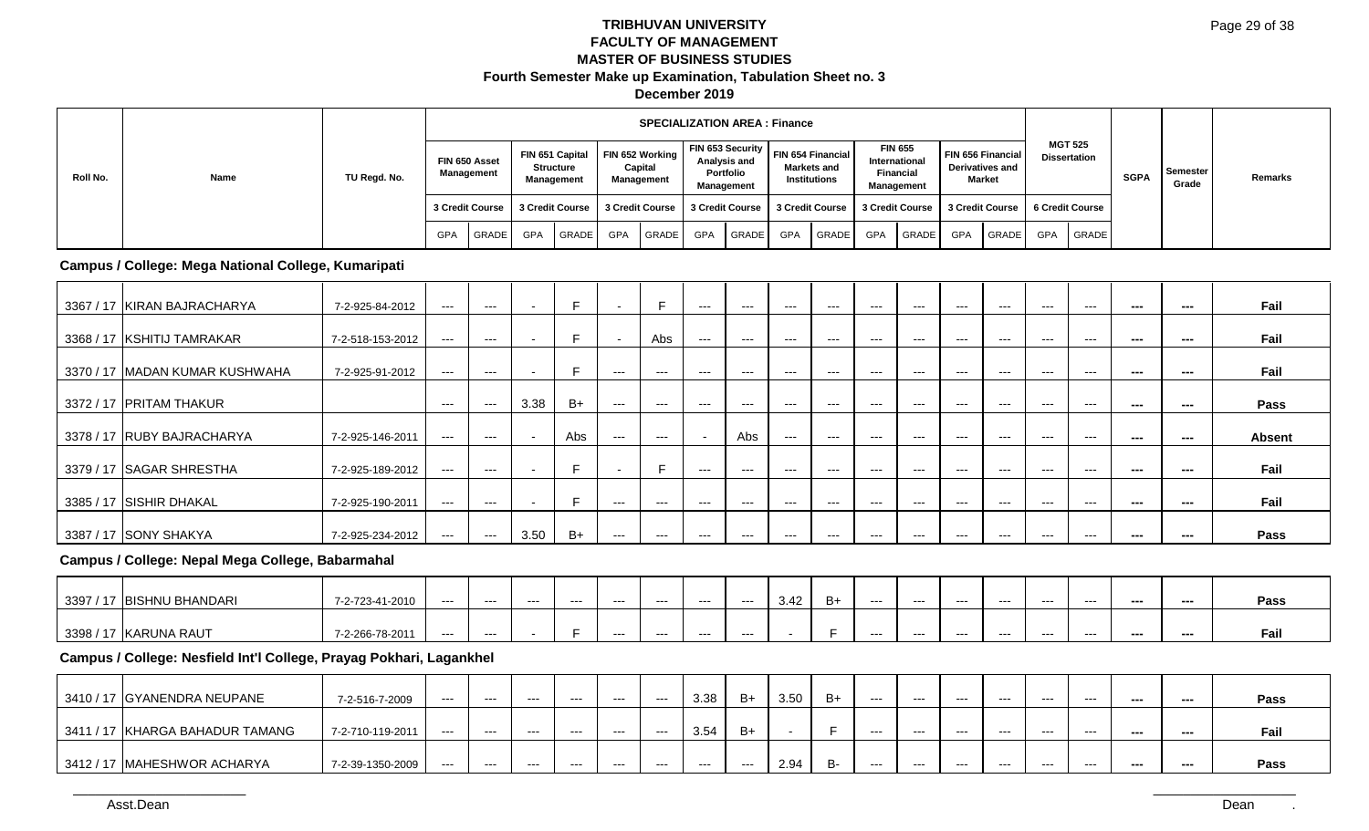# TRIBHUVAN UNIVERSITY
## FACULTY OF MANAGEMENT
## MASTER OF BUSINESS STUDIES
### Fourth Semester Make up Examination, Tabulation Sheet no. 3
### December 2019

| Roll No. | Name | TU Regd. No. | SPECIALIZATION AREA : Finance | | | | | | | | | | | | | | | | SGPA | Semester Grade | Remarks |
|---|---|---|---|---|---|---|---|---|---|---|---|---|---|---|---|---|---|---|---|---|---|
| | | | FIN 650 Asset Management | | FIN 651 Capital Structure Management | | FIN 652 Working Capital Management | | FIN 653 Security Analysis and Portfolio Management | | FIN 654 Financial Markets and Institutions | | FIN 655 International Financial Management | | FIN 656 Financial Derivatives and Market | | MGT 525 Dissertation | | | | |
| | | | 3 Credit Course | | 3 Credit Course | | 3 Credit Course | | 3 Credit Course | | 3 Credit Course | | 3 Credit Course | | 3 Credit Course | | 6 Credit Course | | | | |
| | | | GPA | GRADE | GPA | GRADE | GPA | GRADE | GPA | GRADE | GPA | GRADE | GPA | GRADE | GPA | GRADE | GPA | GRADE | | | |
| **Campus / College: Mega National College, Kumaripati** | | | | | | | | | | | | | | | | | | | | | |
| 3367 / 17 | KIRAN BAJRACHARYA | 7-2-925-84-2012 | --- | --- | - | F | - | F | --- | --- | --- | --- | --- | --- | --- | --- | --- | --- | --- | --- | Fail |
| 3368 / 17 | KSHITIJ TAMRAKAR | 7-2-518-153-2012 | --- | --- | - | F | - | Abs | --- | --- | --- | --- | --- | --- | --- | --- | --- | --- | --- | --- | Fail |
| 3370 / 17 | MADAN KUMAR KUSHWAHA | 7-2-925-91-2012 | --- | --- | - | F | --- | --- | --- | --- | --- | --- | --- | --- | --- | --- | --- | --- | --- | --- | Fail |
| 3372 / 17 | PRITAM THAKUR | | --- | --- | 3.38 | B+ | --- | --- | --- | --- | --- | --- | --- | --- | --- | --- | --- | --- | --- | --- | Pass |
| 3378 / 17 | RUBY BAJRACHARYA | 7-2-925-146-2011 | --- | --- | - | Abs | --- | --- | - | Abs | --- | --- | --- | --- | --- | --- | --- | --- | --- | --- | Absent |
| 3379 / 17 | SAGAR SHRESTHA | 7-2-925-189-2012 | --- | --- | - | F | - | F | --- | --- | --- | --- | --- | --- | --- | --- | --- | --- | --- | --- | Fail |
| 3385 / 17 | SISHIR DHAKAL | 7-2-925-190-2011 | --- | --- | - | F | --- | --- | --- | --- | --- | --- | --- | --- | --- | --- | --- | --- | --- | --- | Fail |
| 3387 / 17 | SONY SHAKYA | 7-2-925-234-2012 | --- | --- | 3.50 | B+ | --- | --- | --- | --- | --- | --- | --- | --- | --- | --- | --- | --- | --- | --- | Pass |
| **Campus / College: Nepal Mega College, Babarmahal** | | | | | | | | | | | | | | | | | | | | | |
| 3397 / 17 | BISHNU BHANDARI | 7-2-723-41-2010 | --- | --- | --- | --- | --- | --- | --- | --- | 3.42 | B+ | --- | --- | --- | --- | --- | --- | --- | --- | Pass |
| 3398 / 17 | KARUNA RAUT | 7-2-266-78-2011 | --- | --- | - | F | --- | --- | --- | --- | - | F | --- | --- | --- | --- | --- | --- | --- | --- | Fail |
| **Campus / College: Nesfield Int'l College, Prayag Pokhari, Lagankhel** | | | | | | | | | | | | | | | | | | | | | |
| 3410 / 17 | GYANENDRA NEUPANE | 7-2-516-7-2009 | --- | --- | --- | --- | --- | --- | 3.38 | B+ | 3.50 | B+ | --- | --- | --- | --- | --- | --- | --- | --- | Pass |
| 3411 / 17 | KHARGA BAHADUR TAMANG | 7-2-710-119-2011 | --- | --- | --- | --- | --- | --- | 3.54 | B+ | - | F | --- | --- | --- | --- | --- | --- | --- | --- | Fail |
| 3412 / 17 | MAHESHWOR ACHARYA | 7-2-39-1350-2009 | --- | --- | --- | --- | --- | --- | --- | --- | 2.94 | B- | --- | --- | --- | --- | --- | --- | --- | --- | Pass |

Asst.Dean　　　　　　　　　　　　　　　　　　　　　　　　　　　　　　　　　　　　　　Dean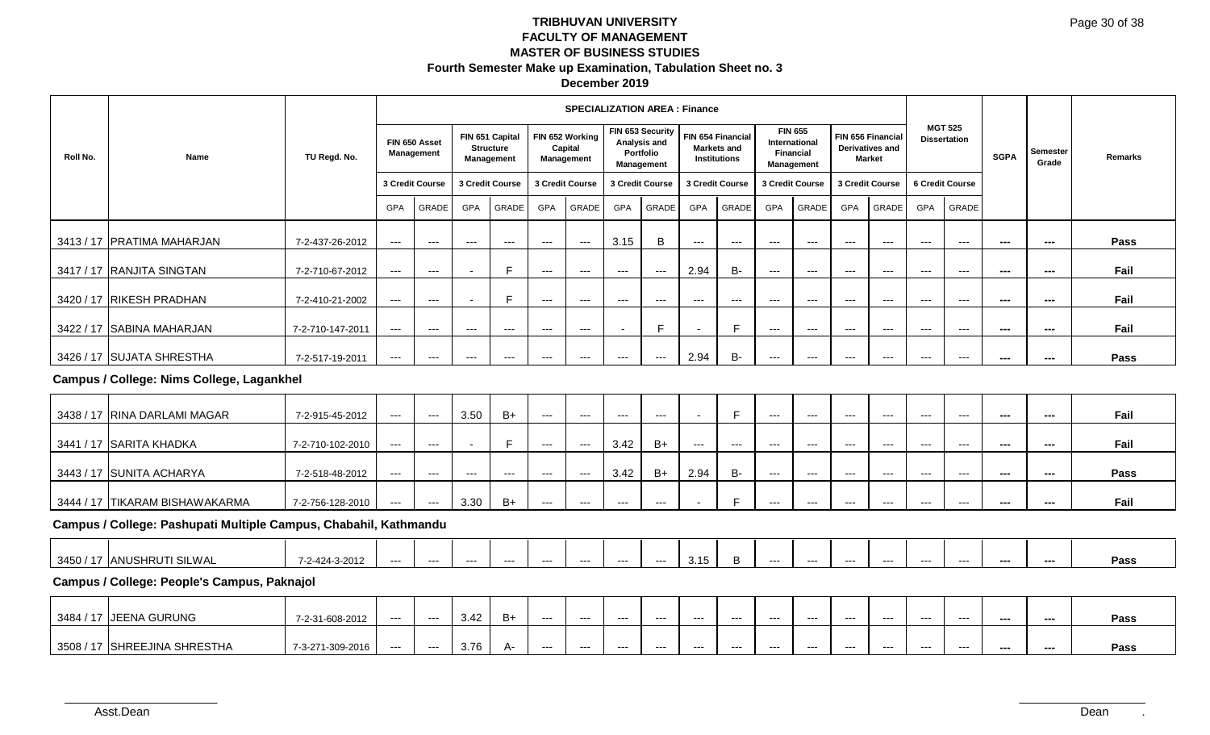# TRIBHUVAN UNIVERSITY
## FACULTY OF MANAGEMENT
## MASTER OF BUSINESS STUDIES
### Fourth Semester Make up Examination, Tabulation Sheet no. 3
### December 2019

| Roll No. | Name | TU Regd. No. | SPECIALIZATION AREA : Finance | | | | | | | | | | | | | | MGT 525 Dissertation | | SGPA | Semester Grade | Remarks |
|---|---|---|---|---|---|---|---|---|---|---|---|---|---|---|---|---|---|---|---|---|---|
| | | | FIN 650 Asset Management | | FIN 651 Capital Structure Management | | FIN 652 Working Capital Management | | FIN 653 Security Analysis and Portfolio Management | | FIN 654 Financial Markets and Institutions | | FIN 655 International Financial Management | | FIN 656 Financial Derivatives and Market | | | | | | |
| | | | 3 Credit Course | | 3 Credit Course | | 3 Credit Course | | 3 Credit Course | | 3 Credit Course | | 3 Credit Course | | 3 Credit Course | | 6 Credit Course | | | | |
| | | | GPA | GRADE | GPA | GRADE | GPA | GRADE | GPA | GRADE | GPA | GRADE | GPA | GRADE | GPA | GRADE | GPA | GRADE | | | |
| 3413 / 17 | PRATIMA MAHARJAN | 7-2-437-26-2012 | --- | --- | --- | --- | --- | --- | 3.15 | B | --- | --- | --- | --- | --- | --- | --- | --- | --- | --- | Pass |
| 3417 / 17 | RANJITA SINGTAN | 7-2-710-67-2012 | --- | --- | - | F | --- | --- | --- | --- | 2.94 | B- | --- | --- | --- | --- | --- | --- | --- | --- | Fail |
| 3420 / 17 | RIKESH PRADHAN | 7-2-410-21-2002 | --- | --- | - | F | --- | --- | --- | --- | --- | --- | --- | --- | --- | --- | --- | --- | --- | --- | Fail |
| 3422 / 17 | SABINA MAHARJAN | 7-2-710-147-2011 | --- | --- | --- | --- | --- | --- | - | F | - | F | --- | --- | --- | --- | --- | --- | --- | --- | Fail |
| 3426 / 17 | SUJATA SHRESTHA | 7-2-517-19-2011 | --- | --- | --- | --- | --- | --- | --- | --- | 2.94 | B- | --- | --- | --- | --- | --- | --- | --- | --- | Pass |
| **Campus / College: Nims College, Lagankhel** | | | | | | | | | | | | | | | | | | | | | |
| 3438 / 17 | RINA DARLAMI MAGAR | 7-2-915-45-2012 | --- | --- | 3.50 | B+ | --- | --- | --- | --- | - | F | --- | --- | --- | --- | --- | --- | --- | --- | Fail |
| 3441 / 17 | SARITA KHADKA | 7-2-710-102-2010 | --- | --- | - | F | --- | --- | 3.42 | B+ | --- | --- | --- | --- | --- | --- | --- | --- | --- | --- | Fail |
| 3443 / 17 | SUNITA ACHARYA | 7-2-518-48-2012 | --- | --- | --- | --- | --- | --- | 3.42 | B+ | 2.94 | B- | --- | --- | --- | --- | --- | --- | --- | --- | Pass |
| 3444 / 17 | TIKARAM BISHAWAKARMA | 7-2-756-128-2010 | --- | --- | 3.30 | B+ | --- | --- | --- | --- | - | F | --- | --- | --- | --- | --- | --- | --- | --- | Fail |
| **Campus / College: Pashupati Multiple Campus, Chabahil, Kathmandu** | | | | | | | | | | | | | | | | | | | | | |
| 3450 / 17 | ANUSHRUTI SILWAL | 7-2-424-3-2012 | --- | --- | --- | --- | --- | --- | --- | --- | 3.15 | B | --- | --- | --- | --- | --- | --- | --- | --- | Pass |
| **Campus / College: People's Campus, Paknajol** | | | | | | | | | | | | | | | | | | | | | |
| 3484 / 17 | JEENA GURUNG | 7-2-31-608-2012 | --- | --- | 3.42 | B+ | --- | --- | --- | --- | --- | --- | --- | --- | --- | --- | --- | --- | --- | --- | Pass |
| 3508 / 17 | SHREEJINA SHRESTHA | 7-3-271-309-2016 | --- | --- | 3.76 | A- | --- | --- | --- | --- | --- | --- | --- | --- | --- | --- | --- | --- | --- | --- | Pass |

Asst.Dean                                                                                                    Dean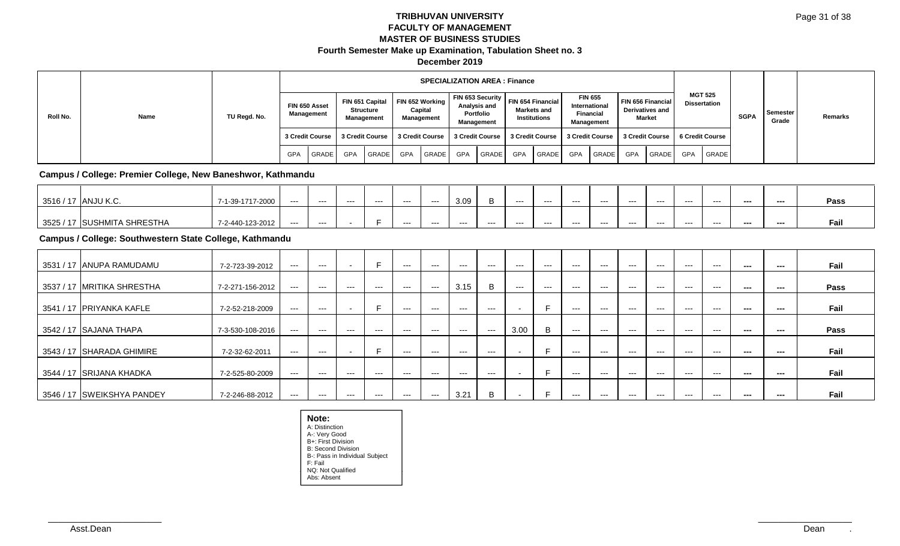# TRIBHUVAN UNIVERSITY

## FACULTY OF MANAGEMENT

## MASTER OF BUSINESS STUDIES

### Fourth Semester Make up Examination, Tabulation Sheet no. 3

### December 2019

| Roll No. | Name | TU Regd. No. | SPECIALIZATION AREA : Finance | | | | | | | | | | | | | | MGT 525 Dissertation | | SGPA | Semester Grade | Remarks |
|---|---|---|---|---|---|---|---|---|---|---|---|---|---|---|---|---|---|---|---|---|---|
| | | | FIN 650 Asset Management | | FIN 651 Capital Structure Management | | FIN 652 Working Capital Management | | FIN 653 Security Analysis and Portfolio Management | | FIN 654 Financial Markets and Institutions | | FIN 655 International Financial Management | | FIN 656 Financial Derivatives and Market | | | | | | |
| | | | 3 Credit Course | | 3 Credit Course | | 3 Credit Course | | 3 Credit Course | | 3 Credit Course | | 3 Credit Course | | 3 Credit Course | | 6 Credit Course | | | | |
| | | | GPA | GRADE | GPA | GRADE | GPA | GRADE | GPA | GRADE | GPA | GRADE | GPA | GRADE | GPA | GRADE | GPA | GRADE | | | |
| **Campus / College: Premier College, New Baneshwor, Kathmandu** | | | | | | | | | | | | | | | | | | | | | |
| 3516 / 17 | ANJU K.C. | 7-1-39-1717-2000 | --- | --- | --- | --- | --- | --- | 3.09 | B | --- | --- | --- | --- | --- | --- | --- | --- | --- | --- | Pass |
| 3525 / 17 | SUSHMITA SHRESTHA | 7-2-440-123-2012 | --- | --- | - | F | --- | --- | --- | --- | --- | --- | --- | --- | --- | --- | --- | --- | --- | --- | Fail |
| **Campus / College: Southwestern State College, Kathmandu** | | | | | | | | | | | | | | | | | | | | | |
| 3531 / 17 | ANUPA RAMUDAMU | 7-2-723-39-2012 | --- | --- | - | F | --- | --- | --- | --- | --- | --- | --- | --- | --- | --- | --- | --- | --- | --- | Fail |
| 3537 / 17 | MRITIKA SHRESTHA | 7-2-271-156-2012 | --- | --- | --- | --- | --- | --- | 3.15 | B | --- | --- | --- | --- | --- | --- | --- | --- | --- | --- | Pass |
| 3541 / 17 | PRIYANKA KAFLE | 7-2-52-218-2009 | --- | --- | - | F | --- | --- | --- | --- | - | F | --- | --- | --- | --- | --- | --- | --- | --- | Fail |
| 3542 / 17 | SAJANA THAPA | 7-3-530-108-2016 | --- | --- | --- | --- | --- | --- | --- | --- | 3.00 | B | --- | --- | --- | --- | --- | --- | --- | --- | Pass |
| 3543 / 17 | SHARADA GHIMIRE | 7-2-32-62-2011 | --- | --- | - | F | --- | --- | --- | --- | - | F | --- | --- | --- | --- | --- | --- | --- | --- | Fail |
| 3544 / 17 | SRIJANA KHADKA | 7-2-525-80-2009 | --- | --- | --- | --- | --- | --- | --- | --- | - | F | --- | --- | --- | --- | --- | --- | --- | --- | Fail |
| 3546 / 17 | SWEIKSHYA PANDEY | 7-2-246-88-2012 | --- | --- | --- | --- | --- | --- | 3.21 | B | - | F | --- | --- | --- | --- | --- | --- | --- | --- | Fail |

**Note:**
A: Distinction
A-: Very Good
B+: First Division
B: Second Division
B-: Pass in Individual Subject
F: Fail
NQ: Not Qualified
Abs: Absent

Asst.Dean

Dean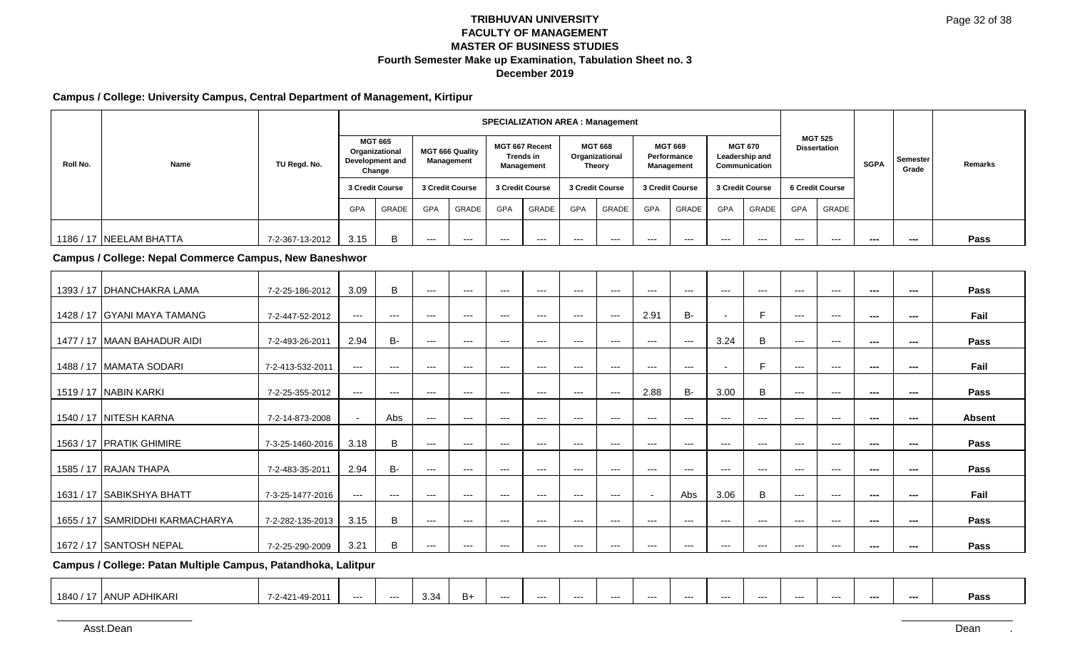# TRIBHUVAN UNIVERSITY
## FACULTY OF MANAGEMENT
## MASTER OF BUSINESS STUDIES
### Fourth Semester Make up Examination, Tabulation Sheet no. 3
### December 2019

**Campus / College: University Campus, Central Department of Management, Kirtipur**

| Roll No. | Name | TU Regd. No. | SPECIALIZATION AREA : Management | | | | | | | | | | | | MGT 525 Dissertation | | SGPA | Semester Grade | Remarks |
|---|---|---|---|---|---|---|---|---|---|---|---|---|---|---|---|---|---|---|---|
| | | | MGT 665 Organizational Development and Change | | MGT 666 Quality Management | | MGT 667 Recent Trends in Management | | MGT 668 Organizational Theory | | MGT 669 Performance Management | | MGT 670 Leadership and Communication | | | | | | |
| | | | 3 Credit Course | | 3 Credit Course | | 3 Credit Course | | 3 Credit Course | | 3 Credit Course | | 3 Credit Course | | 6 Credit Course | | | | |
| | | | GPA | GRADE | GPA | GRADE | GPA | GRADE | GPA | GRADE | GPA | GRADE | GPA | GRADE | GPA | GRADE | | | |
| 1186 / 17 | NEELAM BHATTA | 7-2-367-13-2012 | 3.15 | B | --- | --- | --- | --- | --- | --- | --- | --- | --- | --- | --- | --- | --- | --- | Pass |

**Campus / College: Nepal Commerce Campus, New Baneshwor**

| Roll No. | Name | TU Regd. No. | MGT 665 GPA | MGT 665 GRADE | MGT 666 GPA | MGT 666 GRADE | MGT 667 GPA | MGT 667 GRADE | MGT 668 GPA | MGT 668 GRADE | MGT 669 GPA | MGT 669 GRADE | MGT 670 GPA | MGT 670 GRADE | MGT 525 GPA | MGT 525 GRADE | SGPA | Semester Grade | Remarks |
|---|---|---|---|---|---|---|---|---|---|---|---|---|---|---|---|---|---|---|---|
| 1393 / 17 | DHANCHAKRA LAMA | 7-2-25-186-2012 | 3.09 | B | --- | --- | --- | --- | --- | --- | --- | --- | --- | --- | --- | --- | --- | --- | Pass |
| 1428 / 17 | GYANI MAYA TAMANG | 7-2-447-52-2012 | --- | --- | --- | --- | --- | --- | --- | --- | 2.91 | B- | - | F | --- | --- | --- | --- | Fail |
| 1477 / 17 | MAAN BAHADUR AIDI | 7-2-493-26-2011 | 2.94 | B- | --- | --- | --- | --- | --- | --- | --- | --- | 3.24 | B | --- | --- | --- | --- | Pass |
| 1488 / 17 | MAMATA SODARI | 7-2-413-532-2011 | --- | --- | --- | --- | --- | --- | --- | --- | --- | --- | - | F | --- | --- | --- | --- | Fail |
| 1519 / 17 | NABIN KARKI | 7-2-25-355-2012 | --- | --- | --- | --- | --- | --- | --- | --- | 2.88 | B- | 3.00 | B | --- | --- | --- | --- | Pass |
| 1540 / 17 | NITESH KARNA | 7-2-14-873-2008 | - | Abs | --- | --- | --- | --- | --- | --- | --- | --- | --- | --- | --- | --- | --- | --- | Absent |
| 1563 / 17 | PRATIK GHIMIRE | 7-3-25-1460-2016 | 3.18 | B | --- | --- | --- | --- | --- | --- | --- | --- | --- | --- | --- | --- | --- | --- | Pass |
| 1585 / 17 | RAJAN THAPA | 7-2-483-35-2011 | 2.94 | B- | --- | --- | --- | --- | --- | --- | --- | --- | --- | --- | --- | --- | --- | --- | Pass |
| 1631 / 17 | SABIKSHYA BHATT | 7-3-25-1477-2016 | --- | --- | --- | --- | --- | --- | --- | --- | - | Abs | 3.06 | B | --- | --- | --- | --- | Fail |
| 1655 / 17 | SAMRIDDHI KARMACHARYA | 7-2-282-135-2013 | 3.15 | B | --- | --- | --- | --- | --- | --- | --- | --- | --- | --- | --- | --- | --- | --- | Pass |
| 1672 / 17 | SANTOSH NEPAL | 7-2-25-290-2009 | 3.21 | B | --- | --- | --- | --- | --- | --- | --- | --- | --- | --- | --- | --- | --- | --- | Pass |

**Campus / College: Patan Multiple Campus, Patandhoka, Lalitpur**

| Roll No. | Name | TU Regd. No. | MGT 665 GPA | MGT 665 GRADE | MGT 666 GPA | MGT 666 GRADE | MGT 667 GPA | MGT 667 GRADE | MGT 668 GPA | MGT 668 GRADE | MGT 669 GPA | MGT 669 GRADE | MGT 670 GPA | MGT 670 GRADE | MGT 525 GPA | MGT 525 GRADE | SGPA | Semester Grade | Remarks |
|---|---|---|---|---|---|---|---|---|---|---|---|---|---|---|---|---|---|---|---|
| 1840 / 17 | ANUP ADHIKARI | 7-2-421-49-2011 | --- | --- | 3.34 | B+ | --- | --- | --- | --- | --- | --- | --- | --- | --- | --- | --- | --- | Pass |

Asst.Dean                                                                                                                  Dean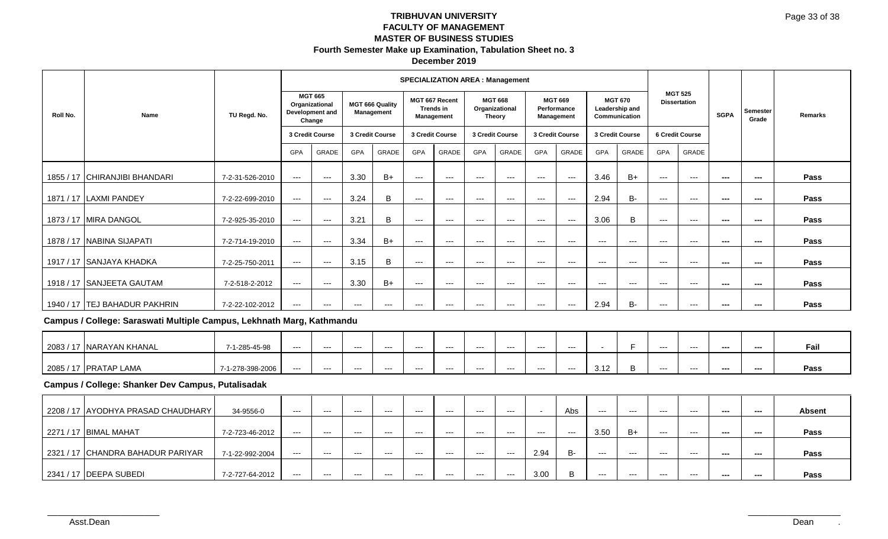# TRIBHUVAN UNIVERSITY
## FACULTY OF MANAGEMENT
## MASTER OF BUSINESS STUDIES
### Fourth Semester Make up Examination, Tabulation Sheet no. 3
### December 2019

| Roll No. | Name | TU Regd. No. | SPECIALIZATION AREA : Management | | | | | | | | | | | | MGT 525 Dissertation | | SGPA | Semester Grade | Remarks |
|---|---|---|---|---|---|---|---|---|---|---|---|---|---|---|---|---|---|---|---|
| | | | MGT 665 Organizational Development and Change | | MGT 666 Quality Management | | MGT 667 Recent Trends in Management | | MGT 668 Organizational Theory | | MGT 669 Performance Management | | MGT 670 Leadership and Communication | | | | | | |
| | | | 3 Credit Course | | 3 Credit Course | | 3 Credit Course | | 3 Credit Course | | 3 Credit Course | | 3 Credit Course | | 6 Credit Course | | | | |
| | | | GPA | GRADE | GPA | GRADE | GPA | GRADE | GPA | GRADE | GPA | GRADE | GPA | GRADE | GPA | GRADE | | | |
| 1855 / 17 | CHIRANJIBI BHANDARI | 7-2-31-526-2010 | --- | --- | 3.30 | B+ | --- | --- | --- | --- | --- | --- | 3.46 | B+ | --- | --- | --- | --- | Pass |
| 1871 / 17 | LAXMI PANDEY | 7-2-22-699-2010 | --- | --- | 3.24 | B | --- | --- | --- | --- | --- | --- | 2.94 | B- | --- | --- | --- | --- | Pass |
| 1873 / 17 | MIRA DANGOL | 7-2-925-35-2010 | --- | --- | 3.21 | B | --- | --- | --- | --- | --- | --- | 3.06 | B | --- | --- | --- | --- | Pass |
| 1878 / 17 | NABINA SIJAPATI | 7-2-714-19-2010 | --- | --- | 3.34 | B+ | --- | --- | --- | --- | --- | --- | --- | --- | --- | --- | --- | --- | Pass |
| 1917 / 17 | SANJAYA KHADKA | 7-2-25-750-2011 | --- | --- | 3.15 | B | --- | --- | --- | --- | --- | --- | --- | --- | --- | --- | --- | --- | Pass |
| 1918 / 17 | SANJEETA GAUTAM | 7-2-518-2-2012 | --- | --- | 3.30 | B+ | --- | --- | --- | --- | --- | --- | --- | --- | --- | --- | --- | --- | Pass |
| 1940 / 17 | TEJ BAHADUR PAKHRIN | 7-2-22-102-2012 | --- | --- | --- | --- | --- | --- | --- | --- | --- | --- | 2.94 | B- | --- | --- | --- | --- | Pass |

**Campus / College: Saraswati Multiple Campus, Lekhnath Marg, Kathmandu**

| Roll No. | Name | TU Regd. No. | MGT 665 GPA | MGT 665 GRADE | MGT 666 GPA | MGT 666 GRADE | MGT 667 GPA | MGT 667 GRADE | MGT 668 GPA | MGT 668 GRADE | MGT 669 GPA | MGT 669 GRADE | MGT 670 GPA | MGT 670 GRADE | MGT 525 GPA | MGT 525 GRADE | SGPA | Semester Grade | Remarks |
|---|---|---|---|---|---|---|---|---|---|---|---|---|---|---|---|---|---|---|---|
| 2083 / 17 | NARAYAN KHANAL | 7-1-285-45-98 | --- | --- | --- | --- | --- | --- | --- | --- | --- | --- | - | F | --- | --- | --- | --- | Fail |
| 2085 / 17 | PRATAP LAMA | 7-1-278-398-2006 | --- | --- | --- | --- | --- | --- | --- | --- | --- | --- | 3.12 | B | --- | --- | --- | --- | Pass |

**Campus / College: Shanker Dev Campus, Putalisadak**

| Roll No. | Name | TU Regd. No. | MGT 665 GPA | MGT 665 GRADE | MGT 666 GPA | MGT 666 GRADE | MGT 667 GPA | MGT 667 GRADE | MGT 668 GPA | MGT 668 GRADE | MGT 669 GPA | MGT 669 GRADE | MGT 670 GPA | MGT 670 GRADE | MGT 525 GPA | MGT 525 GRADE | SGPA | Semester Grade | Remarks |
|---|---|---|---|---|---|---|---|---|---|---|---|---|---|---|---|---|---|---|---|
| 2208 / 17 | AYODHYA PRASAD CHAUDHARY | 34-9556-0 | --- | --- | --- | --- | --- | --- | --- | --- | - | Abs | --- | --- | --- | --- | --- | --- | Absent |
| 2271 / 17 | BIMAL MAHAT | 7-2-723-46-2012 | --- | --- | --- | --- | --- | --- | --- | --- | --- | --- | 3.50 | B+ | --- | --- | --- | --- | Pass |
| 2321 / 17 | CHANDRA BAHADUR PARIYAR | 7-1-22-992-2004 | --- | --- | --- | --- | --- | --- | --- | --- | 2.94 | B- | --- | --- | --- | --- | --- | --- | Pass |
| 2341 / 17 | DEEPA SUBEDI | 7-2-727-64-2012 | --- | --- | --- | --- | --- | --- | --- | --- | 3.00 | B | --- | --- | --- | --- | --- | --- | Pass |

Asst.Dean                                                                                                    Dean .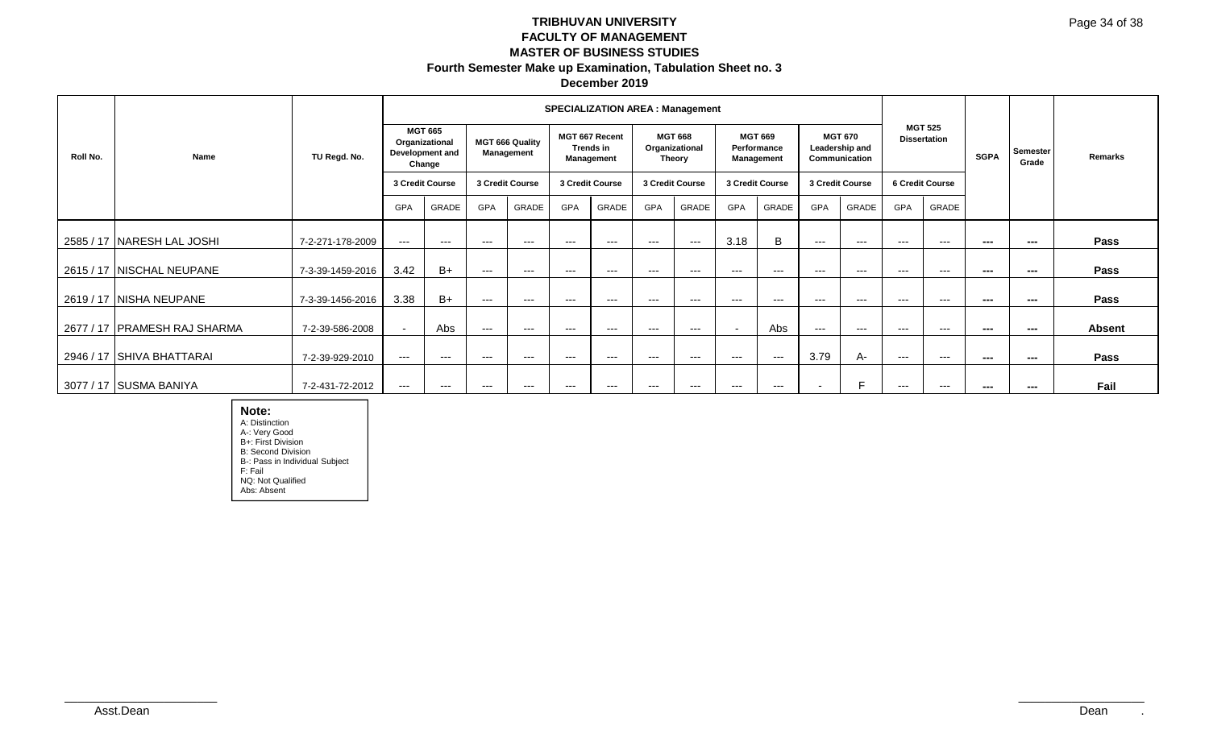**TRIBHUVAN UNIVERSITY**
**FACULTY OF MANAGEMENT**
**MASTER OF BUSINESS STUDIES**
**Fourth Semester Make up Examination, Tabulation Sheet no. 3**
**December 2019**

| Roll No. | Name | TU Regd. No. | SPECIALIZATION AREA : Management | | | | | | | | | | | | MGT 525 Dissertation | | SGPA | Semester Grade | Remarks |
|---|---|---|---|---|---|---|---|---|---|---|---|---|---|---|---|---|---|---|---|
| | | | MGT 665 Organizational Development and Change | | MGT 666 Quality Management | | MGT 667 Recent Trends in Management | | MGT 668 Organizational Theory | | MGT 669 Performance Management | | MGT 670 Leadership and Communication | | | | | | |
| | | | 3 Credit Course | | 3 Credit Course | | 3 Credit Course | | 3 Credit Course | | 3 Credit Course | | 3 Credit Course | | 6 Credit Course | | | | |
| | | | GPA | GRADE | GPA | GRADE | GPA | GRADE | GPA | GRADE | GPA | GRADE | GPA | GRADE | GPA | GRADE | | | |
| 2585 / 17 | NARESH LAL JOSHI | 7-2-271-178-2009 | --- | --- | --- | --- | --- | --- | --- | --- | 3.18 | B | --- | --- | --- | --- | --- | --- | **Pass** |
| 2615 / 17 | NISCHAL NEUPANE | 7-3-39-1459-2016 | 3.42 | B+ | --- | --- | --- | --- | --- | --- | --- | --- | --- | --- | --- | --- | --- | --- | **Pass** |
| 2619 / 17 | NISHA NEUPANE | 7-3-39-1456-2016 | 3.38 | B+ | --- | --- | --- | --- | --- | --- | --- | --- | --- | --- | --- | --- | --- | --- | **Pass** |
| 2677 / 17 | PRAMESH RAJ SHARMA | 7-2-39-586-2008 | - | Abs | --- | --- | --- | --- | --- | --- | - | Abs | --- | --- | --- | --- | --- | --- | **Absent** |
| 2946 / 17 | SHIVA BHATTARAI | 7-2-39-929-2010 | --- | --- | --- | --- | --- | --- | --- | --- | --- | --- | 3.79 | A- | --- | --- | --- | --- | **Pass** |
| 3077 / 17 | SUSMA BANIYA | 7-2-431-72-2012 | --- | --- | --- | --- | --- | --- | --- | --- | --- | --- | - | F | --- | --- | --- | --- | **Fail** |

**Note:**
A: Distinction
A-: Very Good
B+: First Division
B: Second Division
B-: Pass in Individual Subject
F: Fail
NQ: Not Qualified
Abs: Absent

Asst.Dean

Dean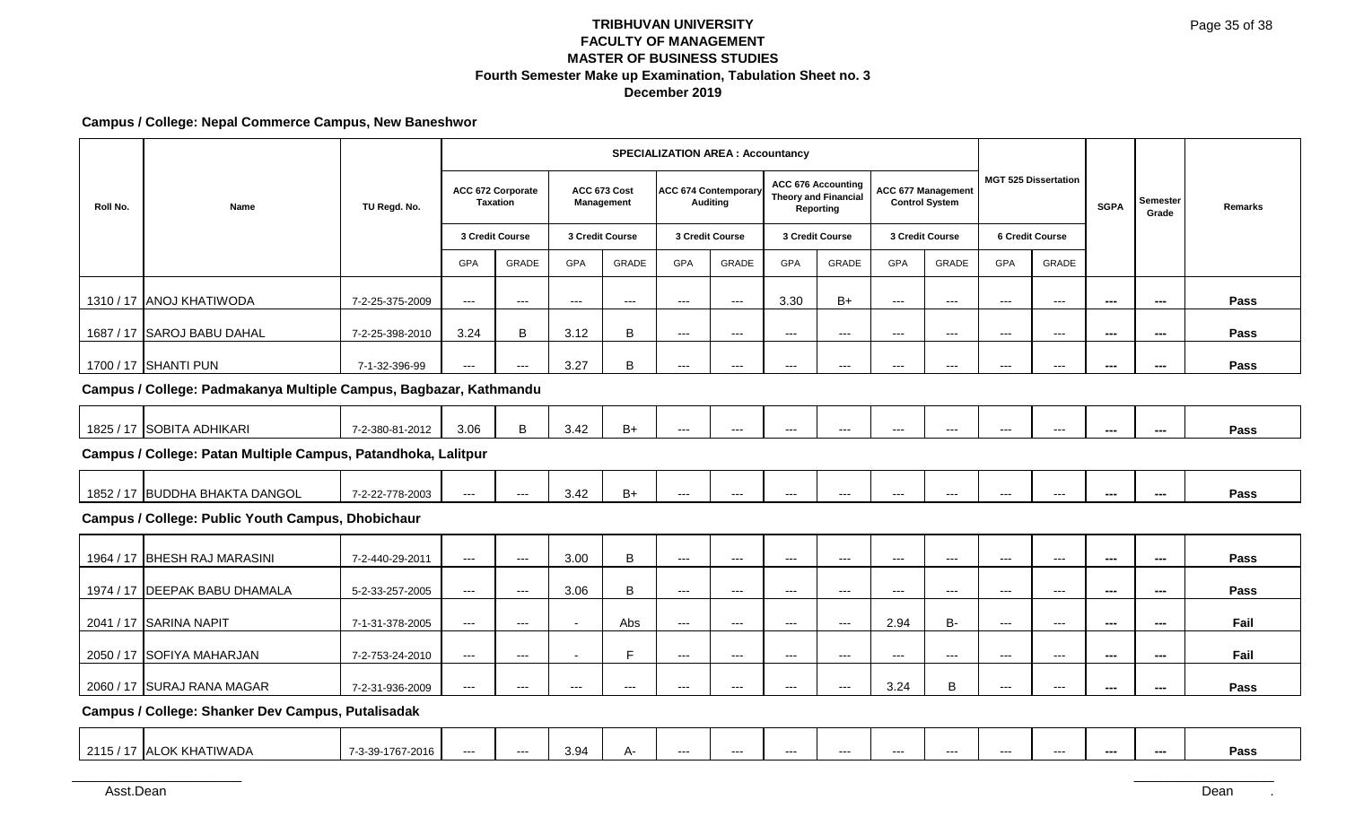**TRIBHUVAN UNIVERSITY**
**FACULTY OF MANAGEMENT**
**MASTER OF BUSINESS STUDIES**
**Fourth Semester Make up Examination, Tabulation Sheet no. 3**
**December 2019**

**Campus / College: Nepal Commerce Campus, New Baneshwor**

| Roll No. | Name | TU Regd. No. | SPECIALIZATION AREA : Accountancy | | | | | | | | | | | | SGPA | Semester Grade | Remarks |
|---|---|---|---|---|---|---|---|---|---|---|---|---|---|---|---|---|---|
| | | | ACC 672 Corporate Taxation | | ACC 673 Cost Management | | ACC 674 Contemporary Auditing | | ACC 676 Accounting Theory and Financial Reporting | | ACC 677 Management Control System | | MGT 525 Dissertation | | | | |
| | | | 3 Credit Course | | 3 Credit Course | | 3 Credit Course | | 3 Credit Course | | 3 Credit Course | | 6 Credit Course | | | | |
| | | | GPA | GRADE | GPA | GRADE | GPA | GRADE | GPA | GRADE | GPA | GRADE | GPA | GRADE | | | |
| 1310 / 17 | ANOJ KHATIWODA | 7-2-25-375-2009 | --- | --- | --- | --- | --- | --- | 3.30 | B+ | --- | --- | --- | --- | --- | --- | Pass |
| 1687 / 17 | SAROJ BABU DAHAL | 7-2-25-398-2010 | 3.24 | B | 3.12 | B | --- | --- | --- | --- | --- | --- | --- | --- | --- | --- | Pass |
| 1700 / 17 | SHANTI PUN | 7-1-32-396-99 | --- | --- | 3.27 | B | --- | --- | --- | --- | --- | --- | --- | --- | --- | --- | Pass |
| **Campus / College: Padmakanya Multiple Campus, Bagbazar, Kathmandu** | | | | | | | | | | | | | | | | | |
| 1825 / 17 | SOBITA ADHIKARI | 7-2-380-81-2012 | 3.06 | B | 3.42 | B+ | --- | --- | --- | --- | --- | --- | --- | --- | --- | --- | Pass |
| **Campus / College: Patan Multiple Campus, Patandhoka, Lalitpur** | | | | | | | | | | | | | | | | | |
| 1852 / 17 | BUDDHA BHAKTA DANGOL | 7-2-22-778-2003 | --- | --- | 3.42 | B+ | --- | --- | --- | --- | --- | --- | --- | --- | --- | --- | Pass |
| **Campus / College: Public Youth Campus, Dhobichaur** | | | | | | | | | | | | | | | | | |
| 1964 / 17 | BHESH RAJ MARASINI | 7-2-440-29-2011 | --- | --- | 3.00 | B | --- | --- | --- | --- | --- | --- | --- | --- | --- | --- | Pass |
| 1974 / 17 | DEEPAK BABU DHAMALA | 5-2-33-257-2005 | --- | --- | 3.06 | B | --- | --- | --- | --- | --- | --- | --- | --- | --- | --- | Pass |
| 2041 / 17 | SARINA NAPIT | 7-1-31-378-2005 | --- | --- | - | Abs | --- | --- | --- | --- | 2.94 | B- | --- | --- | --- | --- | Fail |
| 2050 / 17 | SOFIYA MAHARJAN | 7-2-753-24-2010 | --- | --- | - | F | --- | --- | --- | --- | --- | --- | --- | --- | --- | --- | Fail |
| 2060 / 17 | SURAJ RANA MAGAR | 7-2-31-936-2009 | --- | --- | --- | --- | --- | --- | --- | --- | 3.24 | B | --- | --- | --- | --- | Pass |
| **Campus / College: Shanker Dev Campus, Putalisadak** | | | | | | | | | | | | | | | | | |
| 2115 / 17 | ALOK KHATIWADA | 7-3-39-1767-2016 | --- | --- | 3.94 | A- | --- | --- | --- | --- | --- | --- | --- | --- | --- | --- | Pass |

Asst.Dean

Dean .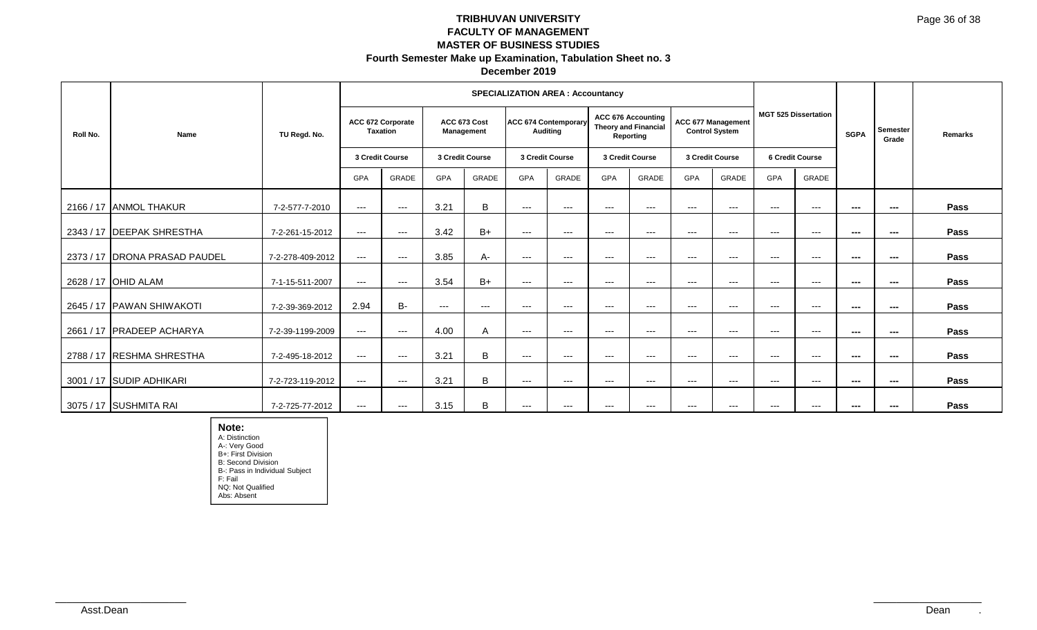# TRIBHUVAN UNIVERSITY
## FACULTY OF MANAGEMENT
## MASTER OF BUSINESS STUDIES
### Fourth Semester Make up Examination, Tabulation Sheet no. 3
### December 2019

| Roll No. | Name | TU Regd. No. | SPECIALIZATION AREA : Accountancy | | | | | | | | | | | | SGPA | Semester Grade | Remarks |
|---|---|---|---|---|---|---|---|---|---|---|---|---|---|---|---|---|---|
| | | | ACC 672 Corporate Taxation | | ACC 673 Cost Management | | ACC 674 Contemporary Auditing | | ACC 676 Accounting Theory and Financial Reporting | | ACC 677 Management Control System | | MGT 525 Dissertation | | | | |
| | | | 3 Credit Course | | 3 Credit Course | | 3 Credit Course | | 3 Credit Course | | 3 Credit Course | | 6 Credit Course | | | | |
| | | | GPA | GRADE | GPA | GRADE | GPA | GRADE | GPA | GRADE | GPA | GRADE | GPA | GRADE | | | |
| 2166 / 17 | ANMOL THAKUR | 7-2-577-7-2010 | --- | --- | 3.21 | B | --- | --- | --- | --- | --- | --- | --- | --- | --- | --- | Pass |
| 2343 / 17 | DEEPAK SHRESTHA | 7-2-261-15-2012 | --- | --- | 3.42 | B+ | --- | --- | --- | --- | --- | --- | --- | --- | --- | --- | Pass |
| 2373 / 17 | DRONA PRASAD PAUDEL | 7-2-278-409-2012 | --- | --- | 3.85 | A- | --- | --- | --- | --- | --- | --- | --- | --- | --- | --- | Pass |
| 2628 / 17 | OHID ALAM | 7-1-15-511-2007 | --- | --- | 3.54 | B+ | --- | --- | --- | --- | --- | --- | --- | --- | --- | --- | Pass |
| 2645 / 17 | PAWAN SHIWAKOTI | 7-2-39-369-2012 | 2.94 | B- | --- | --- | --- | --- | --- | --- | --- | --- | --- | --- | --- | --- | Pass |
| 2661 / 17 | PRADEEP ACHARYA | 7-2-39-1199-2009 | --- | --- | 4.00 | A | --- | --- | --- | --- | --- | --- | --- | --- | --- | --- | Pass |
| 2788 / 17 | RESHMA SHRESTHA | 7-2-495-18-2012 | --- | --- | 3.21 | B | --- | --- | --- | --- | --- | --- | --- | --- | --- | --- | Pass |
| 3001 / 17 | SUDIP ADHIKARI | 7-2-723-119-2012 | --- | --- | 3.21 | B | --- | --- | --- | --- | --- | --- | --- | --- | --- | --- | Pass |
| 3075 / 17 | SUSHMITA RAI | 7-2-725-77-2012 | --- | --- | 3.15 | B | --- | --- | --- | --- | --- | --- | --- | --- | --- | --- | Pass |

**Note:**
A: Distinction
A-: Very Good
B+: First Division
B: Second Division
B-: Pass in Individual Subject
F: Fail
NQ: Not Qualified
Abs: Absent

Asst.Dean

Dean .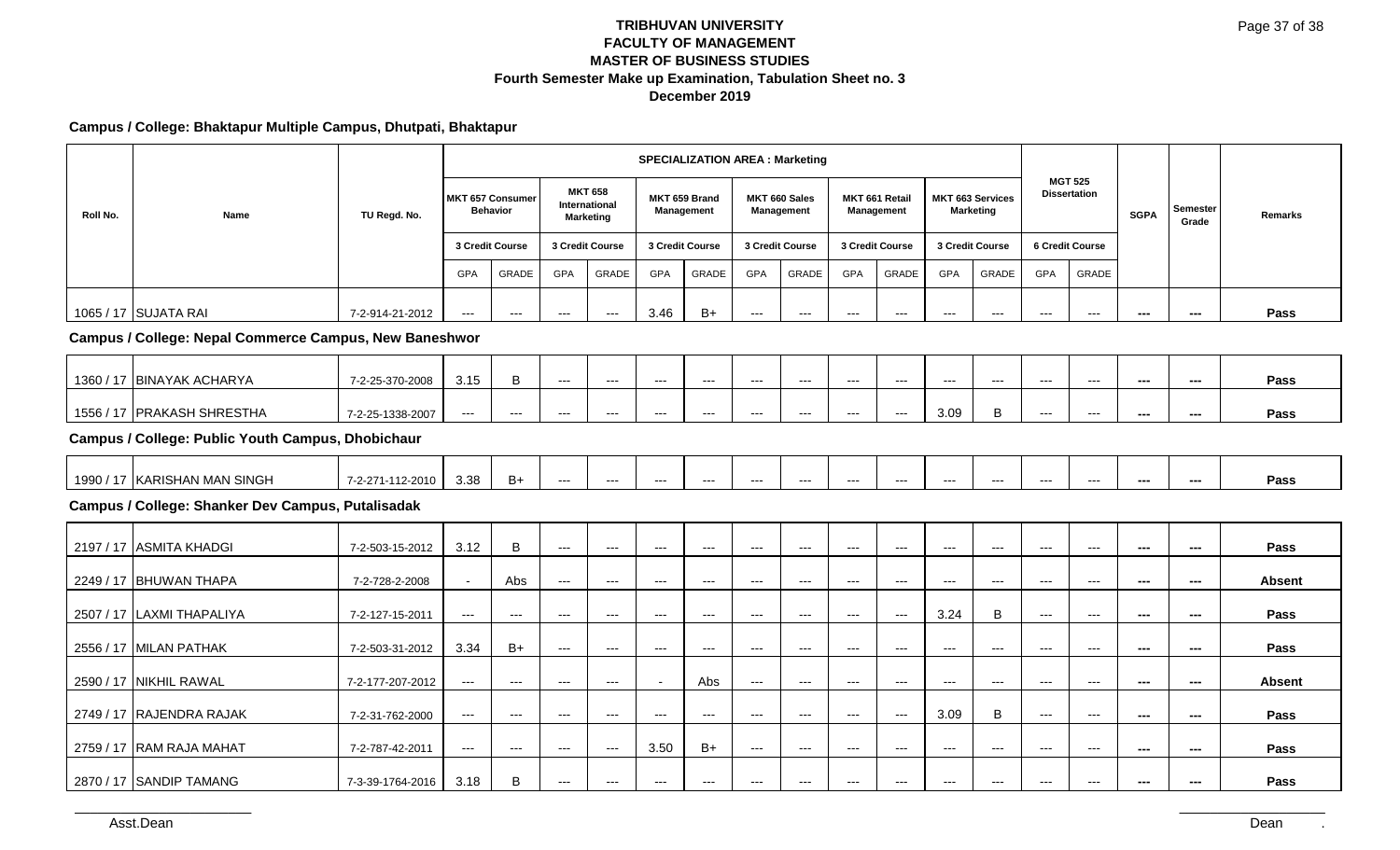# TRIBHUVAN UNIVERSITY
## FACULTY OF MANAGEMENT
## MASTER OF BUSINESS STUDIES
### Fourth Semester Make up Examination, Tabulation Sheet no. 3
### December 2019

**Campus / College: Bhaktapur Multiple Campus, Dhutpati, Bhaktapur**

| Roll No. | Name | TU Regd. No. | SPECIALIZATION AREA : Marketing | | | | | | | | | | | | MGT 525 Dissertation | | SGPA | Semester Grade | Remarks |
|---|---|---|---|---|---|---|---|---|---|---|---|---|---|---|---|---|---|---|---|
| | | | MKT 657 Consumer Behavior | | MKT 658 International Marketing | | MKT 659 Brand Management | | MKT 660 Sales Management | | MKT 661 Retail Management | | MKT 663 Services Marketing | | | | | | |
| | | | 3 Credit Course | | 3 Credit Course | | 3 Credit Course | | 3 Credit Course | | 3 Credit Course | | 3 Credit Course | | 6 Credit Course | | | | |
| | | | GPA | GRADE | GPA | GRADE | GPA | GRADE | GPA | GRADE | GPA | GRADE | GPA | GRADE | GPA | GRADE | | | |
| 1065 / 17 | SUJATA RAI | 7-2-914-21-2012 | --- | --- | --- | --- | 3.46 | B+ | --- | --- | --- | --- | --- | --- | --- | --- | --- | --- | Pass |

**Campus / College: Nepal Commerce Campus, New Baneshwor**

| Roll No. | Name | TU Regd. No. | MKT 657 GPA | MKT 657 GRADE | MKT 658 GPA | MKT 658 GRADE | MKT 659 GPA | MKT 659 GRADE | MKT 660 GPA | MKT 660 GRADE | MKT 661 GPA | MKT 661 GRADE | MKT 663 GPA | MKT 663 GRADE | MGT 525 GPA | MGT 525 GRADE | SGPA | Semester Grade | Remarks |
|---|---|---|---|---|---|---|---|---|---|---|---|---|---|---|---|---|---|---|---|
| 1360 / 17 | BINAYAK ACHARYA | 7-2-25-370-2008 | 3.15 | B | --- | --- | --- | --- | --- | --- | --- | --- | --- | --- | --- | --- | --- | --- | Pass |
| 1556 / 17 | PRAKASH SHRESTHA | 7-2-25-1338-2007 | --- | --- | --- | --- | --- | --- | --- | --- | --- | --- | 3.09 | B | --- | --- | --- | --- | Pass |

**Campus / College: Public Youth Campus, Dhobichaur**

| Roll No. | Name | TU Regd. No. | MKT 657 GPA | MKT 657 GRADE | MKT 658 GPA | MKT 658 GRADE | MKT 659 GPA | MKT 659 GRADE | MKT 660 GPA | MKT 660 GRADE | MKT 661 GPA | MKT 661 GRADE | MKT 663 GPA | MKT 663 GRADE | MGT 525 GPA | MGT 525 GRADE | SGPA | Semester Grade | Remarks |
|---|---|---|---|---|---|---|---|---|---|---|---|---|---|---|---|---|---|---|---|
| 1990 / 17 | KARISHAN MAN SINGH | 7-2-271-112-2010 | 3.38 | B+ | --- | --- | --- | --- | --- | --- | --- | --- | --- | --- | --- | --- | --- | --- | Pass |

**Campus / College: Shanker Dev Campus, Putalisadak**

| Roll No. | Name | TU Regd. No. | MKT 657 GPA | MKT 657 GRADE | MKT 658 GPA | MKT 658 GRADE | MKT 659 GPA | MKT 659 GRADE | MKT 660 GPA | MKT 660 GRADE | MKT 661 GPA | MKT 661 GRADE | MKT 663 GPA | MKT 663 GRADE | MGT 525 GPA | MGT 525 GRADE | SGPA | Semester Grade | Remarks |
|---|---|---|---|---|---|---|---|---|---|---|---|---|---|---|---|---|---|---|---|
| 2197 / 17 | ASMITA KHADGI | 7-2-503-15-2012 | 3.12 | B | --- | --- | --- | --- | --- | --- | --- | --- | --- | --- | --- | --- | --- | --- | Pass |
| 2249 / 17 | BHUWAN THAPA | 7-2-728-2-2008 | - | Abs | --- | --- | --- | --- | --- | --- | --- | --- | --- | --- | --- | --- | --- | --- | Absent |
| 2507 / 17 | LAXMI THAPALIYA | 7-2-127-15-2011 | --- | --- | --- | --- | --- | --- | --- | --- | --- | --- | 3.24 | B | --- | --- | --- | --- | Pass |
| 2556 / 17 | MILAN PATHAK | 7-2-503-31-2012 | 3.34 | B+ | --- | --- | --- | --- | --- | --- | --- | --- | --- | --- | --- | --- | --- | --- | Pass |
| 2590 / 17 | NIKHIL RAWAL | 7-2-177-207-2012 | --- | --- | --- | --- | - | Abs | --- | --- | --- | --- | --- | --- | --- | --- | --- | --- | Absent |
| 2749 / 17 | RAJENDRA RAJAK | 7-2-31-762-2000 | --- | --- | --- | --- | --- | --- | --- | --- | --- | --- | 3.09 | B | --- | --- | --- | --- | Pass |
| 2759 / 17 | RAM RAJA MAHAT | 7-2-787-42-2011 | --- | --- | --- | --- | 3.50 | B+ | --- | --- | --- | --- | --- | --- | --- | --- | --- | --- | Pass |
| 2870 / 17 | SANDIP TAMANG | 7-3-39-1764-2016 | 3.18 | B | --- | --- | --- | --- | --- | --- | --- | --- | --- | --- | --- | --- | --- | --- | Pass |

Asst.Dean

Dean .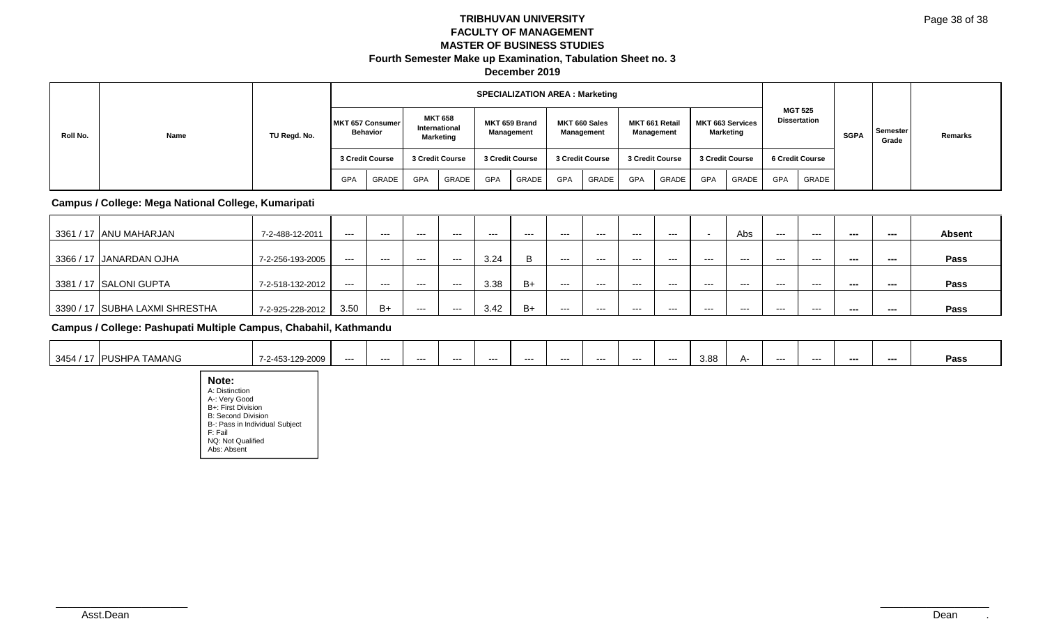# TRIBHUVAN UNIVERSITY
## FACULTY OF MANAGEMENT
## MASTER OF BUSINESS STUDIES
### Fourth Semester Make up Examination, Tabulation Sheet no. 3
### December 2019

| Roll No. | Name | TU Regd. No. | SPECIALIZATION AREA : Marketing | | | | | | | | | | | | MGT 525 Dissertation | | SGPA | Semester Grade | Remarks |
|---|---|---|---|---|---|---|---|---|---|---|---|---|---|---|---|---|---|---|---|
| | | | MKT 657 Consumer Behavior | | MKT 658 International Marketing | | MKT 659 Brand Management | | MKT 660 Sales Management | | MKT 661 Retail Management | | MKT 663 Services Marketing | | | | | | |
| | | | 3 Credit Course | | 3 Credit Course | | 3 Credit Course | | 3 Credit Course | | 3 Credit Course | | 3 Credit Course | | 6 Credit Course | | | | |
| | | | GPA | GRADE | GPA | GRADE | GPA | GRADE | GPA | GRADE | GPA | GRADE | GPA | GRADE | GPA | GRADE | | | |
| **Campus / College: Mega National College, Kumaripati** | | | | | | | | | | | | | | | | | | | |
| 3361 / 17 | ANU MAHARJAN | 7-2-488-12-2011 | --- | --- | --- | --- | --- | --- | --- | --- | --- | --- | - | Abs | --- | --- | --- | --- | Absent |
| 3366 / 17 | JANARDAN OJHA | 7-2-256-193-2005 | --- | --- | --- | --- | 3.24 | B | --- | --- | --- | --- | --- | --- | --- | --- | --- | --- | Pass |
| 3381 / 17 | SALONI GUPTA | 7-2-518-132-2012 | --- | --- | --- | --- | 3.38 | B+ | --- | --- | --- | --- | --- | --- | --- | --- | --- | --- | Pass |
| 3390 / 17 | SUBHA LAXMI SHRESTHA | 7-2-925-228-2012 | 3.50 | B+ | --- | --- | 3.42 | B+ | --- | --- | --- | --- | --- | --- | --- | --- | --- | --- | Pass |
| **Campus / College: Pashupati Multiple Campus, Chabahil, Kathmandu** | | | | | | | | | | | | | | | | | | | |
| 3454 / 17 | PUSHPA TAMANG | 7-2-453-129-2009 | --- | --- | --- | --- | --- | --- | --- | --- | --- | --- | 3.88 | A- | --- | --- | --- | --- | Pass |

**Note:**
A: Distinction
A-: Very Good
B+: First Division
B: Second Division
B-: Pass in Individual Subject
F: Fail
NQ: Not Qualified
Abs: Absent

Asst.Dean

Dean .